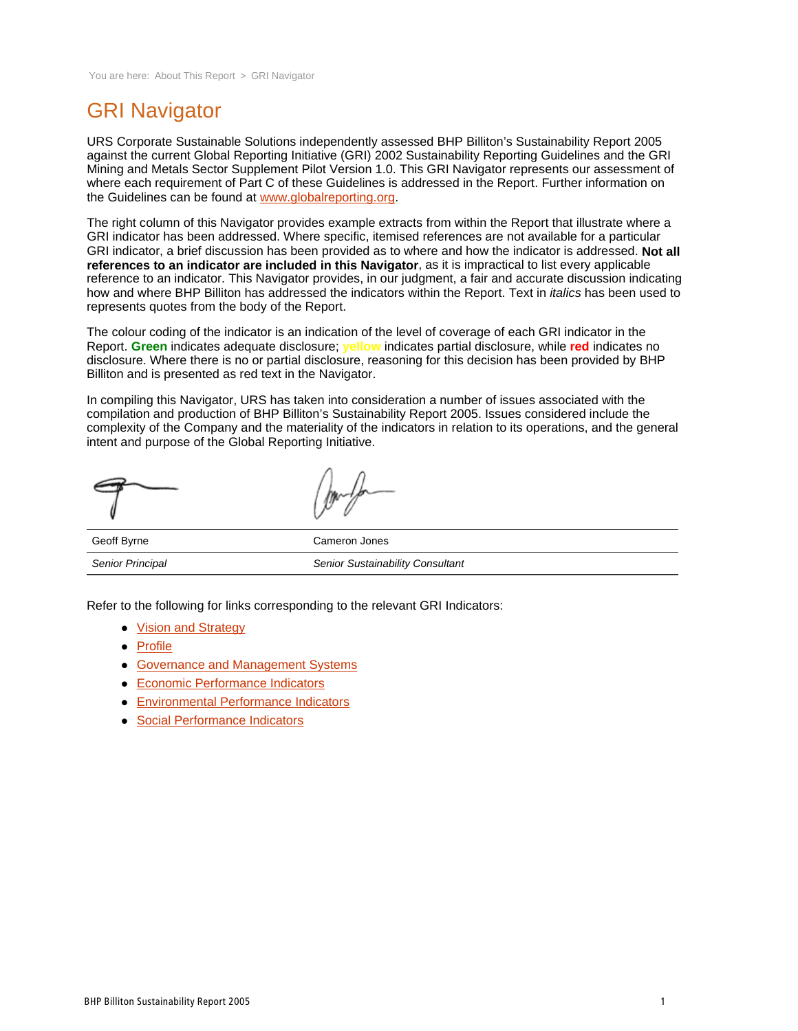You are here: About This Report > GRI Navigator

# GRI Navigator

URS Corporate Sustainable Solutions independently assessed BHP Billiton's Sustainability Report 2005 against the current Global Reporting Initiative (GRI) 2002 Sustainability Reporting Guidelines and the GRI Mining and Metals Sector Supplement Pilot Version 1.0. This GRI Navigator represents our assessment of where each requirement of Part C of these Guidelines is addressed in the Report. Further information on the Guidelines can be found at [www.globalreporting.org](www.globalreporting.org).

The right column of this Navigator provides example extracts from within the Report that illustrate where a GRI indicator has been addressed. Where specific, itemised references are not available for a particular GRI indicator, a brief discussion has been provided as to where and how the indicator is addressed. **Not all references to an indicator are included in this Navigator**, as it is impractical to list every applicable reference to an indicator. This Navigator provides, in our judgment, a fair and accurate discussion indicating how and where BHP Billiton has addressed the indicators within the Report. Text in *italics* has been used to represents quotes from the body of the Report.

The colour coding of the indicator is an indication of the level of coverage of each GRI indicator in the Report. **Green** indicates adequate disclosure; yellow indicates partial disclosure, while **red** indicates no disclosure. Where there is no or partial disclosure, reasoning for this decision has been provided by BHP Billiton and is presented as red text in the Navigator.

In compiling this Navigator, URS has taken into consideration a number of issues associated with the compilation and production of BHP Billiton's Sustainability Report 2005. Issues considered include the complexity of the Company and the materiality of the indicators in relation to its operations, and the general intent and purpose of the Global Reporting Initiative.

| Geoff Byrne | Cameron Jones |
|---|---|
| *Senior Principal* | *Senior Sustainability Consultant* |

Refer to the following for links corresponding to the relevant GRI Indicators:

- Vision and Strategy
- Profile
- Governance and Management Systems
- Economic Performance Indicators
- Environmental Performance Indicators
- Social Performance Indicators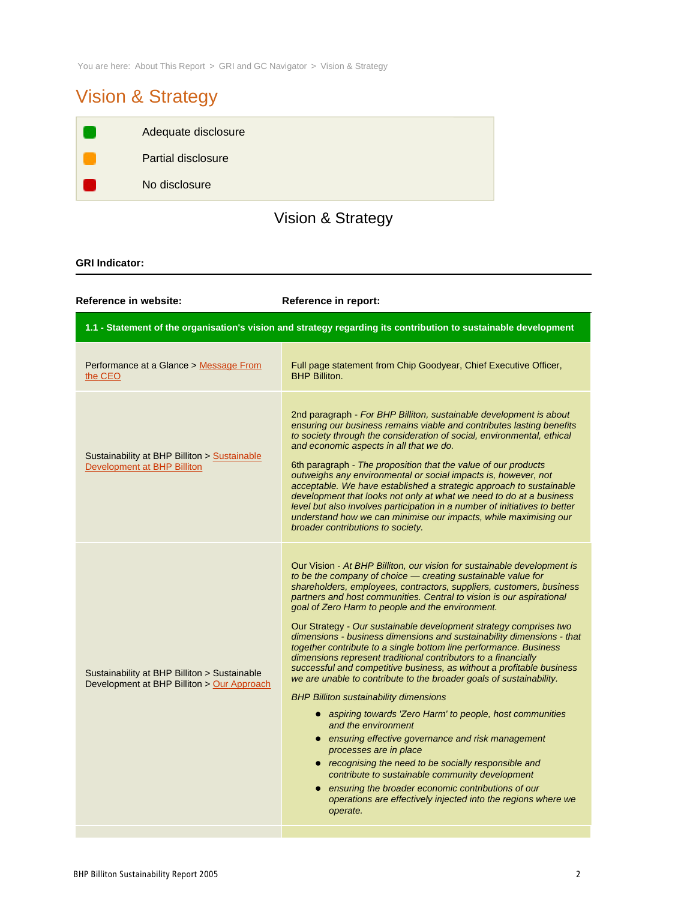You are here: About This Report > GRI and GC Navigator > Vision & Strategy

# Vision & Strategy

| | |
|---|---|
| (green) | Adequate disclosure |
| (orange) | Partial disclosure |
| (red) | No disclosure |

## Vision & Strategy

**GRI Indicator:**

| Reference in website: | Reference in report: |
|---|---|
| **1.1 - Statement of the organisation's vision and strategy regarding its contribution to sustainable development** | |
| Performance at a Glance > Message From the CEO | Full page statement from Chip Goodyear, Chief Executive Officer, BHP Billiton. |
| Sustainability at BHP Billiton > Sustainable Development at BHP Billiton | 2nd paragraph - *For BHP Billiton, sustainable development is about ensuring our business remains viable and contributes lasting benefits to society through the consideration of social, environmental, ethical and economic aspects in all that we do.*<br><br>6th paragraph - *The proposition that the value of our products outweighs any environmental or social impacts is, however, not acceptable. We have established a strategic approach to sustainable development that looks not only at what we need to do at a business level but also involves participation in a number of initiatives to better understand how we can minimise our impacts, while maximising our broader contributions to society.* |
| Sustainability at BHP Billiton > Sustainable Development at BHP Billiton > Our Approach | Our Vision - *At BHP Billiton, our vision for sustainable development is to be the company of choice — creating sustainable value for shareholders, employees, contractors, suppliers, customers, business partners and host communities. Central to vision is our aspirational goal of Zero Harm to people and the environment.*<br><br>Our Strategy - *Our sustainable development strategy comprises two dimensions - business dimensions and sustainability dimensions - that together contribute to a single bottom line performance. Business dimensions represent traditional contributors to a financially successful and competitive business, as without a profitable business we are unable to contribute to the broader goals of sustainability.*<br><br>*BHP Billiton sustainability dimensions*<br>• *aspiring towards 'Zero Harm' to people, host communities and the environment*<br>• *ensuring effective governance and risk management processes are in place*<br>• *recognising the need to be socially responsible and contribute to sustainable community development*<br>• *ensuring the broader economic contributions of our operations are effectively injected into the regions where we operate.* |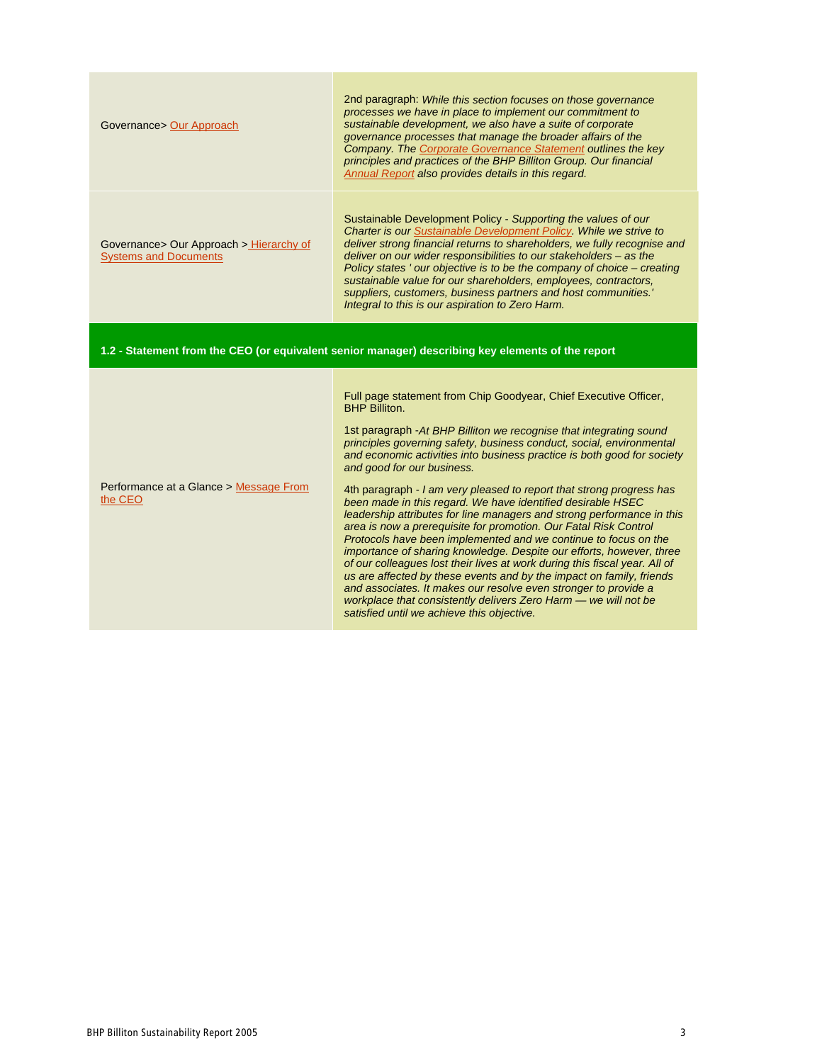| | |
|---|---|
| Governance> Our Approach | 2nd paragraph: *While this section focuses on those governance processes we have in place to implement our commitment to sustainable development, we also have a suite of corporate governance processes that manage the broader affairs of the Company. The Corporate Governance Statement outlines the key principles and practices of the BHP Billiton Group. Our financial Annual Report also provides details in this regard.* |
| Governance> Our Approach > Hierarchy of Systems and Documents | Sustainable Development Policy - *Supporting the values of our Charter is our Sustainable Development Policy. While we strive to deliver strong financial returns to shareholders, we fully recognise and deliver on our wider responsibilities to our stakeholders – as the Policy states ' our objective is to be the company of choice – creating sustainable value for our shareholders, employees, contractors, suppliers, customers, business partners and host communities.' Integral to this is our aspiration to Zero Harm.* |

**1.2 - Statement from the CEO (or equivalent senior manager) describing key elements of the report**

| | |
|---|---|
| Performance at a Glance > Message From the CEO | Full page statement from Chip Goodyear, Chief Executive Officer, BHP Billiton.<br><br>1st paragraph -*At BHP Billiton we recognise that integrating sound principles governing safety, business conduct, social, environmental and economic activities into business practice is both good for society and good for our business.*<br><br>4th paragraph - *I am very pleased to report that strong progress has been made in this regard. We have identified desirable HSEC leadership attributes for line managers and strong performance in this area is now a prerequisite for promotion. Our Fatal Risk Control Protocols have been implemented and we continue to focus on the importance of sharing knowledge. Despite our efforts, however, three of our colleagues lost their lives at work during this fiscal year. All of us are affected by these events and by the impact on family, friends and associates. It makes our resolve even stronger to provide a workplace that consistently delivers Zero Harm — we will not be satisfied until we achieve this objective.* |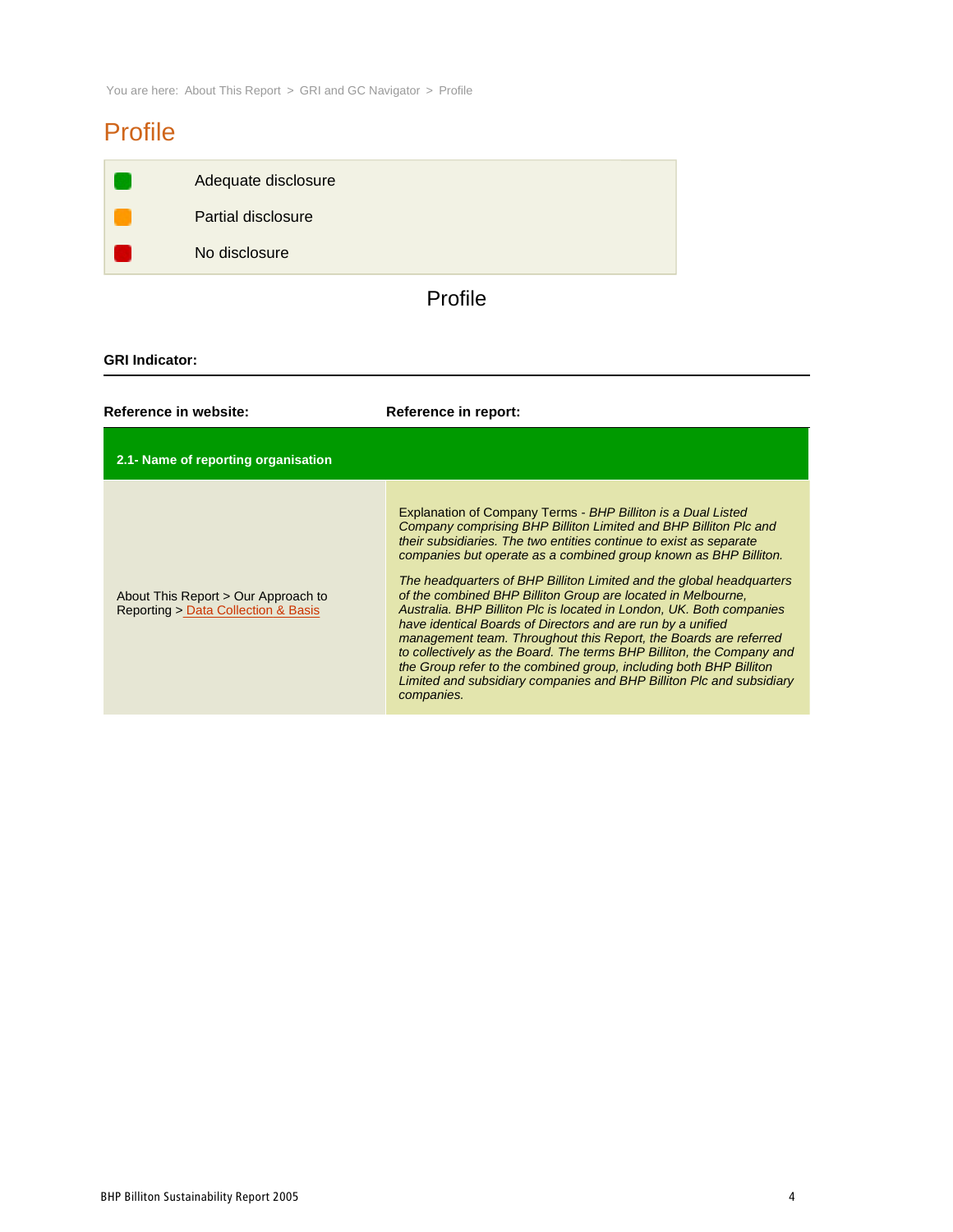You are here: About This Report > GRI and GC Navigator > Profile

# Profile

| | |
|---|---|
| 🟩 | Adequate disclosure |
| 🟧 | Partial disclosure |
| 🟥 | No disclosure |

## Profile

**GRI Indicator:**

| **Reference in website:** | **Reference in report:** |
|---|---|
| **2.1- Name of reporting organisation** | |
| About This Report > Our Approach to Reporting > Data Collection & Basis | Explanation of Company Terms - *BHP Billiton is a Dual Listed Company comprising BHP Billiton Limited and BHP Billiton Plc and their subsidiaries. The two entities continue to exist as separate companies but operate as a combined group known as BHP Billiton.* *The headquarters of BHP Billiton Limited and the global headquarters of the combined BHP Billiton Group are located in Melbourne, Australia. BHP Billiton Plc is located in London, UK. Both companies have identical Boards of Directors and are run by a unified management team. Throughout this Report, the Boards are referred to collectively as the Board. The terms BHP Billiton, the Company and the Group refer to the combined group, including both BHP Billiton Limited and subsidiary companies and BHP Billiton Plc and subsidiary companies.* |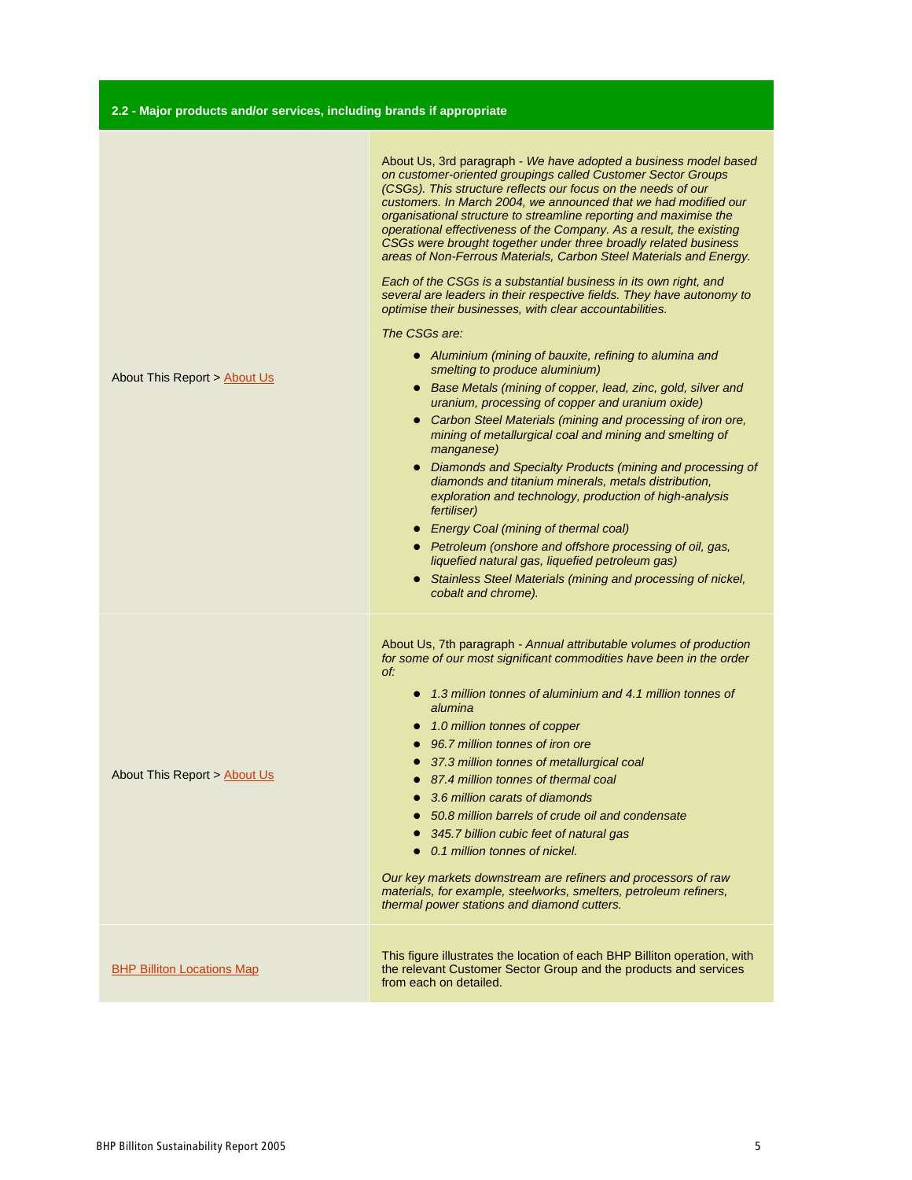| 2.2 - Major products and/or services, including brands if appropriate | |
|---|---|
| About This Report > About Us | About Us, 3rd paragraph - *We have adopted a business model based on customer-oriented groupings called Customer Sector Groups (CSGs). This structure reflects our focus on the needs of our customers. In March 2004, we announced that we had modified our organisational structure to streamline reporting and maximise the operational effectiveness of the Company. As a result, the existing CSGs were brought together under three broadly related business areas of Non-Ferrous Materials, Carbon Steel Materials and Energy.*<br><br>*Each of the CSGs is a substantial business in its own right, and several are leaders in their respective fields. They have autonomy to optimise their businesses, with clear accountabilities.*<br><br>*The CSGs are:*<br>• *Aluminium (mining of bauxite, refining to alumina and smelting to produce aluminium)*<br>• *Base Metals (mining of copper, lead, zinc, gold, silver and uranium, processing of copper and uranium oxide)*<br>• *Carbon Steel Materials (mining and processing of iron ore, mining of metallurgical coal and mining and smelting of manganese)*<br>• *Diamonds and Specialty Products (mining and processing of diamonds and titanium minerals, metals distribution, exploration and technology, production of high-analysis fertiliser)*<br>• *Energy Coal (mining of thermal coal)*<br>• *Petroleum (onshore and offshore processing of oil, gas, liquefied natural gas, liquefied petroleum gas)*<br>• *Stainless Steel Materials (mining and processing of nickel, cobalt and chrome).* |
| About This Report > About Us | About Us, 7th paragraph - *Annual attributable volumes of production for some of our most significant commodities have been in the order of:*<br>• *1.3 million tonnes of aluminium and 4.1 million tonnes of alumina*<br>• *1.0 million tonnes of copper*<br>• *96.7 million tonnes of iron ore*<br>• *37.3 million tonnes of metallurgical coal*<br>• *87.4 million tonnes of thermal coal*<br>• *3.6 million carats of diamonds*<br>• *50.8 million barrels of crude oil and condensate*<br>• *345.7 billion cubic feet of natural gas*<br>• *0.1 million tonnes of nickel.*<br><br>*Our key markets downstream are refiners and processors of raw materials, for example, steelworks, smelters, petroleum refiners, thermal power stations and diamond cutters.* |
| BHP Billiton Locations Map | This figure illustrates the location of each BHP Billiton operation, with the relevant Customer Sector Group and the products and services from each on detailed. |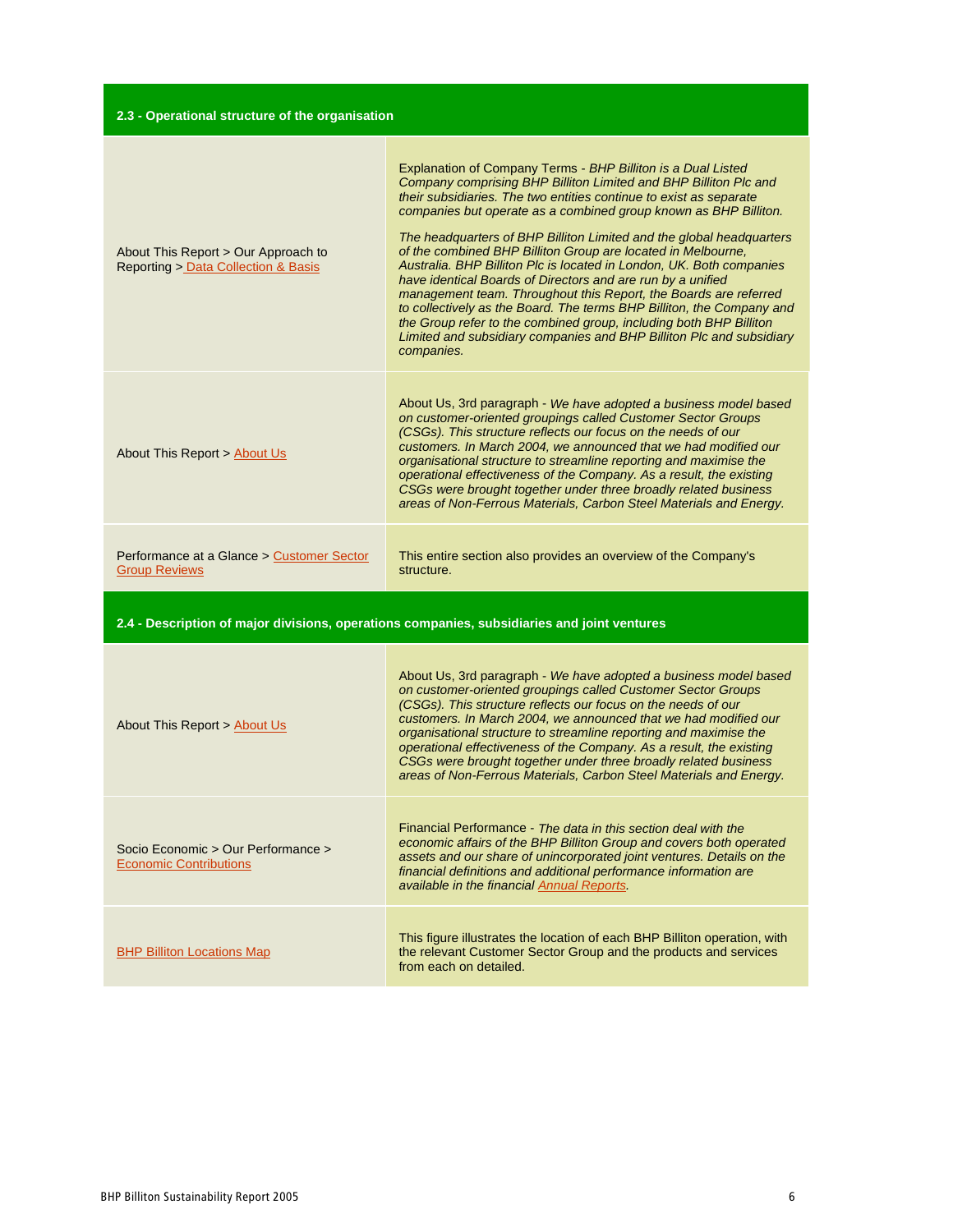## 2.3 - Operational structure of the organisation

| | |
|---|---|
| About This Report > Our Approach to Reporting > Data Collection & Basis | Explanation of Company Terms - *BHP Billiton is a Dual Listed Company comprising BHP Billiton Limited and BHP Billiton Plc and their subsidiaries. The two entities continue to exist as separate companies but operate as a combined group known as BHP Billiton.*<br><br>*The headquarters of BHP Billiton Limited and the global headquarters of the combined BHP Billiton Group are located in Melbourne, Australia. BHP Billiton Plc is located in London, UK. Both companies have identical Boards of Directors and are run by a unified management team. Throughout this Report, the Boards are referred to collectively as the Board. The terms BHP Billiton, the Company and the Group refer to the combined group, including both BHP Billiton Limited and subsidiary companies and BHP Billiton Plc and subsidiary companies.* |
| About This Report > About Us | About Us, 3rd paragraph - *We have adopted a business model based on customer-oriented groupings called Customer Sector Groups (CSGs). This structure reflects our focus on the needs of our customers. In March 2004, we announced that we had modified our organisational structure to streamline reporting and maximise the operational effectiveness of the Company. As a result, the existing CSGs were brought together under three broadly related business areas of Non-Ferrous Materials, Carbon Steel Materials and Energy.* |
| Performance at a Glance > Customer Sector Group Reviews | This entire section also provides an overview of the Company's structure. |

## 2.4 - Description of major divisions, operations companies, subsidiaries and joint ventures

| | |
|---|---|
| About This Report > About Us | About Us, 3rd paragraph - *We have adopted a business model based on customer-oriented groupings called Customer Sector Groups (CSGs). This structure reflects our focus on the needs of our customers. In March 2004, we announced that we had modified our organisational structure to streamline reporting and maximise the operational effectiveness of the Company. As a result, the existing CSGs were brought together under three broadly related business areas of Non-Ferrous Materials, Carbon Steel Materials and Energy.* |
| Socio Economic > Our Performance > Economic Contributions | Financial Performance - *The data in this section deal with the economic affairs of the BHP Billiton Group and covers both operated assets and our share of unincorporated joint ventures. Details on the financial definitions and additional performance information are available in the financial Annual Reports.* |
| BHP Billiton Locations Map | This figure illustrates the location of each BHP Billiton operation, with the relevant Customer Sector Group and the products and services from each on detailed. |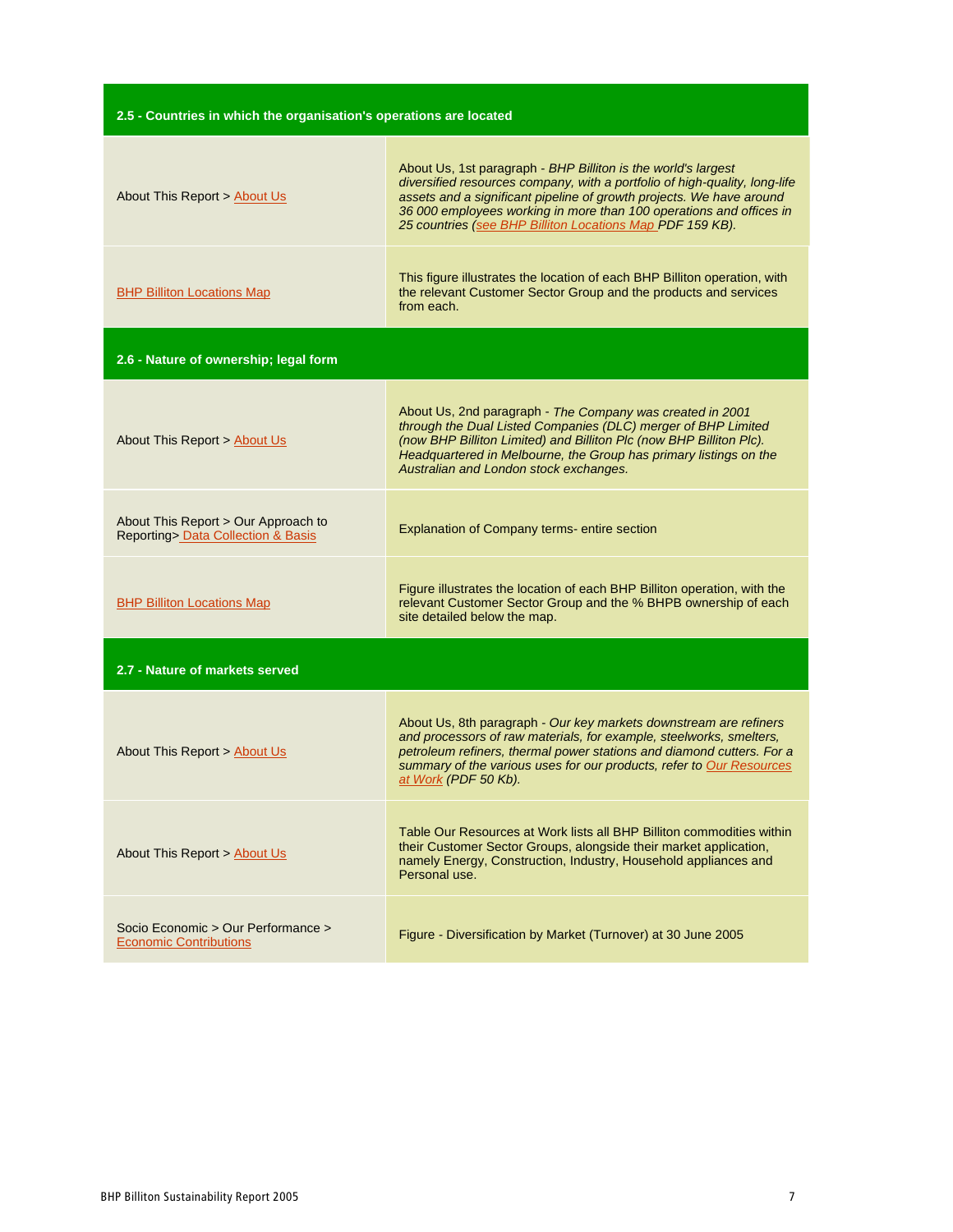| 2.5 - Countries in which the organisation's operations are located | |
|---|---|
| About This Report > About Us | About Us, 1st paragraph - *BHP Billiton is the world's largest diversified resources company, with a portfolio of high-quality, long-life assets and a significant pipeline of growth projects. We have around 36 000 employees working in more than 100 operations and offices in 25 countries (see BHP Billiton Locations Map PDF 159 KB).* |
| BHP Billiton Locations Map | This figure illustrates the location of each BHP Billiton operation, with the relevant Customer Sector Group and the products and services from each. |
| **2.6 - Nature of ownership; legal form** | |
| About This Report > About Us | About Us, 2nd paragraph - *The Company was created in 2001 through the Dual Listed Companies (DLC) merger of BHP Limited (now BHP Billiton Limited) and Billiton Plc (now BHP Billiton Plc). Headquartered in Melbourne, the Group has primary listings on the Australian and London stock exchanges.* |
| About This Report > Our Approach to Reporting> Data Collection & Basis | Explanation of Company terms- entire section |
| BHP Billiton Locations Map | Figure illustrates the location of each BHP Billiton operation, with the relevant Customer Sector Group and the % BHPB ownership of each site detailed below the map. |
| **2.7 - Nature of markets served** | |
| About This Report > About Us | About Us, 8th paragraph - *Our key markets downstream are refiners and processors of raw materials, for example, steelworks, smelters, petroleum refiners, thermal power stations and diamond cutters. For a summary of the various uses for our products, refer to Our Resources at Work (PDF 50 Kb).* |
| About This Report > About Us | Table Our Resources at Work lists all BHP Billiton commodities within their Customer Sector Groups, alongside their market application, namely Energy, Construction, Industry, Household appliances and Personal use. |
| Socio Economic > Our Performance > Economic Contributions | Figure - Diversification by Market (Turnover) at 30 June 2005 |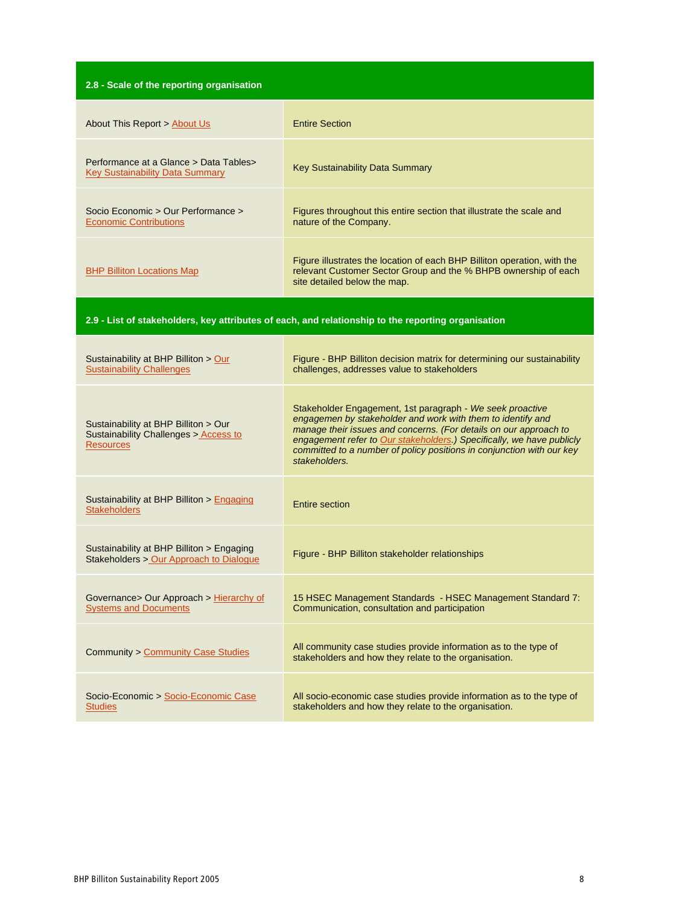| 2.8 - Scale of the reporting organisation | |
|---|---|
| About This Report > About Us | Entire Section |
| Performance at a Glance > Data Tables> Key Sustainability Data Summary | Key Sustainability Data Summary |
| Socio Economic > Our Performance > Economic Contributions | Figures throughout this entire section that illustrate the scale and nature of the Company. |
| BHP Billiton Locations Map | Figure illustrates the location of each BHP Billiton operation, with the relevant Customer Sector Group and the % BHPB ownership of each site detailed below the map. |

| 2.9 - List of stakeholders, key attributes of each, and relationship to the reporting organisation | |
|---|---|
| Sustainability at BHP Billiton > Our Sustainability Challenges | Figure - BHP Billiton decision matrix for determining our sustainability challenges, addresses value to stakeholders |
| Sustainability at BHP Billiton > Our Sustainability Challenges > Access to Resources | Stakeholder Engagement, 1st paragraph - *We seek proactive engagemen by stakeholder and work with them to identify and manage their issues and concerns. (For details on our approach to engagement refer to Our stakeholders.) Specifically, we have publicly committed to a number of policy positions in conjunction with our key stakeholders.* |
| Sustainability at BHP Billiton > Engaging Stakeholders | Entire section |
| Sustainability at BHP Billiton > Engaging Stakeholders > Our Approach to Dialogue | Figure - BHP Billiton stakeholder relationships |
| Governance> Our Approach > Hierarchy of Systems and Documents | 15 HSEC Management Standards - HSEC Management Standard 7: Communication, consultation and participation |
| Community > Community Case Studies | All community case studies provide information as to the type of stakeholders and how they relate to the organisation. |
| Socio-Economic > Socio-Economic Case Studies | All socio-economic case studies provide information as to the type of stakeholders and how they relate to the organisation. |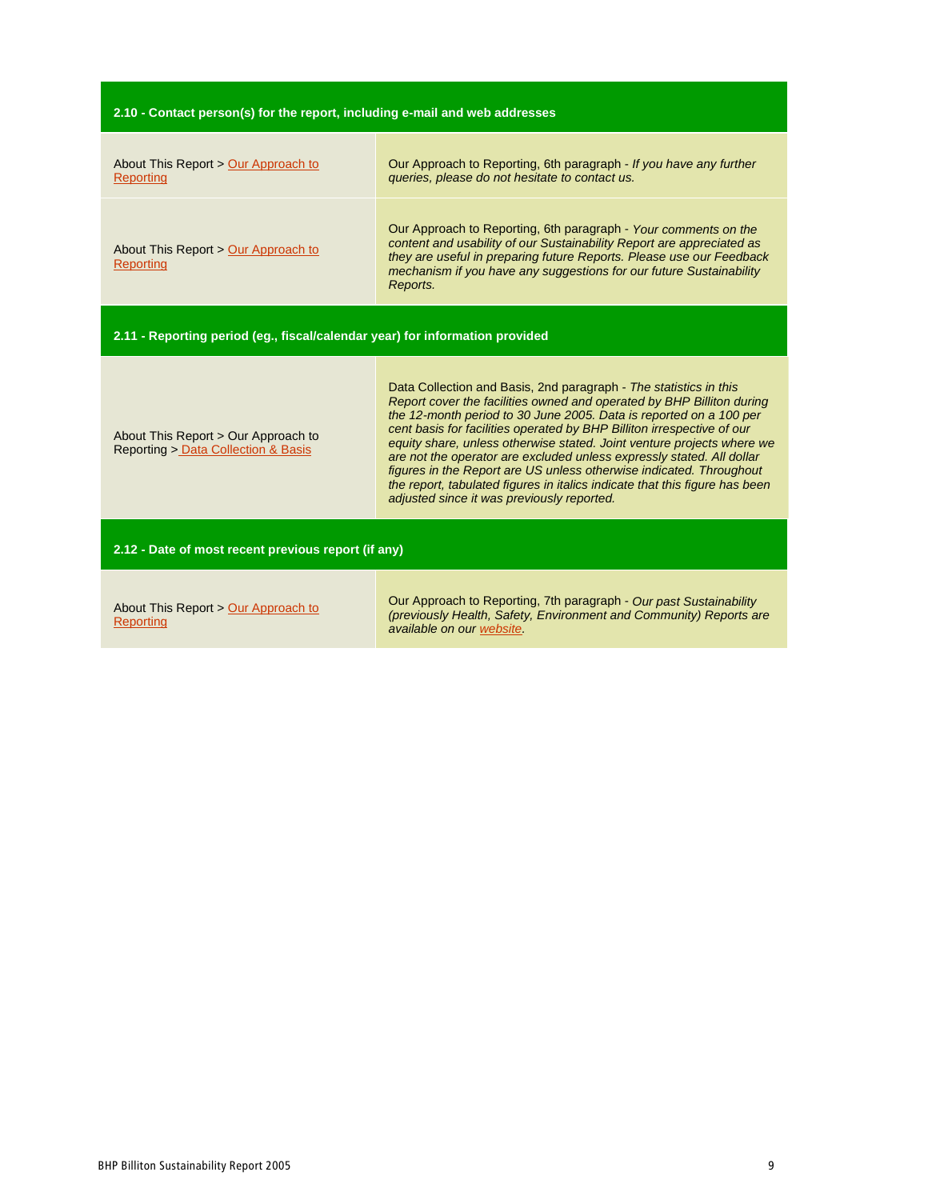| 2.10 - Contact person(s) for the report, including e-mail and web addresses | |
|---|---|
| About This Report > Our Approach to Reporting | Our Approach to Reporting, 6th paragraph - *If you have any further queries, please do not hesitate to contact us.* |
| About This Report > Our Approach to Reporting | Our Approach to Reporting, 6th paragraph - *Your comments on the content and usability of our Sustainability Report are appreciated as they are useful in preparing future Reports. Please use our Feedback mechanism if you have any suggestions for our future Sustainability Reports.* |
| **2.11 - Reporting period (eg., fiscal/calendar year) for information provided** | |
| About This Report > Our Approach to Reporting > Data Collection & Basis | Data Collection and Basis, 2nd paragraph - *The statistics in this Report cover the facilities owned and operated by BHP Billiton during the 12-month period to 30 June 2005. Data is reported on a 100 per cent basis for facilities operated by BHP Billiton irrespective of our equity share, unless otherwise stated. Joint venture projects where we are not the operator are excluded unless expressly stated. All dollar figures in the Report are US unless otherwise indicated. Throughout the report, tabulated figures in italics indicate that this figure has been adjusted since it was previously reported.* |
| **2.12 - Date of most recent previous report (if any)** | |
| About This Report > Our Approach to Reporting | Our Approach to Reporting, 7th paragraph - *Our past Sustainability (previously Health, Safety, Environment and Community) Reports are available on our website.* |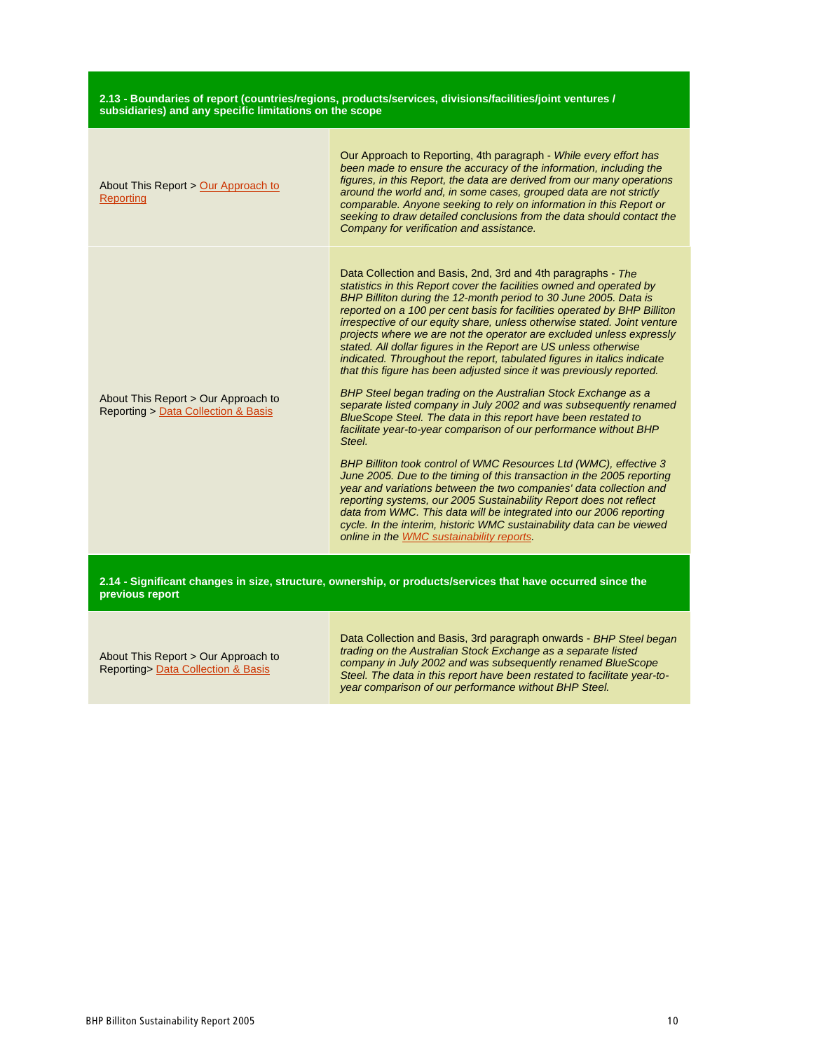| **2.13 - Boundaries of report (countries/regions, products/services, divisions/facilities/joint ventures / subsidiaries) and any specific limitations on the scope** | |
|---|---|
| About This Report > Our Approach to Reporting | Our Approach to Reporting, 4th paragraph - *While every effort has been made to ensure the accuracy of the information, including the figures, in this Report, the data are derived from our many operations around the world and, in some cases, grouped data are not strictly comparable. Anyone seeking to rely on information in this Report or seeking to draw detailed conclusions from the data should contact the Company for verification and assistance.* |
| About This Report > Our Approach to Reporting > Data Collection & Basis | Data Collection and Basis, 2nd, 3rd and 4th paragraphs - *The statistics in this Report cover the facilities owned and operated by BHP Billiton during the 12-month period to 30 June 2005. Data is reported on a 100 per cent basis for facilities operated by BHP Billiton irrespective of our equity share, unless otherwise stated. Joint venture projects where we are not the operator are excluded unless expressly stated. All dollar figures in the Report are US unless otherwise indicated. Throughout the report, tabulated figures in italics indicate that this figure has been adjusted since it was previously reported.*<br><br>*BHP Steel began trading on the Australian Stock Exchange as a separate listed company in July 2002 and was subsequently renamed BlueScope Steel. The data in this report have been restated to facilitate year-to-year comparison of our performance without BHP Steel.*<br><br>*BHP Billiton took control of WMC Resources Ltd (WMC), effective 3 June 2005. Due to the timing of this transaction in the 2005 reporting year and variations between the two companies' data collection and reporting systems, our 2005 Sustainability Report does not reflect data from WMC. This data will be integrated into our 2006 reporting cycle. In the interim, historic WMC sustainability data can be viewed online in the WMC sustainability reports.* |

| **2.14 - Significant changes in size, structure, ownership, or products/services that have occurred since the previous report** | |
|---|---|
| About This Report > Our Approach to Reporting> Data Collection & Basis | Data Collection and Basis, 3rd paragraph onwards - *BHP Steel began trading on the Australian Stock Exchange as a separate listed company in July 2002 and was subsequently renamed BlueScope Steel. The data in this report have been restated to facilitate year-to-year comparison of our performance without BHP Steel.* |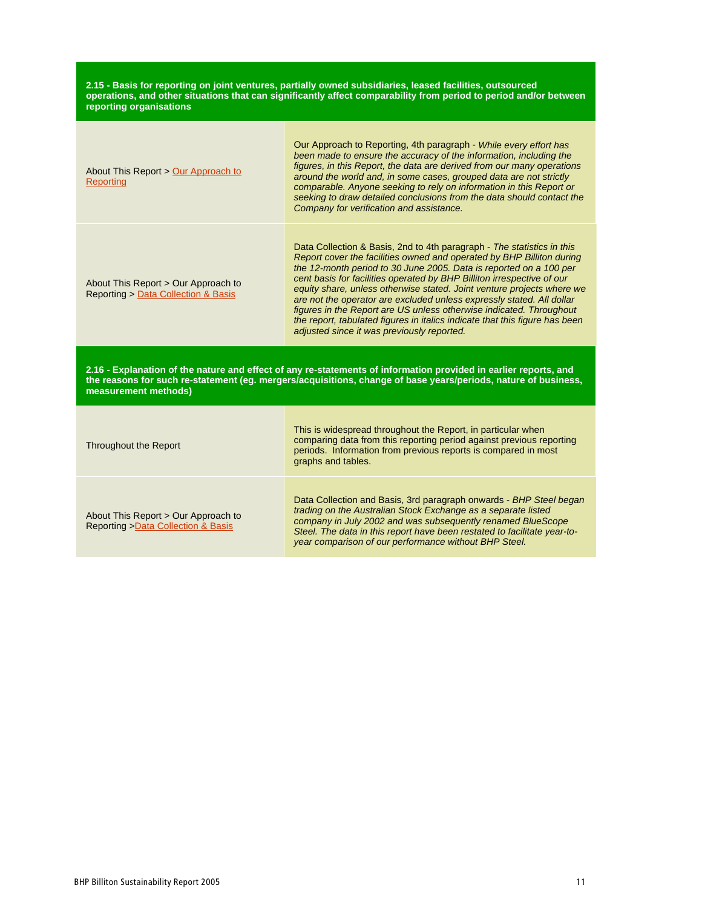| **2.15 - Basis for reporting on joint ventures, partially owned subsidiaries, leased facilities, outsourced operations, and other situations that can significantly affect comparability from period to period and/or between reporting organisations** | |
|---|---|
| About This Report > Our Approach to Reporting | Our Approach to Reporting, 4th paragraph - *While every effort has been made to ensure the accuracy of the information, including the figures, in this Report, the data are derived from our many operations around the world and, in some cases, grouped data are not strictly comparable. Anyone seeking to rely on information in this Report or seeking to draw detailed conclusions from the data should contact the Company for verification and assistance.* |
| About This Report > Our Approach to Reporting > Data Collection & Basis | Data Collection & Basis, 2nd to 4th paragraph - *The statistics in this Report cover the facilities owned and operated by BHP Billiton during the 12-month period to 30 June 2005. Data is reported on a 100 per cent basis for facilities operated by BHP Billiton irrespective of our equity share, unless otherwise stated. Joint venture projects where we are not the operator are excluded unless expressly stated. All dollar figures in the Report are US unless otherwise indicated. Throughout the report, tabulated figures in italics indicate that this figure has been adjusted since it was previously reported.* |

| **2.16 - Explanation of the nature and effect of any re-statements of information provided in earlier reports, and the reasons for such re-statement (eg. mergers/acquisitions, change of base years/periods, nature of business, measurement methods)** | |
|---|---|
| Throughout the Report | This is widespread throughout the Report, in particular when comparing data from this reporting period against previous reporting periods. Information from previous reports is compared in most graphs and tables. |
| About This Report > Our Approach to Reporting >Data Collection & Basis | Data Collection and Basis, 3rd paragraph onwards - *BHP Steel began trading on the Australian Stock Exchange as a separate listed company in July 2002 and was subsequently renamed BlueScope Steel. The data in this report have been restated to facilitate year-to-year comparison of our performance without BHP Steel.* |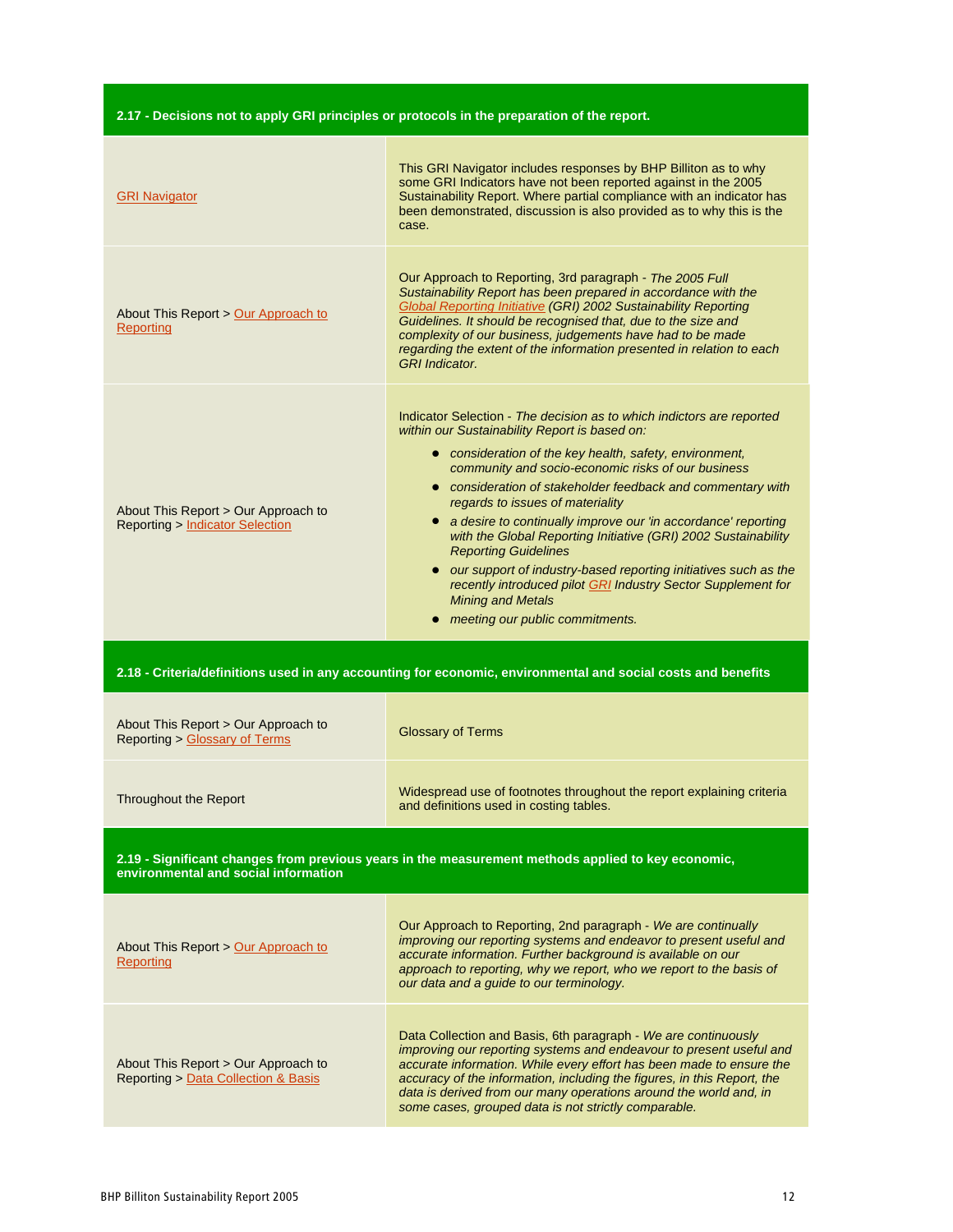| 2.17 - Decisions not to apply GRI principles or protocols in the preparation of the report. | |
|---|---|
| GRI Navigator | This GRI Navigator includes responses by BHP Billiton as to why some GRI Indicators have not been reported against in the 2005 Sustainability Report. Where partial compliance with an indicator has been demonstrated, discussion is also provided as to why this is the case. |
| About This Report > Our Approach to Reporting | Our Approach to Reporting, 3rd paragraph - *The 2005 Full Sustainability Report has been prepared in accordance with the Global Reporting Initiative (GRI) 2002 Sustainability Reporting Guidelines. It should be recognised that, due to the size and complexity of our business, judgements have had to be made regarding the extent of the information presented in relation to each GRI Indicator.* |
| About This Report > Our Approach to Reporting > Indicator Selection | Indicator Selection - *The decision as to which indictors are reported within our Sustainability Report is based on:*<br>• *consideration of the key health, safety, environment, community and socio-economic risks of our business*<br>• *consideration of stakeholder feedback and commentary with regards to issues of materiality*<br>• *a desire to continually improve our 'in accordance' reporting with the Global Reporting Initiative (GRI) 2002 Sustainability Reporting Guidelines*<br>• *our support of industry-based reporting initiatives such as the recently introduced pilot GRI Industry Sector Supplement for Mining and Metals*<br>• *meeting our public commitments.* |

| 2.18 - Criteria/definitions used in any accounting for economic, environmental and social costs and benefits | |
|---|---|
| About This Report > Our Approach to Reporting > Glossary of Terms | Glossary of Terms |
| Throughout the Report | Widespread use of footnotes throughout the report explaining criteria and definitions used in costing tables. |

| 2.19 - Significant changes from previous years in the measurement methods applied to key economic, environmental and social information | |
|---|---|
| About This Report > Our Approach to Reporting | Our Approach to Reporting, 2nd paragraph - *We are continually improving our reporting systems and endeavor to present useful and accurate information. Further background is available on our approach to reporting, why we report, who we report to the basis of our data and a guide to our terminology.* |
| About This Report > Our Approach to Reporting > Data Collection & Basis | Data Collection and Basis, 6th paragraph - *We are continuously improving our reporting systems and endeavour to present useful and accurate information. While every effort has been made to ensure the accuracy of the information, including the figures, in this Report, the data is derived from our many operations around the world and, in some cases, grouped data is not strictly comparable.* |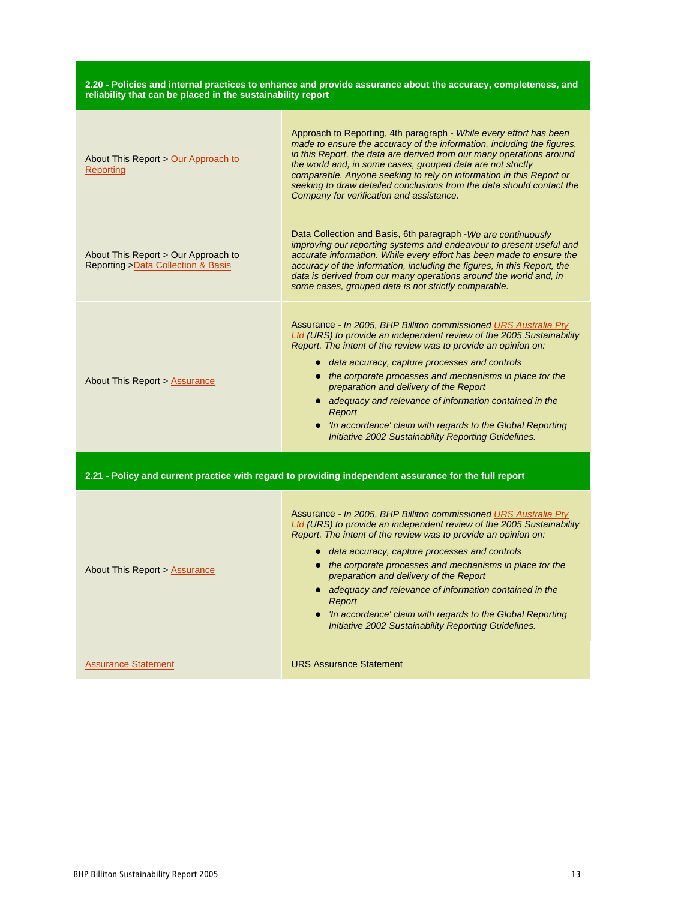| 2.20 - Policies and internal practices to enhance and provide assurance about the accuracy, completeness, and reliability that can be placed in the sustainability report | |
|---|---|
| About This Report > Our Approach to Reporting | Approach to Reporting, 4th paragraph - *While every effort has been made to ensure the accuracy of the information, including the figures, in this Report, the data are derived from our many operations around the world and, in some cases, grouped data are not strictly comparable. Anyone seeking to rely on information in this Report or seeking to draw detailed conclusions from the data should contact the Company for verification and assistance.* |
| About This Report > Our Approach to Reporting >Data Collection & Basis | Data Collection and Basis, 6th paragraph -*We are continuously improving our reporting systems and endeavour to present useful and accurate information. While every effort has been made to ensure the accuracy of the information, including the figures, in this Report, the data is derived from our many operations around the world and, in some cases, grouped data is not strictly comparable.* |
| About This Report > Assurance | Assurance - *In 2005, BHP Billiton commissioned URS Australia Pty Ltd (URS) to provide an independent review of the 2005 Sustainability Report. The intent of the review was to provide an opinion on:*<br>• *data accuracy, capture processes and controls*<br>• *the corporate processes and mechanisms in place for the preparation and delivery of the Report*<br>• *adequacy and relevance of information contained in the Report*<br>• *'In accordance' claim with regards to the Global Reporting Initiative 2002 Sustainability Reporting Guidelines.* |

| 2.21 - Policy and current practice with regard to providing independent assurance for the full report | |
|---|---|
| About This Report > Assurance | Assurance - *In 2005, BHP Billiton commissioned URS Australia Pty Ltd (URS) to provide an independent review of the 2005 Sustainability Report. The intent of the review was to provide an opinion on:*<br>• *data accuracy, capture processes and controls*<br>• *the corporate processes and mechanisms in place for the preparation and delivery of the Report*<br>• *adequacy and relevance of information contained in the Report*<br>• *'In accordance' claim with regards to the Global Reporting Initiative 2002 Sustainability Reporting Guidelines.* |
| Assurance Statement | URS Assurance Statement |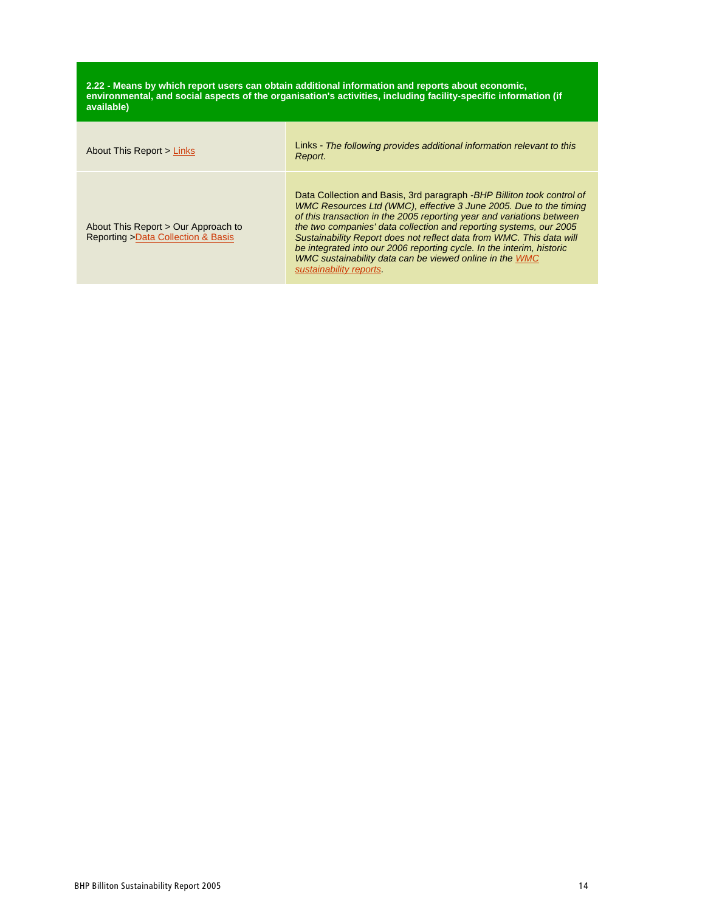| 2.22 - Means by which report users can obtain additional information and reports about economic, environmental, and social aspects of the organisation's activities, including facility-specific information (if available) | |
|---|---|
| About This Report > Links | Links - *The following provides additional information relevant to this Report.* |
| About This Report > Our Approach to Reporting >Data Collection & Basis | Data Collection and Basis, 3rd paragraph -*BHP Billiton took control of WMC Resources Ltd (WMC), effective 3 June 2005. Due to the timing of this transaction in the 2005 reporting year and variations between the two companies' data collection and reporting systems, our 2005 Sustainability Report does not reflect data from WMC. This data will be integrated into our 2006 reporting cycle. In the interim, historic WMC sustainability data can be viewed online in the WMC sustainability reports.* |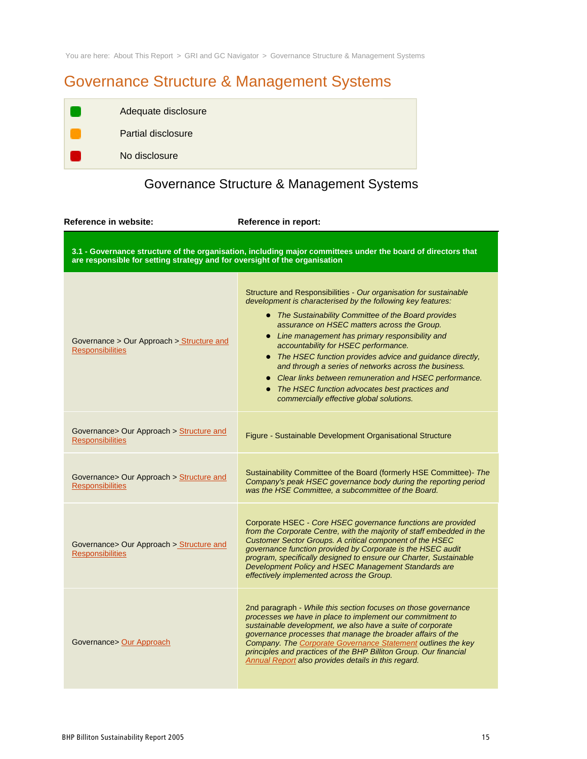You are here: About This Report > GRI and GC Navigator > Governance Structure & Management Systems

# Governance Structure & Management Systems

| | |
|---|---|
| 🟩 | Adequate disclosure |
| 🟧 | Partial disclosure |
| 🟥 | No disclosure |

## Governance Structure & Management Systems

| Reference in website: | Reference in report: |
|---|---|
| **3.1 - Governance structure of the organisation, including major committees under the board of directors that are responsible for setting strategy and for oversight of the organisation** | |
| Governance > Our Approach > Structure and Responsibilities | Structure and Responsibilities - *Our organisation for sustainable development is characterised by the following key features:* <br>• *The Sustainability Committee of the Board provides assurance on HSEC matters across the Group.* <br>• *Line management has primary responsibility and accountability for HSEC performance.* <br>• *The HSEC function provides advice and guidance directly, and through a series of networks across the business.* <br>• *Clear links between remuneration and HSEC performance.* <br>• *The HSEC function advocates best practices and commercially effective global solutions.* |
| Governance> Our Approach > Structure and Responsibilities | Figure - Sustainable Development Organisational Structure |
| Governance> Our Approach > Structure and Responsibilities | Sustainability Committee of the Board (formerly HSE Committee)- *The Company's peak HSEC governance body during the reporting period was the HSE Committee, a subcommittee of the Board.* |
| Governance> Our Approach > Structure and Responsibilities | Corporate HSEC - *Core HSEC governance functions are provided from the Corporate Centre, with the majority of staff embedded in the Customer Sector Groups. A critical component of the HSEC governance function provided by Corporate is the HSEC audit program, specifically designed to ensure our Charter, Sustainable Development Policy and HSEC Management Standards are effectively implemented across the Group.* |
| Governance> Our Approach | 2nd paragraph - *While this section focuses on those governance processes we have in place to implement our commitment to sustainable development, we also have a suite of corporate governance processes that manage the broader affairs of the Company. The Corporate Governance Statement outlines the key principles and practices of the BHP Billiton Group. Our financial Annual Report also provides details in this regard.* |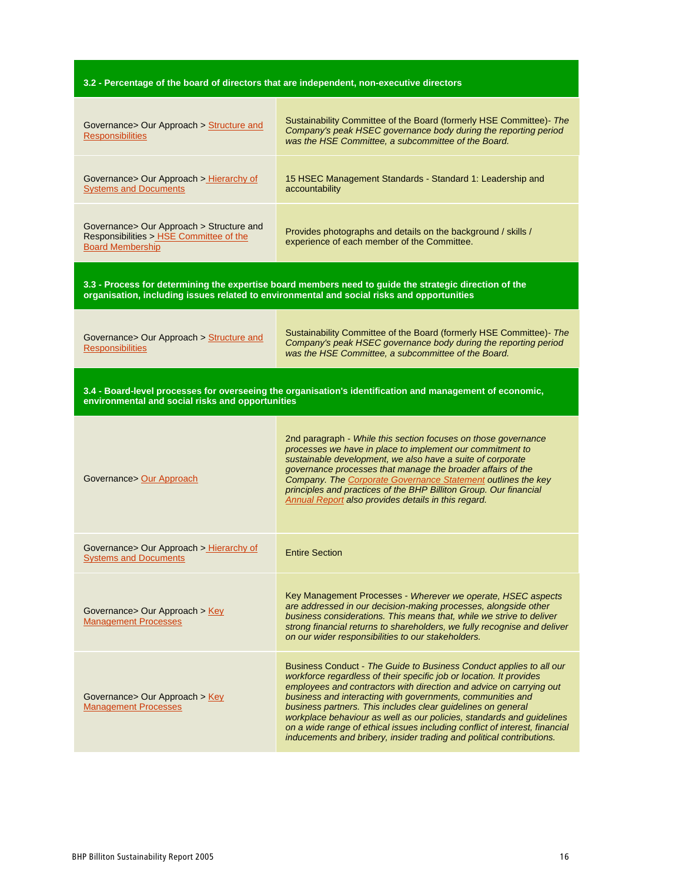| **3.2 - Percentage of the board of directors that are independent, non-executive directors** | |
|---|---|
| Governance> Our Approach > Structure and Responsibilities | Sustainability Committee of the Board (formerly HSE Committee)- *The Company's peak HSEC governance body during the reporting period was the HSE Committee, a subcommittee of the Board.* |
| Governance> Our Approach > Hierarchy of Systems and Documents | 15 HSEC Management Standards - Standard 1: Leadership and accountability |
| Governance> Our Approach > Structure and Responsibilities > HSE Committee of the Board Membership | Provides photographs and details on the background / skills / experience of each member of the Committee. |
| **3.3 - Process for determining the expertise board members need to guide the strategic direction of the organisation, including issues related to environmental and social risks and opportunities** | |
| Governance> Our Approach > Structure and Responsibilities | Sustainability Committee of the Board (formerly HSE Committee)- *The Company's peak HSEC governance body during the reporting period was the HSE Committee, a subcommittee of the Board.* |
| **3.4 - Board-level processes for overseeing the organisation's identification and management of economic, environmental and social risks and opportunities** | |
| Governance> Our Approach | 2nd paragraph - *While this section focuses on those governance processes we have in place to implement our commitment to sustainable development, we also have a suite of corporate governance processes that manage the broader affairs of the Company. The Corporate Governance Statement outlines the key principles and practices of the BHP Billiton Group. Our financial Annual Report also provides details in this regard.* |
| Governance> Our Approach > Hierarchy of Systems and Documents | Entire Section |
| Governance> Our Approach > Key Management Processes | Key Management Processes - *Wherever we operate, HSEC aspects are addressed in our decision-making processes, alongside other business considerations. This means that, while we strive to deliver strong financial returns to shareholders, we fully recognise and deliver on our wider responsibilities to our stakeholders.* |
| Governance> Our Approach > Key Management Processes | Business Conduct - *The Guide to Business Conduct applies to all our workforce regardless of their specific job or location. It provides employees and contractors with direction and advice on carrying out business and interacting with governments, communities and business partners. This includes clear guidelines on general workplace behaviour as well as our policies, standards and guidelines on a wide range of ethical issues including conflict of interest, financial inducements and bribery, insider trading and political contributions.* |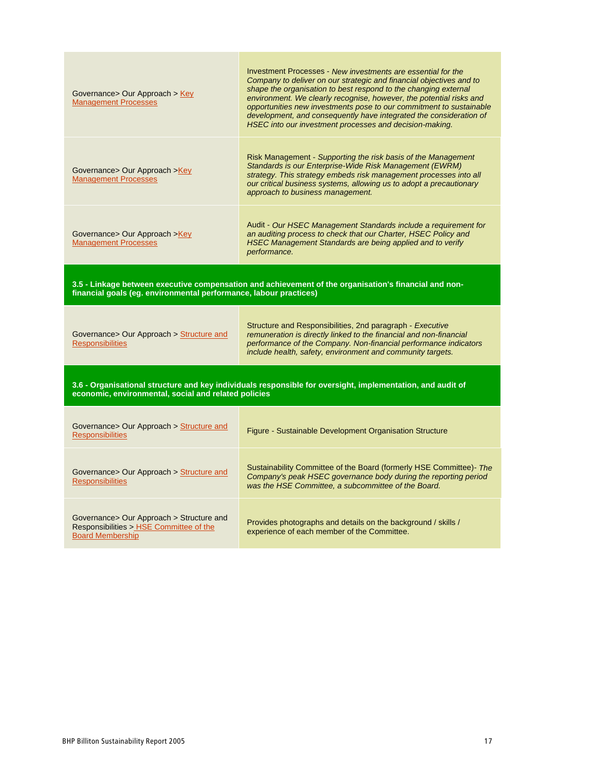| | |
|---|---|
| Governance> Our Approach > Key Management Processes | Investment Processes - *New investments are essential for the Company to deliver on our strategic and financial objectives and to shape the organisation to best respond to the changing external environment. We clearly recognise, however, the potential risks and opportunities new investments pose to our commitment to sustainable development, and consequently have integrated the consideration of HSEC into our investment processes and decision-making.* |
| Governance> Our Approach >Key Management Processes | Risk Management - *Supporting the risk basis of the Management Standards is our Enterprise-Wide Risk Management (EWRM) strategy. This strategy embeds risk management processes into all our critical business systems, allowing us to adopt a precautionary approach to business management.* |
| Governance> Our Approach >Key Management Processes | Audit - *Our HSEC Management Standards include a requirement for an auditing process to check that our Charter, HSEC Policy and HSEC Management Standards are being applied and to verify performance.* |
| **3.5 - Linkage between executive compensation and achievement of the organisation's financial and non-financial goals (eg. environmental performance, labour practices)** | |
| Governance> Our Approach > Structure and Responsibilities | Structure and Responsibilities, 2nd paragraph - *Executive remuneration is directly linked to the financial and non-financial performance of the Company. Non-financial performance indicators include health, safety, environment and community targets.* |
| **3.6 - Organisational structure and key individuals responsible for oversight, implementation, and audit of economic, environmental, social and related policies** | |
| Governance> Our Approach > Structure and Responsibilities | Figure - Sustainable Development Organisation Structure |
| Governance> Our Approach > Structure and Responsibilities | Sustainability Committee of the Board (formerly HSE Committee)- *The Company's peak HSEC governance body during the reporting period was the HSE Committee, a subcommittee of the Board.* |
| Governance> Our Approach > Structure and Responsibilities > HSE Committee of the Board Membership | Provides photographs and details on the background / skills / experience of each member of the Committee. |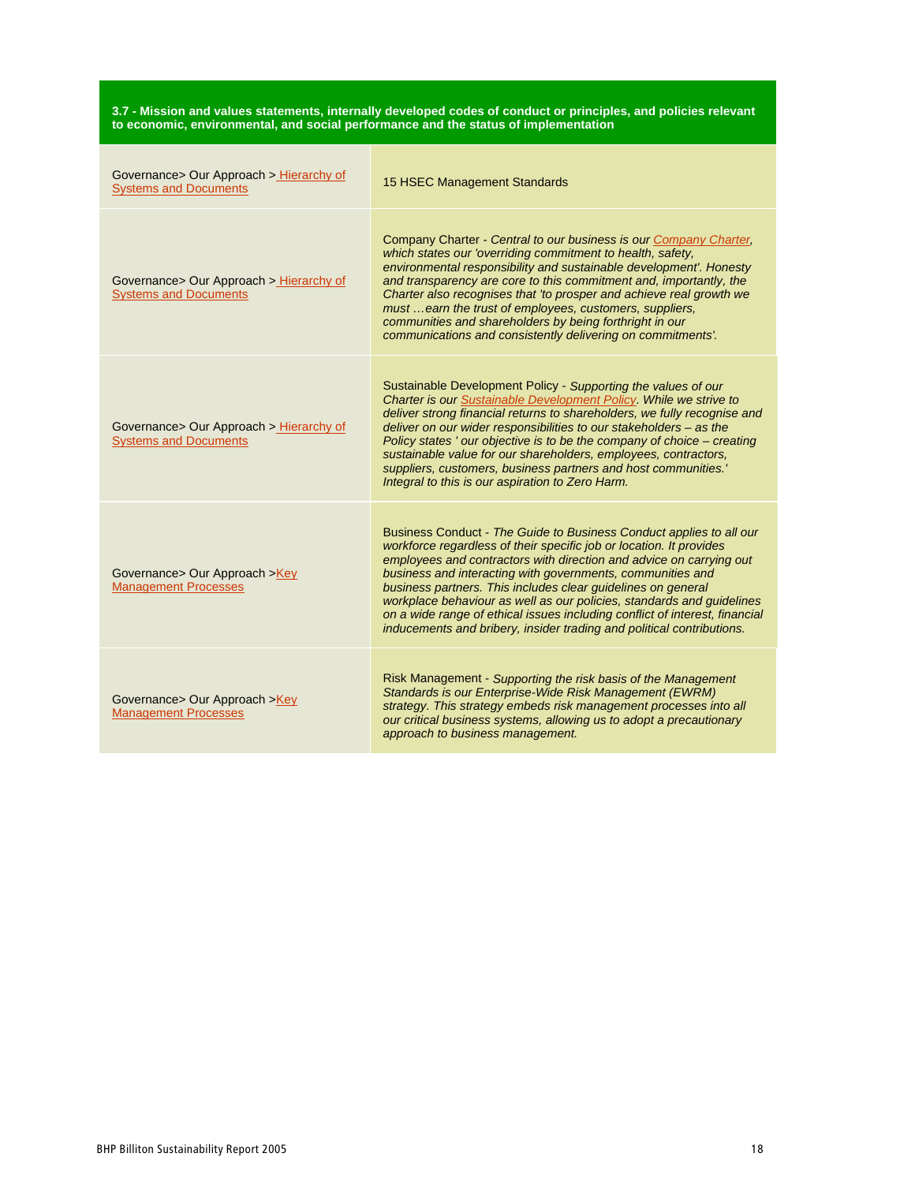| 3.7 - Mission and values statements, internally developed codes of conduct or principles, and policies relevant to economic, environmental, and social performance and the status of implementation | |
|---|---|
| Governance> Our Approach > Hierarchy of Systems and Documents | 15 HSEC Management Standards |
| Governance> Our Approach > Hierarchy of Systems and Documents | Company Charter - *Central to our business is our Company Charter, which states our 'overriding commitment to health, safety, environmental responsibility and sustainable development'. Honesty and transparency are core to this commitment and, importantly, the Charter also recognises that 'to prosper and achieve real growth we must …earn the trust of employees, customers, suppliers, communities and shareholders by being forthright in our communications and consistently delivering on commitments'.* |
| Governance> Our Approach > Hierarchy of Systems and Documents | Sustainable Development Policy - *Supporting the values of our Charter is our Sustainable Development Policy. While we strive to deliver strong financial returns to shareholders, we fully recognise and deliver on our wider responsibilities to our stakeholders – as the Policy states ' our objective is to be the company of choice – creating sustainable value for our shareholders, employees, contractors, suppliers, customers, business partners and host communities.' Integral to this is our aspiration to Zero Harm.* |
| Governance> Our Approach >Key Management Processes | Business Conduct - *The Guide to Business Conduct applies to all our workforce regardless of their specific job or location. It provides employees and contractors with direction and advice on carrying out business and interacting with governments, communities and business partners. This includes clear guidelines on general workplace behaviour as well as our policies, standards and guidelines on a wide range of ethical issues including conflict of interest, financial inducements and bribery, insider trading and political contributions.* |
| Governance> Our Approach >Key Management Processes | Risk Management - *Supporting the risk basis of the Management Standards is our Enterprise-Wide Risk Management (EWRM) strategy. This strategy embeds risk management processes into all our critical business systems, allowing us to adopt a precautionary approach to business management.* |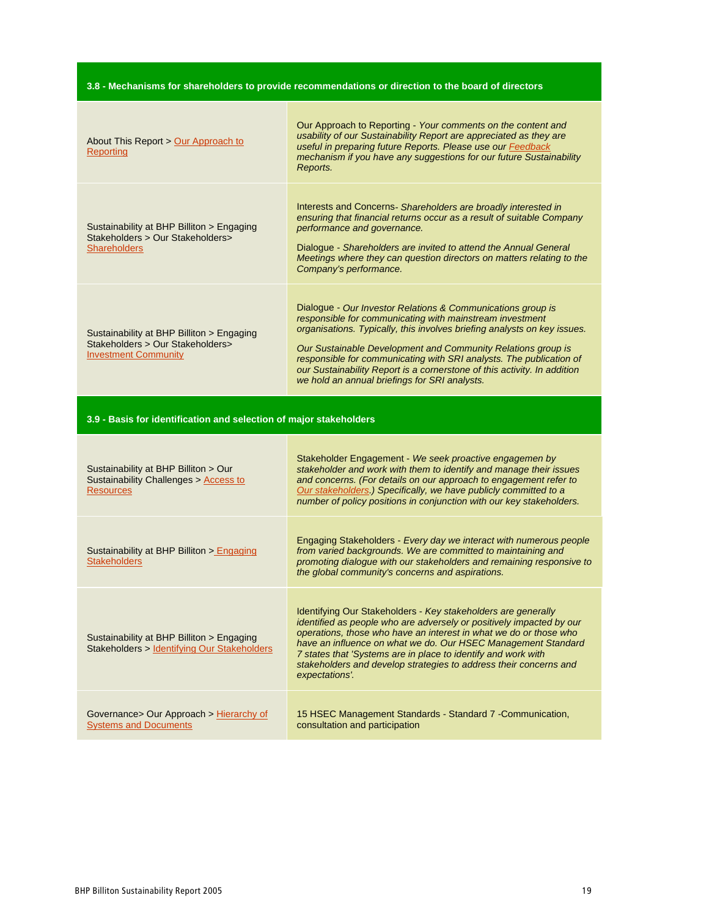| 3.8 - Mechanisms for shareholders to provide recommendations or direction to the board of directors | |
|---|---|
| About This Report > Our Approach to Reporting | Our Approach to Reporting - *Your comments on the content and usability of our Sustainability Report are appreciated as they are useful in preparing future Reports. Please use our Feedback mechanism if you have any suggestions for our future Sustainability Reports.* |
| Sustainability at BHP Billiton > Engaging Stakeholders > Our Stakeholders> Shareholders | Interests and Concerns- *Shareholders are broadly interested in ensuring that financial returns occur as a result of suitable Company performance and governance.*<br><br>Dialogue - *Shareholders are invited to attend the Annual General Meetings where they can question directors on matters relating to the Company's performance.* |
| Sustainability at BHP Billiton > Engaging Stakeholders > Our Stakeholders> Investment Community | Dialogue - *Our Investor Relations & Communications group is responsible for communicating with mainstream investment organisations. Typically, this involves briefing analysts on key issues.*<br><br>*Our Sustainable Development and Community Relations group is responsible for communicating with SRI analysts. The publication of our Sustainability Report is a cornerstone of this activity. In addition we hold an annual briefings for SRI analysts.* |

| 3.9 - Basis for identification and selection of major stakeholders | |
|---|---|
| Sustainability at BHP Billiton > Our Sustainability Challenges > Access to Resources | Stakeholder Engagement - *We seek proactive engagemen by stakeholder and work with them to identify and manage their issues and concerns. (For details on our approach to engagement refer to Our stakeholders.) Specifically, we have publicly committed to a number of policy positions in conjunction with our key stakeholders.* |
| Sustainability at BHP Billiton > Engaging Stakeholders | Engaging Stakeholders - *Every day we interact with numerous people from varied backgrounds. We are committed to maintaining and promoting dialogue with our stakeholders and remaining responsive to the global community's concerns and aspirations.* |
| Sustainability at BHP Billiton > Engaging Stakeholders > Identifying Our Stakeholders | Identifying Our Stakeholders - *Key stakeholders are generally identified as people who are adversely or positively impacted by our operations, those who have an interest in what we do or those who have an influence on what we do. Our HSEC Management Standard 7 states that 'Systems are in place to identify and work with stakeholders and develop strategies to address their concerns and expectations'.* |
| Governance> Our Approach > Hierarchy of Systems and Documents | 15 HSEC Management Standards - Standard 7 -Communication, consultation and participation |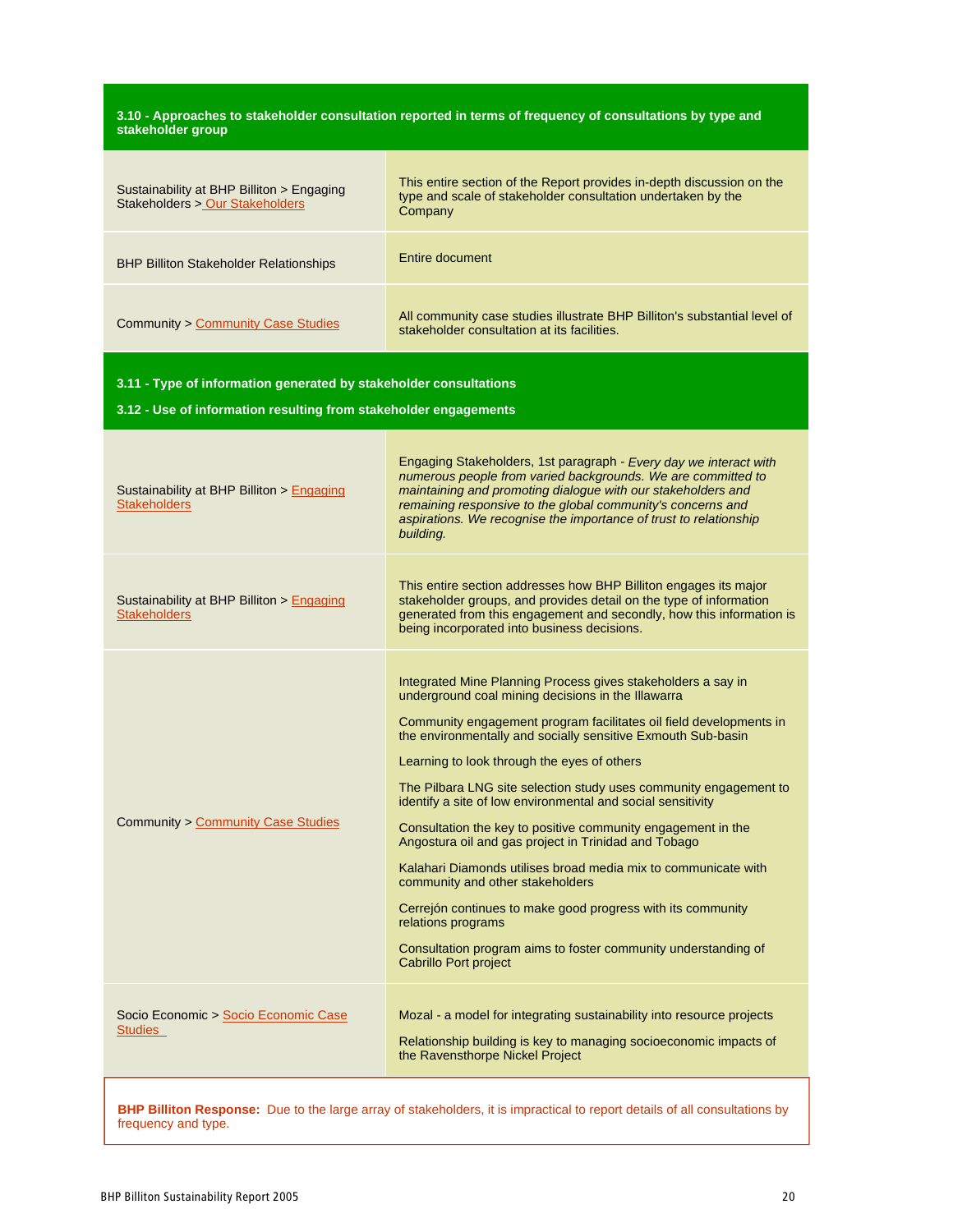## 3.10 - Approaches to stakeholder consultation reported in terms of frequency of consultations by type and stakeholder group

| Reference | Description |
| --- | --- |
| Sustainability at BHP Billiton > Engaging Stakeholders > Our Stakeholders | This entire section of the Report provides in-depth discussion on the type and scale of stakeholder consultation undertaken by the Company |
| BHP Billiton Stakeholder Relationships | Entire document |
| Community > Community Case Studies | All community case studies illustrate BHP Billiton's substantial level of stakeholder consultation at its facilities. |

## 3.11 - Type of information generated by stakeholder consultations

## 3.12 - Use of information resulting from stakeholder engagements

| Reference | Description |
| --- | --- |
| Sustainability at BHP Billiton > Engaging Stakeholders | Engaging Stakeholders, 1st paragraph - *Every day we interact with numerous people from varied backgrounds. We are committed to maintaining and promoting dialogue with our stakeholders and remaining responsive to the global community's concerns and aspirations. We recognise the importance of trust to relationship building.* |
| Sustainability at BHP Billiton > Engaging Stakeholders | This entire section addresses how BHP Billiton engages its major stakeholder groups, and provides detail on the type of information generated from this engagement and secondly, how this information is being incorporated into business decisions. |
| Community > Community Case Studies | Integrated Mine Planning Process gives stakeholders a say in underground coal mining decisions in the Illawarra<br><br>Community engagement program facilitates oil field developments in the environmentally and socially sensitive Exmouth Sub-basin<br><br>Learning to look through the eyes of others<br><br>The Pilbara LNG site selection study uses community engagement to identify a site of low environmental and social sensitivity<br><br>Consultation the key to positive community engagement in the Angostura oil and gas project in Trinidad and Tobago<br><br>Kalahari Diamonds utilises broad media mix to communicate with community and other stakeholders<br><br>Cerrejón continues to make good progress with its community relations programs<br><br>Consultation program aims to foster community understanding of Cabrillo Port project |
| Socio Economic > Socio Economic Case Studies | Mozal - a model for integrating sustainability into resource projects<br><br>Relationship building is key to managing socioeconomic impacts of the Ravensthorpe Nickel Project |

**BHP Billiton Response:** Due to the large array of stakeholders, it is impractical to report details of all consultations by frequency and type.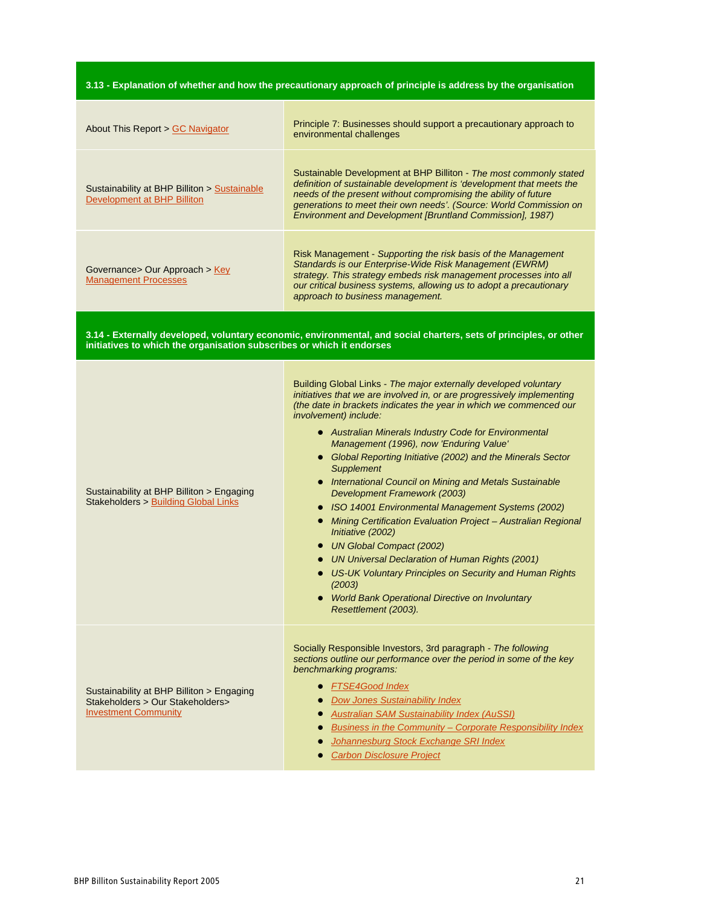| **3.13 - Explanation of whether and how the precautionary approach of principle is address by the organisation** | |
|---|---|
| About This Report > GC Navigator | Principle 7: Businesses should support a precautionary approach to environmental challenges |
| Sustainability at BHP Billiton > Sustainable Development at BHP Billiton | Sustainable Development at BHP Billiton - *The most commonly stated definition of sustainable development is 'development that meets the needs of the present without compromising the ability of future generations to meet their own needs'. (Source: World Commission on Environment and Development [Bruntland Commission], 1987)* |
| Governance> Our Approach > Key Management Processes | Risk Management - *Supporting the risk basis of the Management Standards is our Enterprise-Wide Risk Management (EWRM) strategy. This strategy embeds risk management processes into all our critical business systems, allowing us to adopt a precautionary approach to business management.* |

| **3.14 - Externally developed, voluntary economic, environmental, and social charters, sets of principles, or other initiatives to which the organisation subscribes or which it endorses** | |
|---|---|
| Sustainability at BHP Billiton > Engaging Stakeholders > Building Global Links | Building Global Links - *The major externally developed voluntary initiatives that we are involved in, or are progressively implementing (the date in brackets indicates the year in which we commenced our involvement) include:* <br>• *Australian Minerals Industry Code for Environmental Management (1996), now 'Enduring Value'* <br>• *Global Reporting Initiative (2002) and the Minerals Sector Supplement* <br>• *International Council on Mining and Metals Sustainable Development Framework (2003)* <br>• *ISO 14001 Environmental Management Systems (2002)* <br>• *Mining Certification Evaluation Project – Australian Regional Initiative (2002)* <br>• *UN Global Compact (2002)* <br>• *UN Universal Declaration of Human Rights (2001)* <br>• *US-UK Voluntary Principles on Security and Human Rights (2003)* <br>• *World Bank Operational Directive on Involuntary Resettlement (2003).* |
| Sustainability at BHP Billiton > Engaging Stakeholders > Our Stakeholders> Investment Community | Socially Responsible Investors, 3rd paragraph - *The following sections outline our performance over the period in some of the key benchmarking programs:* <br>• *FTSE4Good Index* <br>• *Dow Jones Sustainability Index* <br>• *Australian SAM Sustainability Index (AuSSI)* <br>• *Business in the Community – Corporate Responsibility Index* <br>• *Johannesburg Stock Exchange SRI Index* <br>• *Carbon Disclosure Project* |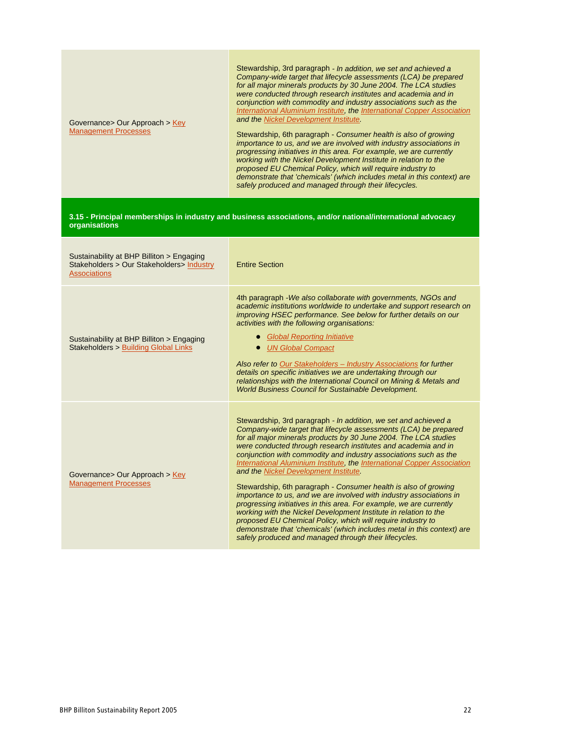| | |
|---|---|
| Governance> Our Approach > Key Management Processes | Stewardship, 3rd paragraph - *In addition, we set and achieved a Company-wide target that lifecycle assessments (LCA) be prepared for all major minerals products by 30 June 2004. The LCA studies were conducted through research institutes and academia and in conjunction with commodity and industry associations such as the International Aluminium Institute, the International Copper Association and the Nickel Development Institute.*<br><br>Stewardship, 6th paragraph - *Consumer health is also of growing importance to us, and we are involved with industry associations in progressing initiatives in this area. For example, we are currently working with the Nickel Development Institute in relation to the proposed EU Chemical Policy, which will require industry to demonstrate that 'chemicals' (which includes metal in this context) are safely produced and managed through their lifecycles.* |
| **3.15 - Principal memberships in industry and business associations, and/or national/international advocacy organisations** | |
| Sustainability at BHP Billiton > Engaging Stakeholders > Our Stakeholders> Industry Associations | Entire Section |
| Sustainability at BHP Billiton > Engaging Stakeholders > Building Global Links | 4th paragraph -*We also collaborate with governments, NGOs and academic institutions worldwide to undertake and support research on improving HSEC performance. See below for further details on our activities with the following organisations:*<br>• *Global Reporting Initiative*<br>• *UN Global Compact*<br><br>*Also refer to Our Stakeholders – Industry Associations for further details on specific initiatives we are undertaking through our relationships with the International Council on Mining & Metals and World Business Council for Sustainable Development.* |
| Governance> Our Approach > Key Management Processes | Stewardship, 3rd paragraph - *In addition, we set and achieved a Company-wide target that lifecycle assessments (LCA) be prepared for all major minerals products by 30 June 2004. The LCA studies were conducted through research institutes and academia and in conjunction with commodity and industry associations such as the International Aluminium Institute, the International Copper Association and the Nickel Development Institute.*<br><br>Stewardship, 6th paragraph - *Consumer health is also of growing importance to us, and we are involved with industry associations in progressing initiatives in this area. For example, we are currently working with the Nickel Development Institute in relation to the proposed EU Chemical Policy, which will require industry to demonstrate that 'chemicals' (which includes metal in this context) are safely produced and managed through their lifecycles.* |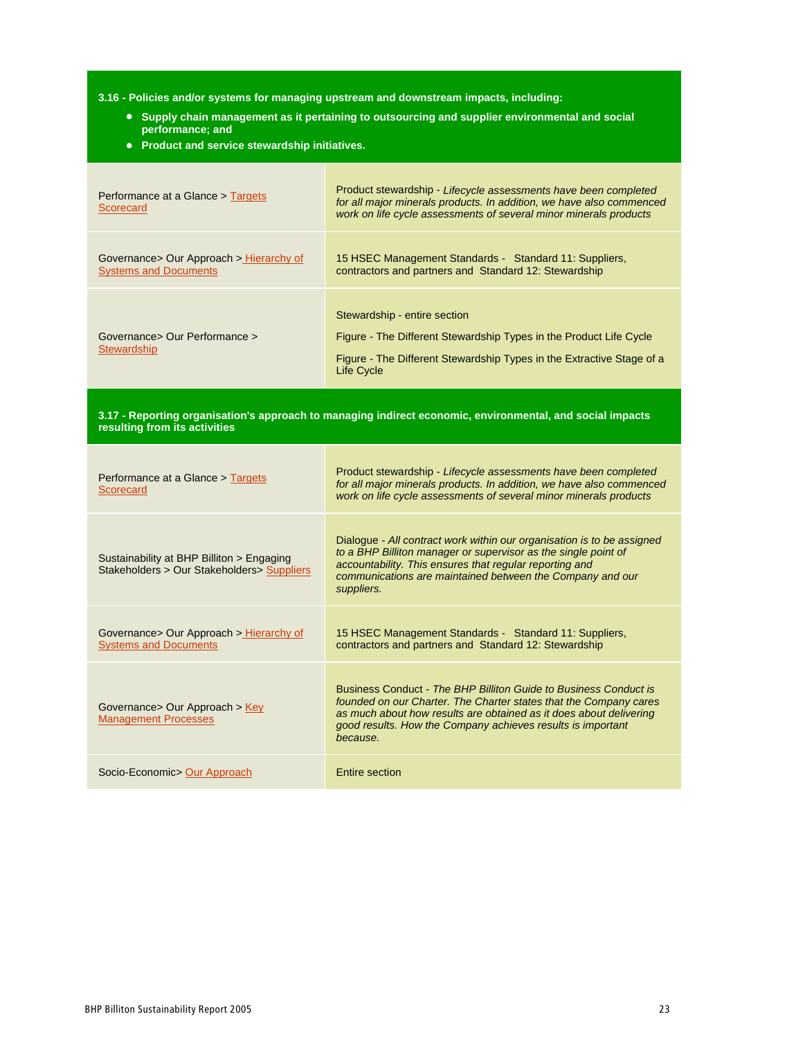**3.16 - Policies and/or systems for managing upstream and downstream impacts, including:**

- **Supply chain management as it pertaining to outsourcing and supplier environmental and social performance; and**
- **Product and service stewardship initiatives.**

| | |
|---|---|
| Performance at a Glance > Targets Scorecard | Product stewardship - *Lifecycle assessments have been completed for all major minerals products. In addition, we have also commenced work on life cycle assessments of several minor minerals products* |
| Governance> Our Approach > Hierarchy of Systems and Documents | 15 HSEC Management Standards - Standard 11: Suppliers, contractors and partners and Standard 12: Stewardship |
| Governance> Our Performance > Stewardship | Stewardship - entire section<br>Figure - The Different Stewardship Types in the Product Life Cycle<br>Figure - The Different Stewardship Types in the Extractive Stage of a Life Cycle |

**3.17 - Reporting organisation's approach to managing indirect economic, environmental, and social impacts resulting from its activities**

| | |
|---|---|
| Performance at a Glance > Targets Scorecard | Product stewardship - *Lifecycle assessments have been completed for all major minerals products. In addition, we have also commenced work on life cycle assessments of several minor minerals products* |
| Sustainability at BHP Billiton > Engaging Stakeholders > Our Stakeholders> Suppliers | Dialogue - *All contract work within our organisation is to be assigned to a BHP Billiton manager or supervisor as the single point of accountability. This ensures that regular reporting and communications are maintained between the Company and our suppliers.* |
| Governance> Our Approach > Hierarchy of Systems and Documents | 15 HSEC Management Standards - Standard 11: Suppliers, contractors and partners and Standard 12: Stewardship |
| Governance> Our Approach > Key Management Processes | Business Conduct - *The BHP Billiton Guide to Business Conduct is founded on our Charter. The Charter states that the Company cares as much about how results are obtained as it does about delivering good results. How the Company achieves results is important because.* |
| Socio-Economic> Our Approach | Entire section |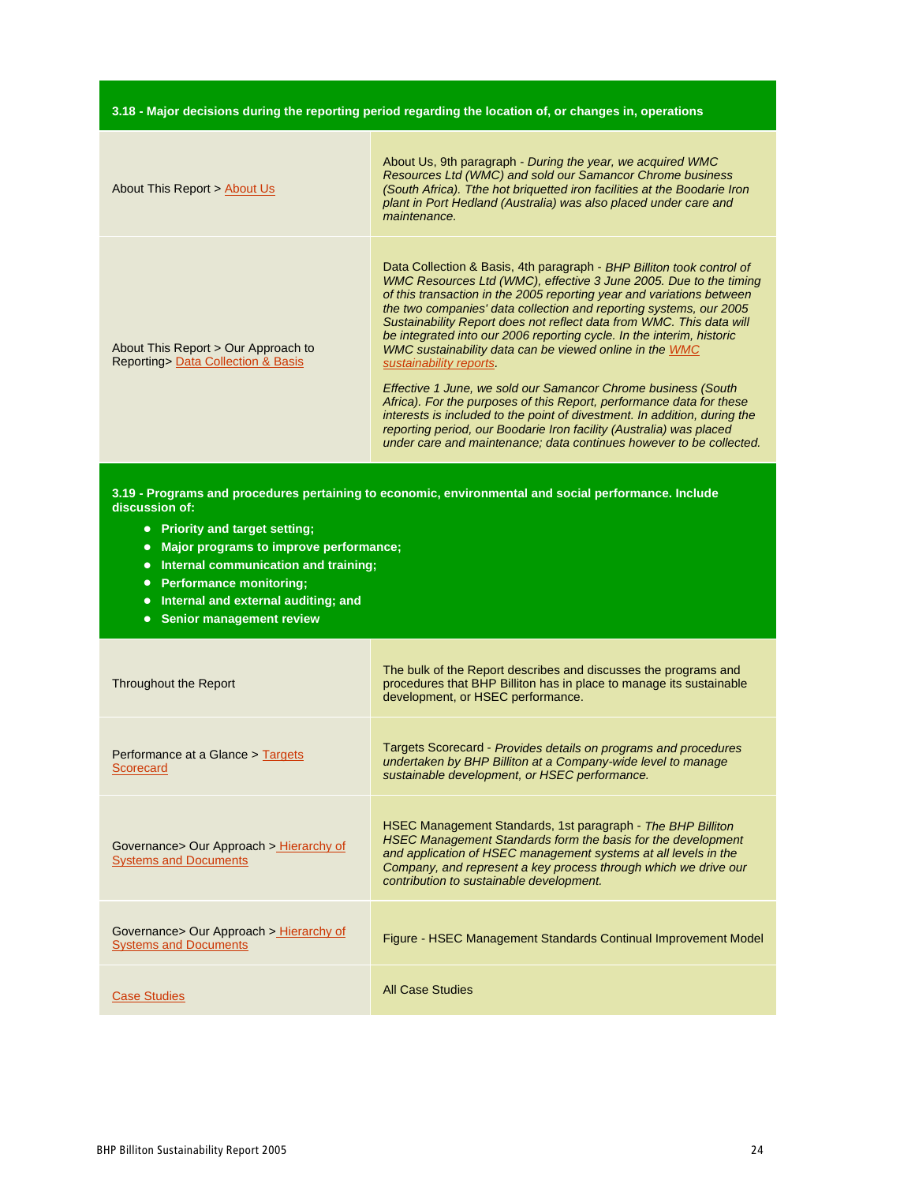| 3.18 - Major decisions during the reporting period regarding the location of, or changes in, operations | |
|---|---|
| About This Report > About Us | About Us, 9th paragraph - *During the year, we acquired WMC Resources Ltd (WMC) and sold our Samancor Chrome business (South Africa). Tthe hot briquetted iron facilities at the Boodarie Iron plant in Port Hedland (Australia) was also placed under care and maintenance.* |
| About This Report > Our Approach to Reporting> Data Collection & Basis | Data Collection & Basis, 4th paragraph - *BHP Billiton took control of WMC Resources Ltd (WMC), effective 3 June 2005. Due to the timing of this transaction in the 2005 reporting year and variations between the two companies' data collection and reporting systems, our 2005 Sustainability Report does not reflect data from WMC. This data will be integrated into our 2006 reporting cycle. In the interim, historic WMC sustainability data can be viewed online in the WMC sustainability reports.*<br><br>*Effective 1 June, we sold our Samancor Chrome business (South Africa). For the purposes of this Report, performance data for these interests is included to the point of divestment. In addition, during the reporting period, our Boodarie Iron facility (Australia) was placed under care and maintenance; data continues however to be collected.* |

| 3.19 - Programs and procedures pertaining to economic, environmental and social performance. Include discussion of:<br>• Priority and target setting;<br>• Major programs to improve performance;<br>• Internal communication and training;<br>• Performance monitoring;<br>• Internal and external auditing; and<br>• Senior management review | |
|---|---|
| Throughout the Report | The bulk of the Report describes and discusses the programs and procedures that BHP Billiton has in place to manage its sustainable development, or HSEC performance. |
| Performance at a Glance > Targets Scorecard | Targets Scorecard - *Provides details on programs and procedures undertaken by BHP Billiton at a Company-wide level to manage sustainable development, or HSEC performance.* |
| Governance> Our Approach > Hierarchy of Systems and Documents | HSEC Management Standards, 1st paragraph - *The BHP Billiton HSEC Management Standards form the basis for the development and application of HSEC management systems at all levels in the Company, and represent a key process through which we drive our contribution to sustainable development.* |
| Governance> Our Approach > Hierarchy of Systems and Documents | Figure - HSEC Management Standards Continual Improvement Model |
| Case Studies | All Case Studies |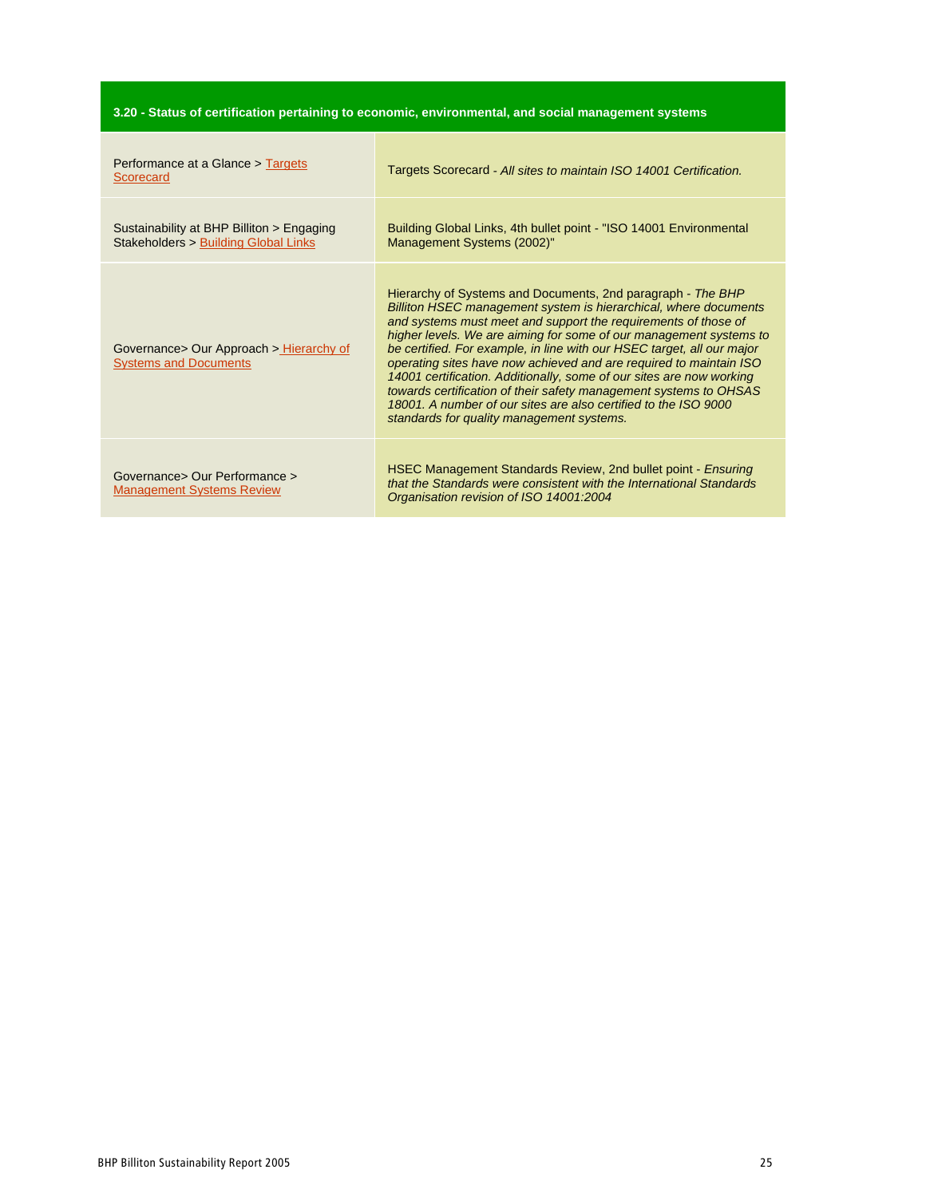| 3.20 - Status of certification pertaining to economic, environmental, and social management systems | |
|---|---|
| Performance at a Glance > Targets Scorecard | Targets Scorecard - *All sites to maintain ISO 14001 Certification.* |
| Sustainability at BHP Billiton > Engaging Stakeholders > Building Global Links | Building Global Links, 4th bullet point - "ISO 14001 Environmental Management Systems (2002)" |
| Governance> Our Approach > Hierarchy of Systems and Documents | Hierarchy of Systems and Documents, 2nd paragraph - *The BHP Billiton HSEC management system is hierarchical, where documents and systems must meet and support the requirements of those of higher levels. We are aiming for some of our management systems to be certified. For example, in line with our HSEC target, all our major operating sites have now achieved and are required to maintain ISO 14001 certification. Additionally, some of our sites are now working towards certification of their safety management systems to OHSAS 18001. A number of our sites are also certified to the ISO 9000 standards for quality management systems.* |
| Governance> Our Performance > Management Systems Review | HSEC Management Standards Review, 2nd bullet point - *Ensuring that the Standards were consistent with the International Standards Organisation revision of ISO 14001:2004* |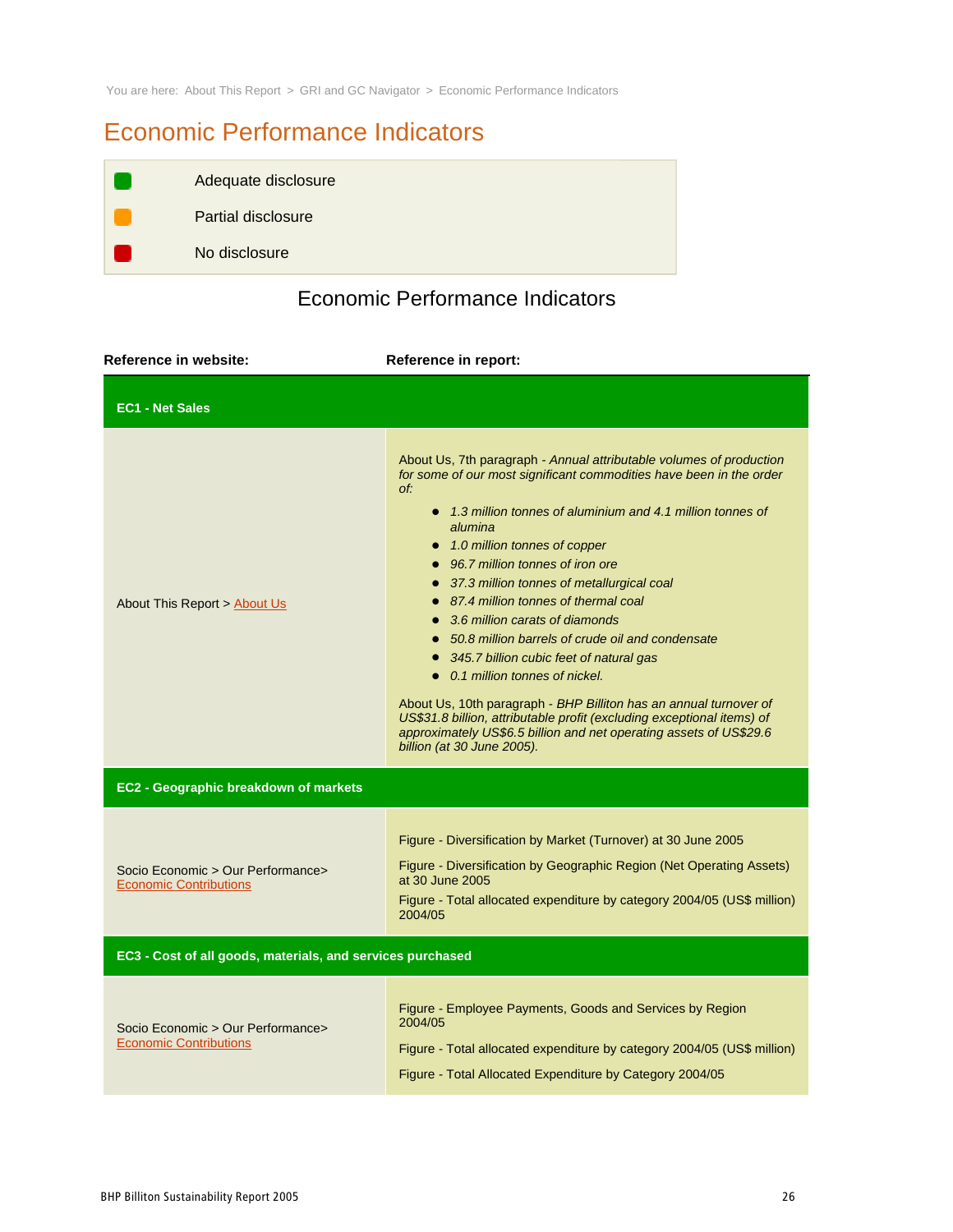You are here: About This Report > GRI and GC Navigator > Economic Performance Indicators

# Economic Performance Indicators

| | |
|---|---|
| 🟩 | Adequate disclosure |
| 🟧 | Partial disclosure |
| 🟥 | No disclosure |

## Economic Performance Indicators

| Reference in website: | Reference in report: |
|---|---|
| **EC1 - Net Sales** | |
| About This Report > About Us | About Us, 7th paragraph - *Annual attributable volumes of production for some of our most significant commodities have been in the order of:*<br>• *1.3 million tonnes of aluminium and 4.1 million tonnes of alumina*<br>• *1.0 million tonnes of copper*<br>• *96.7 million tonnes of iron ore*<br>• *37.3 million tonnes of metallurgical coal*<br>• *87.4 million tonnes of thermal coal*<br>• *3.6 million carats of diamonds*<br>• *50.8 million barrels of crude oil and condensate*<br>• *345.7 billion cubic feet of natural gas*<br>• *0.1 million tonnes of nickel.*<br><br>About Us, 10th paragraph - *BHP Billiton has an annual turnover of US$31.8 billion, attributable profit (excluding exceptional items) of approximately US$6.5 billion and net operating assets of US$29.6 billion (at 30 June 2005).* |
| **EC2 - Geographic breakdown of markets** | |
| Socio Economic > Our Performance> Economic Contributions | Figure - Diversification by Market (Turnover) at 30 June 2005<br><br>Figure - Diversification by Geographic Region (Net Operating Assets) at 30 June 2005<br><br>Figure - Total allocated expenditure by category 2004/05 (US$ million) 2004/05 |
| **EC3 - Cost of all goods, materials, and services purchased** | |
| Socio Economic > Our Performance> Economic Contributions | Figure - Employee Payments, Goods and Services by Region 2004/05<br><br>Figure - Total allocated expenditure by category 2004/05 (US$ million)<br><br>Figure - Total Allocated Expenditure by Category 2004/05 |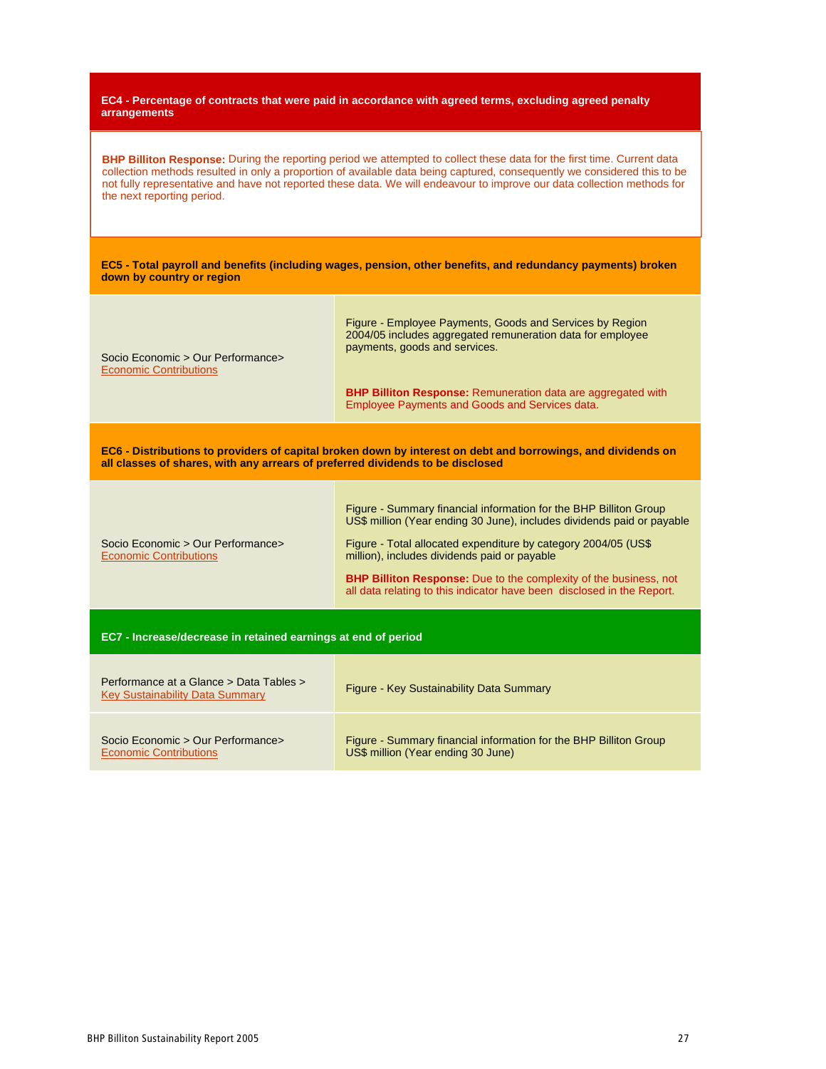## EC4 - Percentage of contracts that were paid in accordance with agreed terms, excluding agreed penalty arrangements

**BHP Billiton Response:** During the reporting period we attempted to collect these data for the first time. Current data collection methods resulted in only a proportion of available data being captured, consequently we considered this to be not fully representative and have not reported these data. We will endeavour to improve our data collection methods for the next reporting period.

## EC5 - Total payroll and benefits (including wages, pension, other benefits, and redundancy payments) broken down by country or region

| | |
|---|---|
| Socio Economic > Our Performance> Economic Contributions | Figure - Employee Payments, Goods and Services by Region 2004/05 includes aggregated remuneration data for employee payments, goods and services.<br><br>**BHP Billiton Response:** Remuneration data are aggregated with Employee Payments and Goods and Services data. |

## EC6 - Distributions to providers of capital broken down by interest on debt and borrowings, and dividends on all classes of shares, with any arrears of preferred dividends to be disclosed

| | |
|---|---|
| Socio Economic > Our Performance> Economic Contributions | Figure - Summary financial information for the BHP Billiton Group US$ million (Year ending 30 June), includes dividends paid or payable<br><br>Figure - Total allocated expenditure by category 2004/05 (US$ million), includes dividends paid or payable<br><br>**BHP Billiton Response:** Due to the complexity of the business, not all data relating to this indicator have been disclosed in the Report. |

## EC7 - Increase/decrease in retained earnings at end of period

| | |
|---|---|
| Performance at a Glance > Data Tables > Key Sustainability Data Summary | Figure - Key Sustainability Data Summary |
| Socio Economic > Our Performance> Economic Contributions | Figure - Summary financial information for the BHP Billiton Group US$ million (Year ending 30 June) |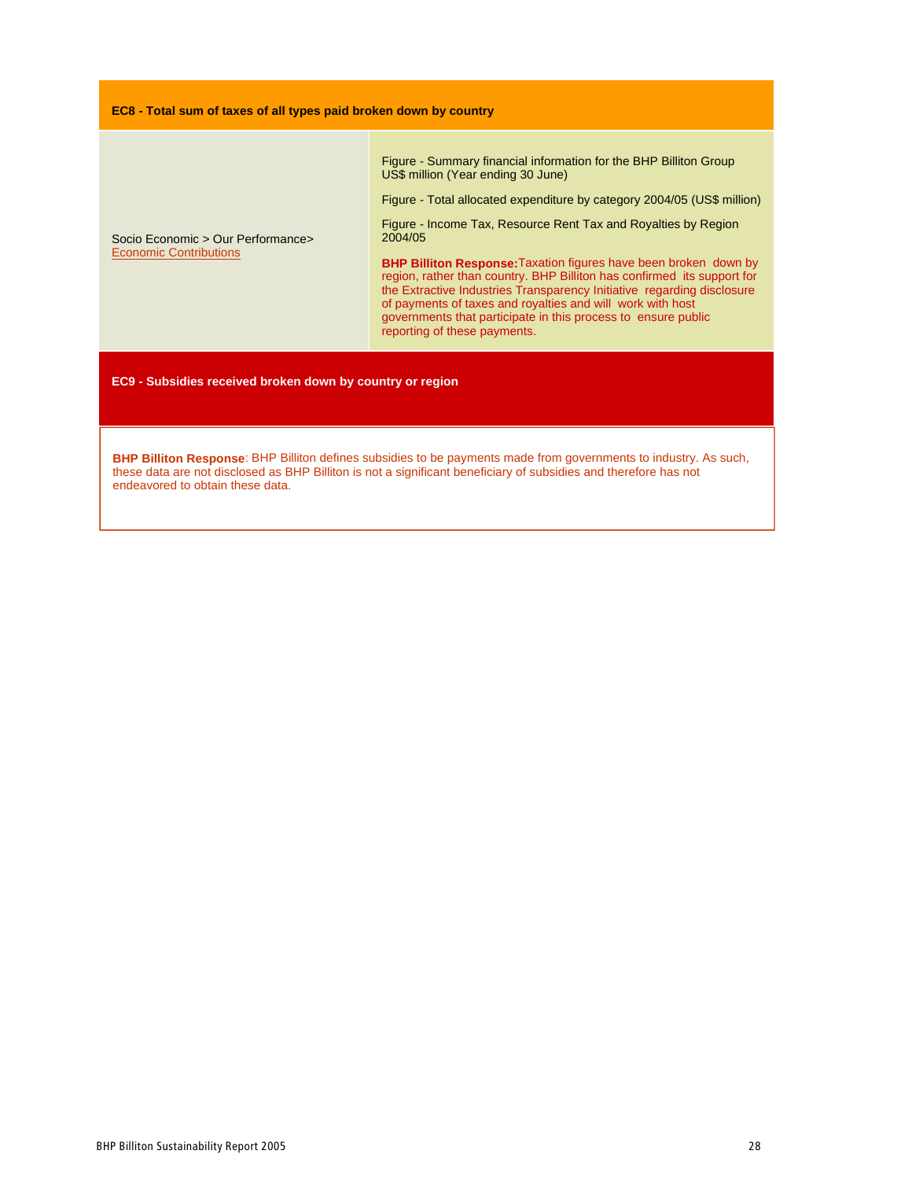| EC8 - Total sum of taxes of all types paid broken down by country | |
|---|---|
| Socio Economic > Our Performance> Economic Contributions | Figure - Summary financial information for the BHP Billiton Group US$ million (Year ending 30 June)<br><br>Figure - Total allocated expenditure by category 2004/05 (US$ million)<br><br>Figure - Income Tax, Resource Rent Tax and Royalties by Region 2004/05<br><br>**BHP Billiton Response:** Taxation figures have been broken down by region, rather than country. BHP Billiton has confirmed its support for the Extractive Industries Transparency Initiative regarding disclosure of payments of taxes and royalties and will work with host governments that participate in this process to ensure public reporting of these payments. |

| EC9 - Subsidies received broken down by country or region |
|---|
| **BHP Billiton Response**: BHP Billiton defines subsidies to be payments made from governments to industry. As such, these data are not disclosed as BHP Billiton is not a significant beneficiary of subsidies and therefore has not endeavored to obtain these data. |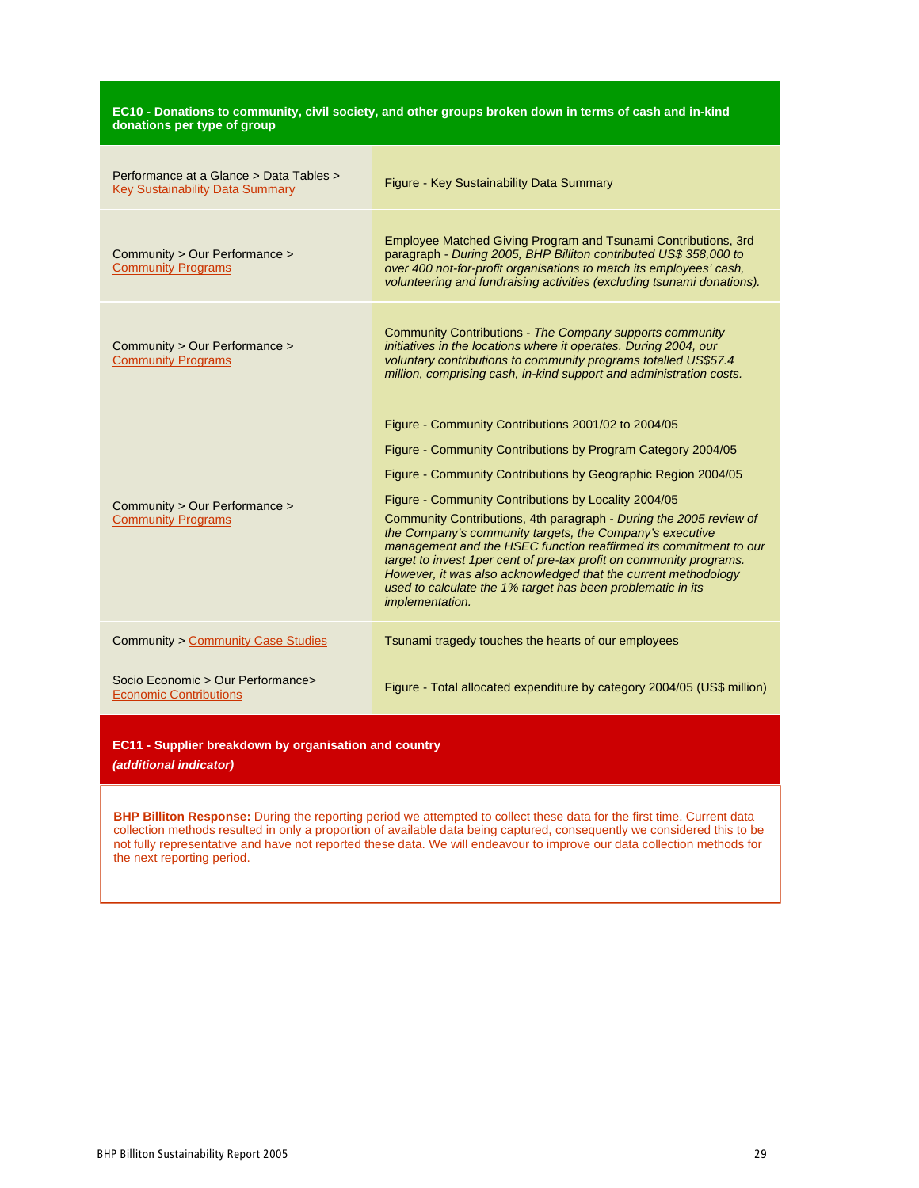| EC10 - Donations to community, civil society, and other groups broken down in terms of cash and in-kind donations per type of group | |
|---|---|
| Performance at a Glance > Data Tables > Key Sustainability Data Summary | Figure - Key Sustainability Data Summary |
| Community > Our Performance > Community Programs | Employee Matched Giving Program and Tsunami Contributions, 3rd paragraph - *During 2005, BHP Billiton contributed US$ 358,000 to over 400 not-for-profit organisations to match its employees' cash, volunteering and fundraising activities (excluding tsunami donations).* |
| Community > Our Performance > Community Programs | Community Contributions - *The Company supports community initiatives in the locations where it operates. During 2004, our voluntary contributions to community programs totalled US$57.4 million, comprising cash, in-kind support and administration costs.* |
| Community > Our Performance > Community Programs | Figure - Community Contributions 2001/02 to 2004/05<br>Figure - Community Contributions by Program Category 2004/05<br>Figure - Community Contributions by Geographic Region 2004/05<br>Figure - Community Contributions by Locality 2004/05<br>Community Contributions, 4th paragraph - *During the 2005 review of the Company's community targets, the Company's executive management and the HSEC function reaffirmed its commitment to our target to invest 1per cent of pre-tax profit on community programs. However, it was also acknowledged that the current methodology used to calculate the 1% target has been problematic in its implementation.* |
| Community > Community Case Studies | Tsunami tragedy touches the hearts of our employees |
| Socio Economic > Our Performance> Economic Contributions | Figure - Total allocated expenditure by category 2004/05 (US$ million) |

**EC11 - Supplier breakdown by organisation and country**

***(additional indicator)***

**BHP Billiton Response:** During the reporting period we attempted to collect these data for the first time. Current data collection methods resulted in only a proportion of available data being captured, consequently we considered this to be not fully representative and have not reported these data. We will endeavour to improve our data collection methods for the next reporting period.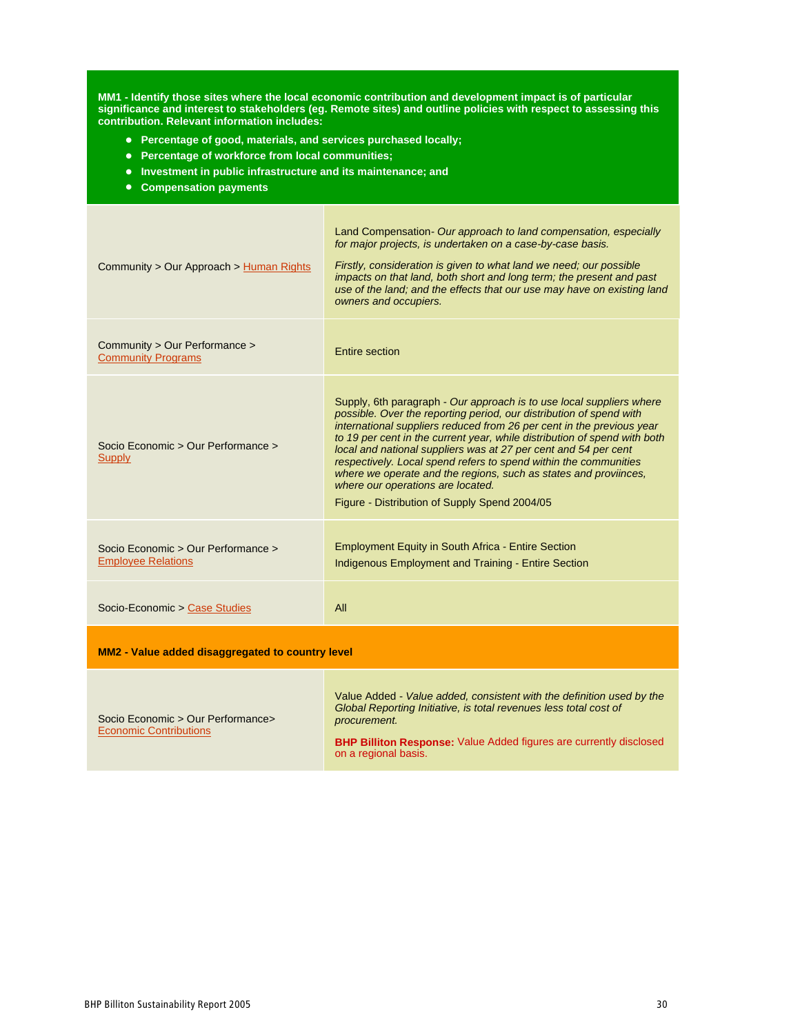| **MM1 - Identify those sites where the local economic contribution and development impact is of particular significance and interest to stakeholders (eg. Remote sites) and outline policies with respect to assessing this contribution. Relevant information includes:**<br>• **Percentage of good, materials, and services purchased locally;**<br>• **Percentage of workforce from local communities;**<br>• **Investment in public infrastructure and its maintenance; and**<br>• **Compensation payments** | |
|---|---|
| Community > Our Approach > Human Rights | Land Compensation- *Our approach to land compensation, especially for major projects, is undertaken on a case-by-case basis.*<br>*Firstly, consideration is given to what land we need; our possible impacts on that land, both short and long term; the present and past use of the land; and the effects that our use may have on existing land owners and occupiers.* |
| Community > Our Performance > Community Programs | Entire section |
| Socio Economic > Our Performance > Supply | Supply, 6th paragraph - *Our approach is to use local suppliers where possible. Over the reporting period, our distribution of spend with international suppliers reduced from 26 per cent in the previous year to 19 per cent in the current year, while distribution of spend with both local and national suppliers was at 27 per cent and 54 per cent respectively. Local spend refers to spend within the communities where we operate and the regions, such as states and proviinces, where our operations are located.*<br>Figure - Distribution of Supply Spend 2004/05 |
| Socio Economic > Our Performance > Employee Relations | Employment Equity in South Africa - Entire Section<br>Indigenous Employment and Training - Entire Section |
| Socio-Economic > Case Studies | All |
| **MM2 - Value added disaggregated to country level** | |
| Socio Economic > Our Performance> Economic Contributions | Value Added - *Value added, consistent with the definition used by the Global Reporting Initiative, is total revenues less total cost of procurement.*<br>**BHP Billiton Response:** Value Added figures are currently disclosed on a regional basis. |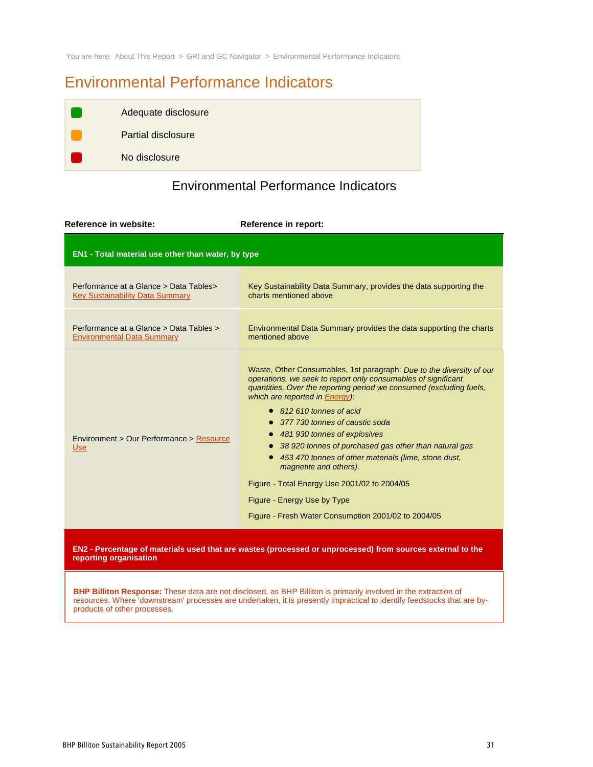You are here: About This Report > GRI and GC Navigator > Environmental Performance Indicators

# Environmental Performance Indicators

| | |
|---|---|
| 🟩 | Adequate disclosure |
| 🟧 | Partial disclosure |
| 🟥 | No disclosure |

## Environmental Performance Indicators

| Reference in website: | Reference in report: |
|---|---|
| **EN1 - Total material use other than water, by type** | |
| Performance at a Glance > Data Tables> Key Sustainability Data Summary | Key Sustainability Data Summary, provides the data supporting the charts mentioned above |
| Performance at a Glance > Data Tables > Environmental Data Summary | Environmental Data Summary provides the data supporting the charts mentioned above |
| Environment > Our Performance > Resource Use | Waste, Other Consumables, 1st paragraph: *Due to the diversity of our operations, we seek to report only consumables of significant quantities. Over the reporting period we consumed (excluding fuels, which are reported in Energy):*<br>• *812 610 tonnes of acid*<br>• *377 730 tonnes of caustic soda*<br>• *481 930 tonnes of explosives*<br>• *38 920 tonnes of purchased gas other than natural gas*<br>• *453 470 tonnes of other materials (lime, stone dust, magnetite and others).*<br><br>Figure - Total Energy Use 2001/02 to 2004/05<br><br>Figure - Energy Use by Type<br><br>Figure - Fresh Water Consumption 2001/02 to 2004/05 |
| **EN2 - Percentage of materials used that are wastes (processed or unprocessed) from sources external to the reporting organisation** | |
| **BHP Billiton Response:** These data are not disclosed, as BHP Billiton is primarily involved in the extraction of resources. Where 'downstream' processes are undertaken, it is presently impractical to identify feedstocks that are by-products of other processes. | |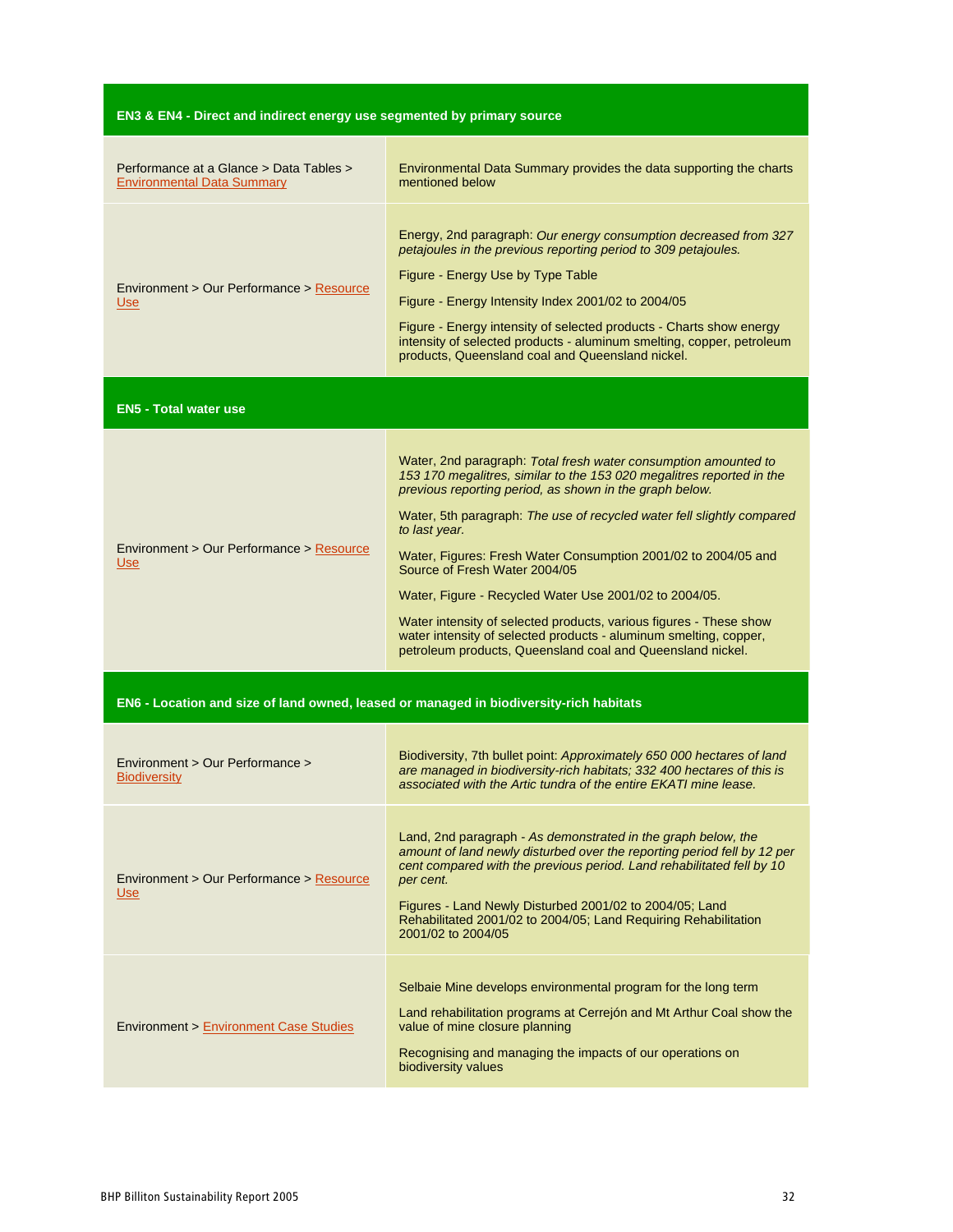| EN3 & EN4 - Direct and indirect energy use segmented by primary source | |
|---|---|
| Performance at a Glance > Data Tables > Environmental Data Summary | Environmental Data Summary provides the data supporting the charts mentioned below |
| Environment > Our Performance > Resource Use | Energy, 2nd paragraph: *Our energy consumption decreased from 327 petajoules in the previous reporting period to 309 petajoules.*<br><br>Figure - Energy Use by Type Table<br><br>Figure - Energy Intensity Index 2001/02 to 2004/05<br><br>Figure - Energy intensity of selected products - Charts show energy intensity of selected products - aluminum smelting, copper, petroleum products, Queensland coal and Queensland nickel. |
| **EN5 - Total water use** | |
| Environment > Our Performance > Resource Use | Water, 2nd paragraph: *Total fresh water consumption amounted to 153 170 megalitres, similar to the 153 020 megalitres reported in the previous reporting period, as shown in the graph below.*<br><br>Water, 5th paragraph: *The use of recycled water fell slightly compared to last year.*<br><br>Water, Figures: Fresh Water Consumption 2001/02 to 2004/05 and Source of Fresh Water 2004/05<br><br>Water, Figure - Recycled Water Use 2001/02 to 2004/05.<br><br>Water intensity of selected products, various figures - These show water intensity of selected products - aluminum smelting, copper, petroleum products, Queensland coal and Queensland nickel. |
| **EN6 - Location and size of land owned, leased or managed in biodiversity-rich habitats** | |
| Environment > Our Performance > Biodiversity | Biodiversity, 7th bullet point: *Approximately 650 000 hectares of land are managed in biodiversity-rich habitats; 332 400 hectares of this is associated with the Artic tundra of the entire EKATI mine lease.* |
| Environment > Our Performance > Resource Use | Land, 2nd paragraph - *As demonstrated in the graph below, the amount of land newly disturbed over the reporting period fell by 12 per cent compared with the previous period. Land rehabilitated fell by 10 per cent.*<br><br>Figures - Land Newly Disturbed 2001/02 to 2004/05; Land Rehabilitated 2001/02 to 2004/05; Land Requiring Rehabilitation 2001/02 to 2004/05 |
| Environment > Environment Case Studies | Selbaie Mine develops environmental program for the long term<br><br>Land rehabilitation programs at Cerrejón and Mt Arthur Coal show the value of mine closure planning<br><br>Recognising and managing the impacts of our operations on biodiversity values |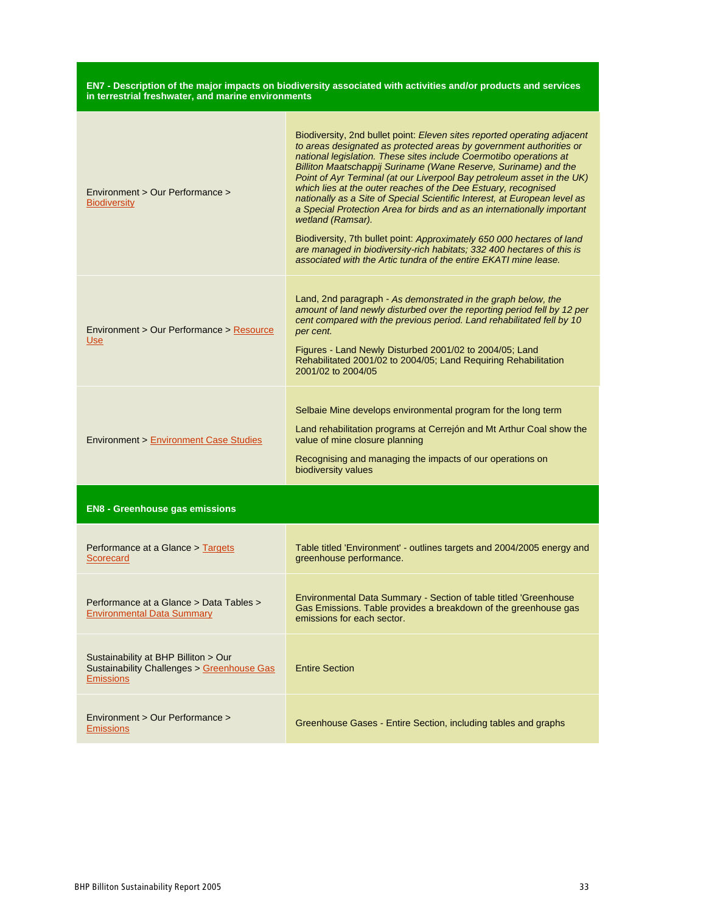| **EN7 - Description of the major impacts on biodiversity associated with activities and/or products and services in terrestrial freshwater, and marine environments** | |
|---|---|
| Environment > Our Performance > Biodiversity | Biodiversity, 2nd bullet point: *Eleven sites reported operating adjacent to areas designated as protected areas by government authorities or national legislation. These sites include Coermotibo operations at Billiton Maatschappij Suriname (Wane Reserve, Suriname) and the Point of Ayr Terminal (at our Liverpool Bay petroleum asset in the UK) which lies at the outer reaches of the Dee Estuary, recognised nationally as a Site of Special Scientific Interest, at European level as a Special Protection Area for birds and as an internationally important wetland (Ramsar).*<br><br>Biodiversity, 7th bullet point: *Approximately 650 000 hectares of land are managed in biodiversity-rich habitats; 332 400 hectares of this is associated with the Artic tundra of the entire EKATI mine lease.* |
| Environment > Our Performance > Resource Use | Land, 2nd paragraph - *As demonstrated in the graph below, the amount of land newly disturbed over the reporting period fell by 12 per cent compared with the previous period. Land rehabilitated fell by 10 per cent.*<br><br>Figures - Land Newly Disturbed 2001/02 to 2004/05; Land Rehabilitated 2001/02 to 2004/05; Land Requiring Rehabilitation 2001/02 to 2004/05 |
| Environment > Environment Case Studies | Selbaie Mine develops environmental program for the long term<br><br>Land rehabilitation programs at Cerrejón and Mt Arthur Coal show the value of mine closure planning<br><br>Recognising and managing the impacts of our operations on biodiversity values |
| **EN8 - Greenhouse gas emissions** | |
| Performance at a Glance > Targets Scorecard | Table titled 'Environment' - outlines targets and 2004/2005 energy and greenhouse performance. |
| Performance at a Glance > Data Tables > Environmental Data Summary | Environmental Data Summary - Section of table titled 'Greenhouse Gas Emissions. Table provides a breakdown of the greenhouse gas emissions for each sector. |
| Sustainability at BHP Billiton > Our Sustainability Challenges > Greenhouse Gas Emissions | Entire Section |
| Environment > Our Performance > Emissions | Greenhouse Gases - Entire Section, including tables and graphs |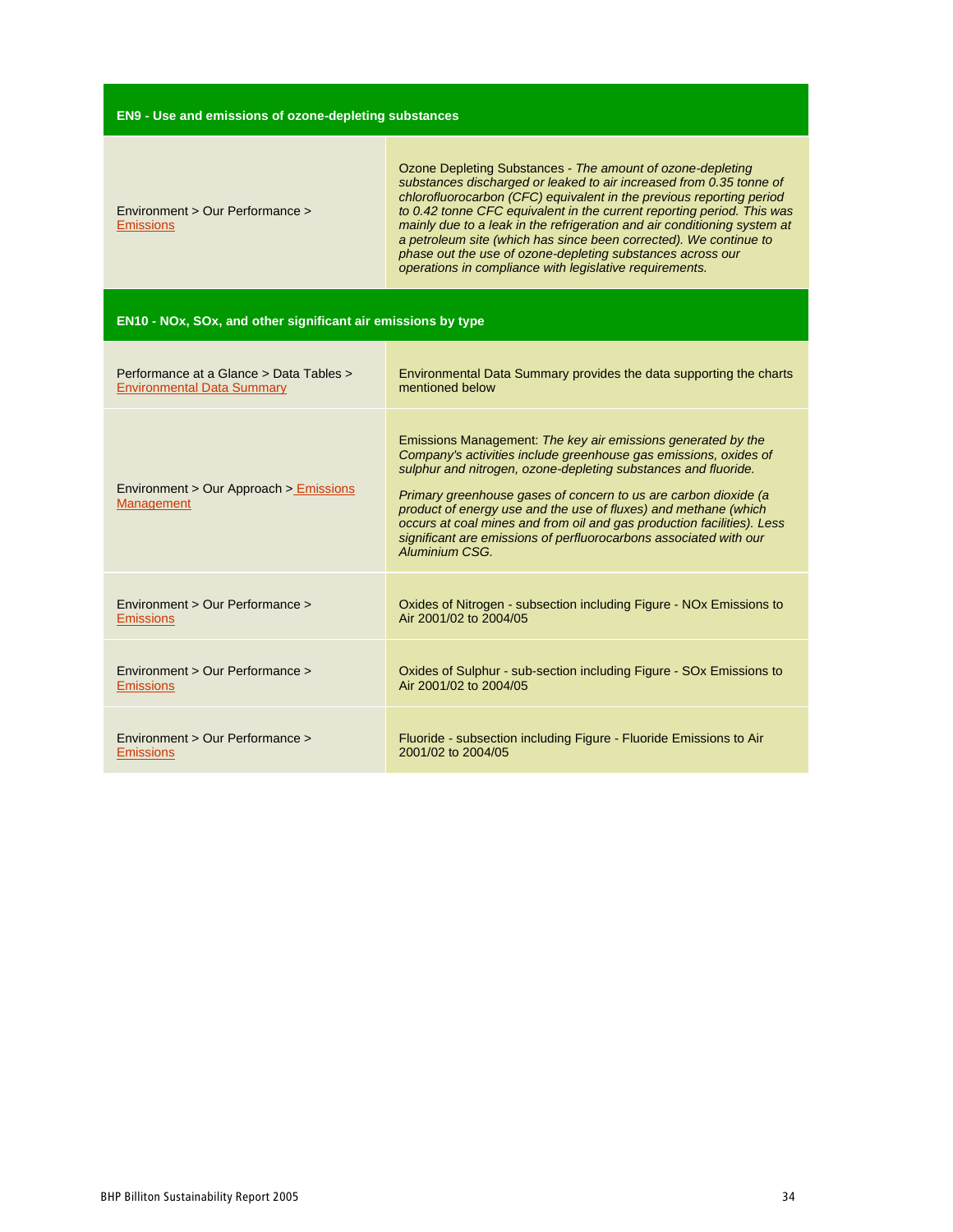| EN9 - Use and emissions of ozone-depleting substances | |
|---|---|
| Environment > Our Performance > Emissions | Ozone Depleting Substances - *The amount of ozone-depleting substances discharged or leaked to air increased from 0.35 tonne of chlorofluorocarbon (CFC) equivalent in the previous reporting period to 0.42 tonne CFC equivalent in the current reporting period. This was mainly due to a leak in the refrigeration and air conditioning system at a petroleum site (which has since been corrected). We continue to phase out the use of ozone-depleting substances across our operations in compliance with legislative requirements.* |

| EN10 - NOx, SOx, and other significant air emissions by type | |
|---|---|
| Performance at a Glance > Data Tables > Environmental Data Summary | Environmental Data Summary provides the data supporting the charts mentioned below |
| Environment > Our Approach > Emissions Management | Emissions Management: *The key air emissions generated by the Company's activities include greenhouse gas emissions, oxides of sulphur and nitrogen, ozone-depleting substances and fluoride.* <br><br> *Primary greenhouse gases of concern to us are carbon dioxide (a product of energy use and the use of fluxes) and methane (which occurs at coal mines and from oil and gas production facilities). Less significant are emissions of perfluorocarbons associated with our Aluminium CSG.* |
| Environment > Our Performance > Emissions | Oxides of Nitrogen - subsection including Figure - NOx Emissions to Air 2001/02 to 2004/05 |
| Environment > Our Performance > Emissions | Oxides of Sulphur - sub-section including Figure - SOx Emissions to Air 2001/02 to 2004/05 |
| Environment > Our Performance > Emissions | Fluoride - subsection including Figure - Fluoride Emissions to Air 2001/02 to 2004/05 |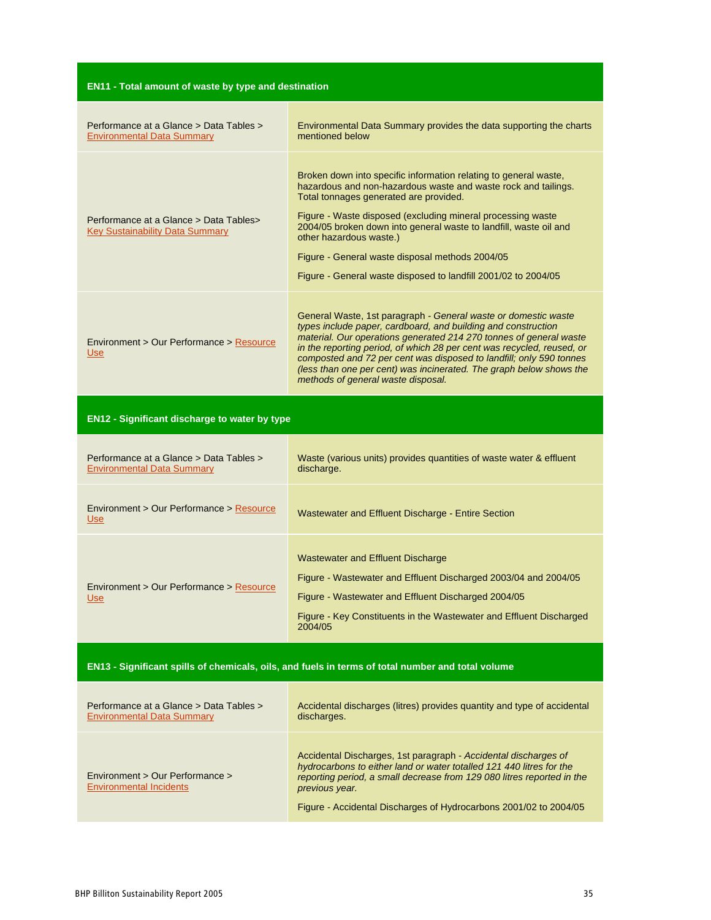| **EN11 - Total amount of waste by type and destination** | |
|---|---|
| Performance at a Glance > Data Tables > Environmental Data Summary | Environmental Data Summary provides the data supporting the charts mentioned below |
| Performance at a Glance > Data Tables> Key Sustainability Data Summary | Broken down into specific information relating to general waste, hazardous and non-hazardous waste and waste rock and tailings. Total tonnages generated are provided.<br><br>Figure - Waste disposed (excluding mineral processing waste 2004/05 broken down into general waste to landfill, waste oil and other hazardous waste.)<br><br>Figure - General waste disposal methods 2004/05<br><br>Figure - General waste disposed to landfill 2001/02 to 2004/05 |
| Environment > Our Performance > Resource Use | General Waste, 1st paragraph - *General waste or domestic waste types include paper, cardboard, and building and construction material. Our operations generated 214 270 tonnes of general waste in the reporting period, of which 28 per cent was recycled, reused, or composted and 72 per cent was disposed to landfill; only 590 tonnes (less than one per cent) was incinerated. The graph below shows the methods of general waste disposal.* |
| **EN12 - Significant discharge to water by type** | |
| Performance at a Glance > Data Tables > Environmental Data Summary | Waste (various units) provides quantities of waste water & effluent discharge. |
| Environment > Our Performance > Resource Use | Wastewater and Effluent Discharge - Entire Section |
| Environment > Our Performance > Resource Use | Wastewater and Effluent Discharge<br><br>Figure - Wastewater and Effluent Discharged 2003/04 and 2004/05<br><br>Figure - Wastewater and Effluent Discharged 2004/05<br><br>Figure - Key Constituents in the Wastewater and Effluent Discharged 2004/05 |
| **EN13 - Significant spills of chemicals, oils, and fuels in terms of total number and total volume** | |
| Performance at a Glance > Data Tables > Environmental Data Summary | Accidental discharges (litres) provides quantity and type of accidental discharges. |
| Environment > Our Performance > Environmental Incidents | Accidental Discharges, 1st paragraph - *Accidental discharges of hydrocarbons to either land or water totalled 121 440 litres for the reporting period, a small decrease from 129 080 litres reported in the previous year.*<br><br>Figure - Accidental Discharges of Hydrocarbons 2001/02 to 2004/05 |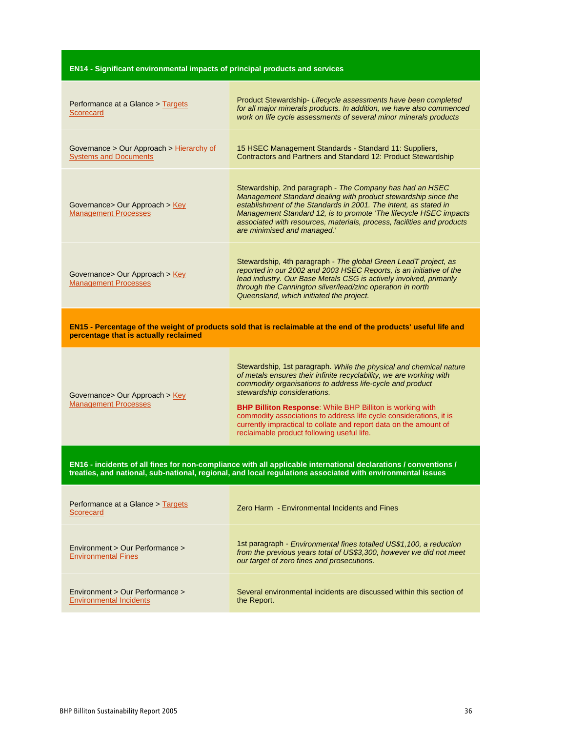| EN14 - Significant environmental impacts of principal products and services | |
|---|---|
| Performance at a Glance > Targets Scorecard | Product Stewardship- *Lifecycle assessments have been completed for all major minerals products. In addition, we have also commenced work on life cycle assessments of several minor minerals products* |
| Governance > Our Approach > Hierarchy of Systems and Documents | 15 HSEC Management Standards - Standard 11: Suppliers, Contractors and Partners and Standard 12: Product Stewardship |
| Governance> Our Approach > Key Management Processes | Stewardship, 2nd paragraph - *The Company has had an HSEC Management Standard dealing with product stewardship since the establishment of the Standards in 2001. The intent, as stated in Management Standard 12, is to promote 'The lifecycle HSEC impacts associated with resources, materials, process, facilities and products are minimised and managed.'* |
| Governance> Our Approach > Key Management Processes | Stewardship, 4th paragraph - *The global Green LeadT project, as reported in our 2002 and 2003 HSEC Reports, is an initiative of the lead industry. Our Base Metals CSG is actively involved, primarily through the Cannington silver/lead/zinc operation in north Queensland, which initiated the project.* |
| **EN15 - Percentage of the weight of products sold that is reclaimable at the end of the products' useful life and percentage that is actually reclaimed** | |
| Governance> Our Approach > Key Management Processes | Stewardship, 1st paragraph. *While the physical and chemical nature of metals ensures their infinite recyclability, we are working with commodity organisations to address life-cycle and product stewardship considerations.*<br><br>**BHP Billiton Response**: While BHP Billiton is working with commodity associations to address life cycle considerations, it is currently impractical to collate and report data on the amount of reclaimable product following useful life. |
| **EN16 - incidents of all fines for non-compliance with all applicable international declarations / conventions / treaties, and national, sub-national, regional, and local regulations associated with environmental issues** | |
| Performance at a Glance > Targets Scorecard | Zero Harm - Environmental Incidents and Fines |
| Environment > Our Performance > Environmental Fines | 1st paragraph - *Environmental fines totalled US$1,100, a reduction from the previous years total of US$3,300, however we did not meet our target of zero fines and prosecutions.* |
| Environment > Our Performance > Environmental Incidents | Several environmental incidents are discussed within this section of the Report. |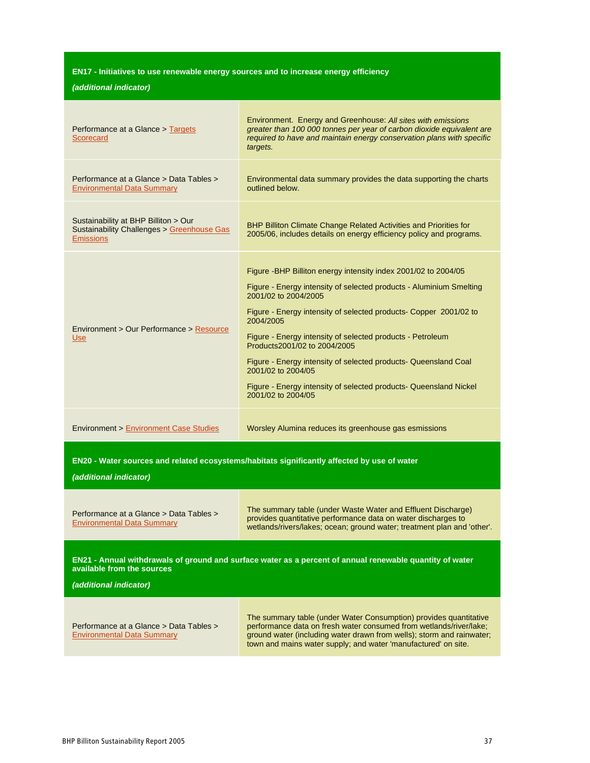## EN17 - Initiatives to use renewable energy sources and to increase energy efficiency

***(additional indicator)***

| | |
|---|---|
| Performance at a Glance > Targets Scorecard | Environment. Energy and Greenhouse: *All sites with emissions greater than 100 000 tonnes per year of carbon dioxide equivalent are required to have and maintain energy conservation plans with specific targets.* |
| Performance at a Glance > Data Tables > Environmental Data Summary | Environmental data summary provides the data supporting the charts outlined below. |
| Sustainability at BHP Billiton > Our Sustainability Challenges > Greenhouse Gas Emissions | BHP Billiton Climate Change Related Activities and Priorities for 2005/06, includes details on energy efficiency policy and programs. |
| Environment > Our Performance > Resource Use | Figure -BHP Billiton energy intensity index 2001/02 to 2004/05<br><br>Figure - Energy intensity of selected products - Aluminium Smelting 2001/02 to 2004/2005<br><br>Figure - Energy intensity of selected products- Copper 2001/02 to 2004/2005<br><br>Figure - Energy intensity of selected products - Petroleum Products2001/02 to 2004/2005<br><br>Figure - Energy intensity of selected products- Queensland Coal 2001/02 to 2004/05<br><br>Figure - Energy intensity of selected products- Queensland Nickel 2001/02 to 2004/05 |
| Environment > Environment Case Studies | Worsley Alumina reduces its greenhouse gas esmissions |

## EN20 - Water sources and related ecosystems/habitats significantly affected by use of water

***(additional indicator)***

| | |
|---|---|
| Performance at a Glance > Data Tables > Environmental Data Summary | The summary table (under Waste Water and Effluent Discharge) provides quantitative performance data on water discharges to wetlands/rivers/lakes; ocean; ground water; treatment plan and 'other'. |

## EN21 - Annual withdrawals of ground and surface water as a percent of annual renewable quantity of water available from the sources

***(additional indicator)***

| | |
|---|---|
| Performance at a Glance > Data Tables > Environmental Data Summary | The summary table (under Water Consumption) provides quantitative performance data on fresh water consumed from wetlands/river/lake; ground water (including water drawn from wells); storm and rainwater; town and mains water supply; and water 'manufactured' on site. |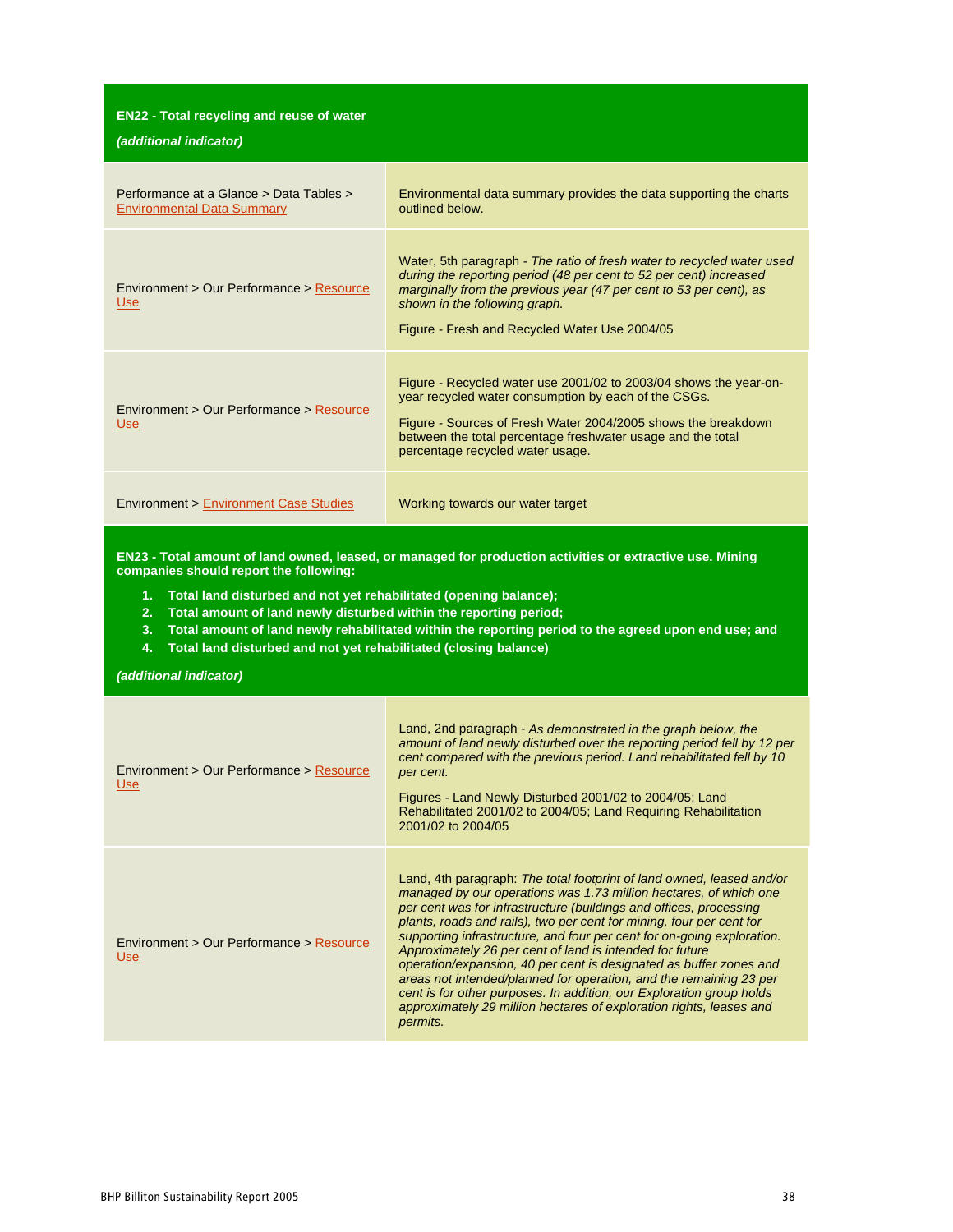**EN22 - Total recycling and reuse of water**

***(additional indicator)***

| | |
|---|---|
| Performance at a Glance > Data Tables > Environmental Data Summary | Environmental data summary provides the data supporting the charts outlined below. |
| Environment > Our Performance > Resource Use | Water, 5th paragraph - *The ratio of fresh water to recycled water used during the reporting period (48 per cent to 52 per cent) increased marginally from the previous year (47 per cent to 53 per cent), as shown in the following graph.*<br><br>Figure - Fresh and Recycled Water Use 2004/05 |
| Environment > Our Performance > Resource Use | Figure - Recycled water use 2001/02 to 2003/04 shows the year-on-year recycled water consumption by each of the CSGs.<br><br>Figure - Sources of Fresh Water 2004/2005 shows the breakdown between the total percentage freshwater usage and the total percentage recycled water usage. |
| Environment > Environment Case Studies | Working towards our water target |

**EN23 - Total amount of land owned, leased, or managed for production activities or extractive use. Mining companies should report the following:**

1. **Total land disturbed and not yet rehabilitated (opening balance);**
2. **Total amount of land newly disturbed within the reporting period;**
3. **Total amount of land newly rehabilitated within the reporting period to the agreed upon end use; and**
4. **Total land disturbed and not yet rehabilitated (closing balance)**

***(additional indicator)***

| | |
|---|---|
| Environment > Our Performance > Resource Use | Land, 2nd paragraph - *As demonstrated in the graph below, the amount of land newly disturbed over the reporting period fell by 12 per cent compared with the previous period. Land rehabilitated fell by 10 per cent.*<br><br>Figures - Land Newly Disturbed 2001/02 to 2004/05; Land Rehabilitated 2001/02 to 2004/05; Land Requiring Rehabilitation 2001/02 to 2004/05 |
| Environment > Our Performance > Resource Use | Land, 4th paragraph: *The total footprint of land owned, leased and/or managed by our operations was 1.73 million hectares, of which one per cent was for infrastructure (buildings and offices, processing plants, roads and rails), two per cent for mining, four per cent for supporting infrastructure, and four per cent for on-going exploration. Approximately 26 per cent of land is intended for future operation/expansion, 40 per cent is designated as buffer zones and areas not intended/planned for operation, and the remaining 23 per cent is for other purposes. In addition, our Exploration group holds approximately 29 million hectares of exploration rights, leases and permits.* |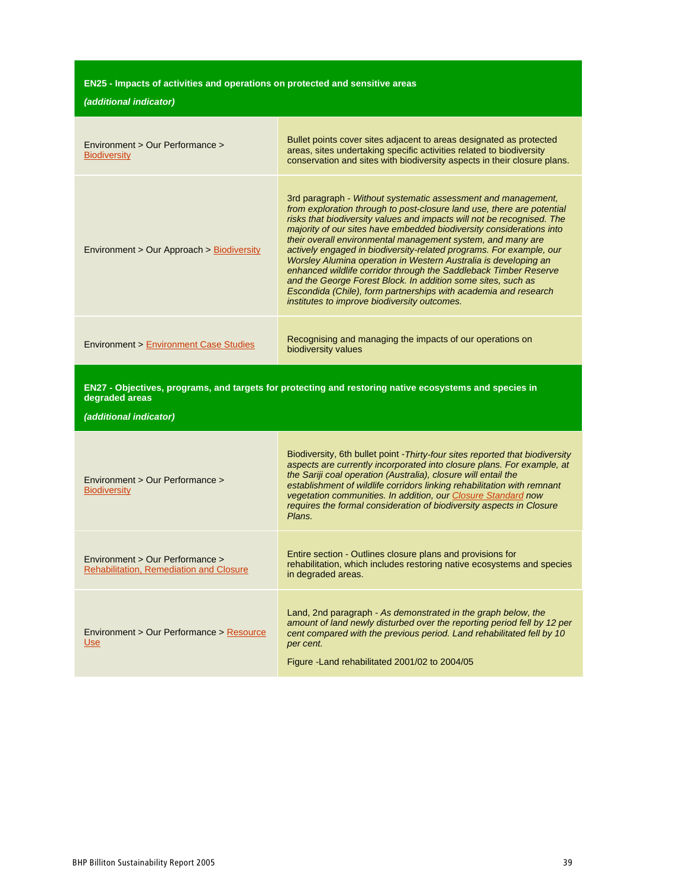| **EN25 - Impacts of activities and operations on protected and sensitive areas** *(additional indicator)* | |
|---|---|
| Environment > Our Performance > Biodiversity | Bullet points cover sites adjacent to areas designated as protected areas, sites undertaking specific activities related to biodiversity conservation and sites with biodiversity aspects in their closure plans. |
| Environment > Our Approach > Biodiversity | 3rd paragraph - *Without systematic assessment and management, from exploration through to post-closure land use, there are potential risks that biodiversity values and impacts will not be recognised. The majority of our sites have embedded biodiversity considerations into their overall environmental management system, and many are actively engaged in biodiversity-related programs. For example, our Worsley Alumina operation in Western Australia is developing an enhanced wildlife corridor through the Saddleback Timber Reserve and the George Forest Block. In addition some sites, such as Escondida (Chile), form partnerships with academia and research institutes to improve biodiversity outcomes.* |
| Environment > Environment Case Studies | Recognising and managing the impacts of our operations on biodiversity values |
| **EN27 - Objectives, programs, and targets for protecting and restoring native ecosystems and species in degraded areas** *(additional indicator)* | |
| Environment > Our Performance > Biodiversity | Biodiversity, 6th bullet point -*Thirty-four sites reported that biodiversity aspects are currently incorporated into closure plans. For example, at the Sariji coal operation (Australia), closure will entail the establishment of wildlife corridors linking rehabilitation with remnant vegetation communities. In addition, our Closure Standard now requires the formal consideration of biodiversity aspects in Closure Plans.* |
| Environment > Our Performance > Rehabilitation, Remediation and Closure | Entire section - Outlines closure plans and provisions for rehabilitation, which includes restoring native ecosystems and species in degraded areas. |
| Environment > Our Performance > Resource Use | Land, 2nd paragraph - *As demonstrated in the graph below, the amount of land newly disturbed over the reporting period fell by 12 per cent compared with the previous period. Land rehabilitated fell by 10 per cent.*<br><br>Figure -Land rehabilitated 2001/02 to 2004/05 |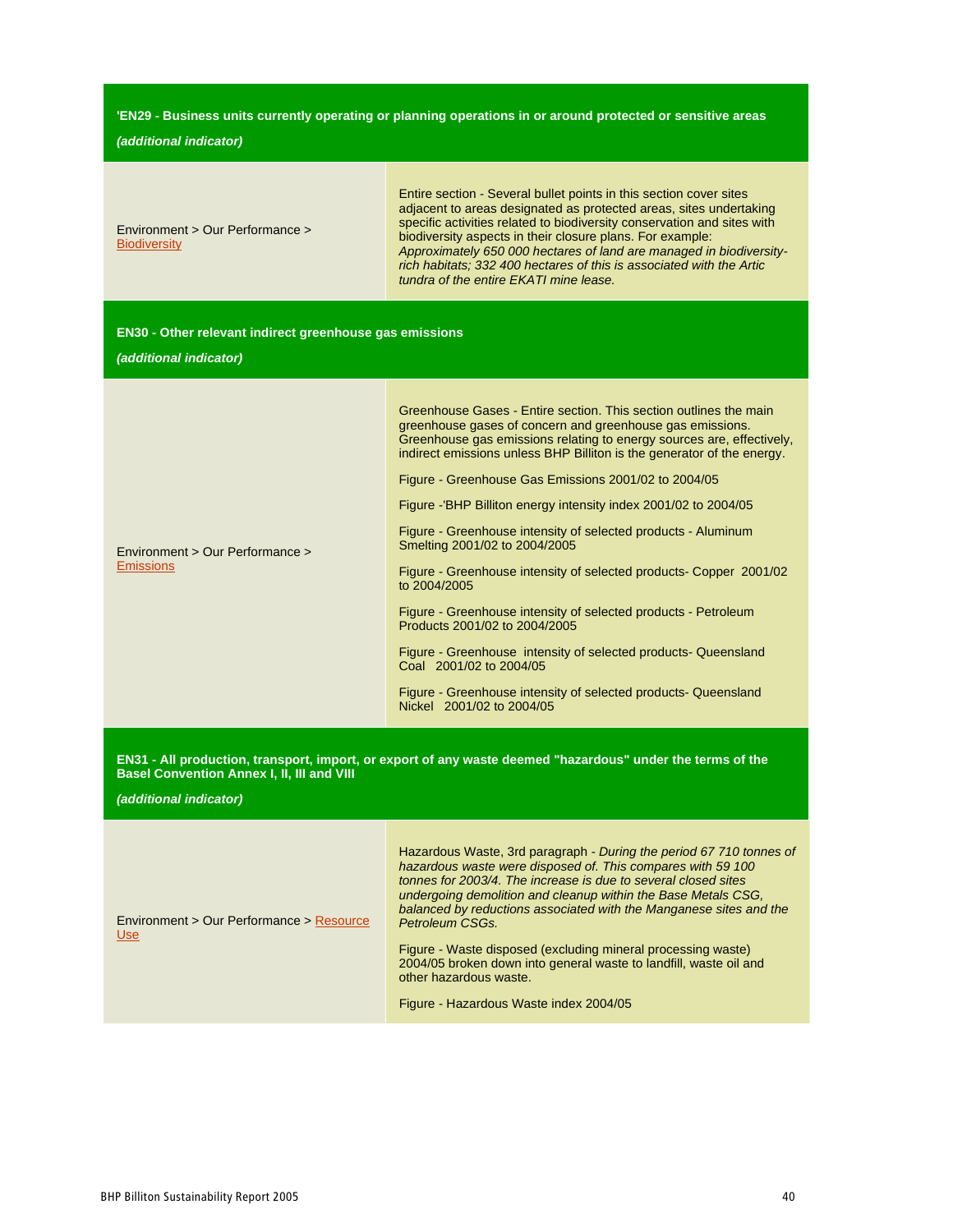### 'EN29 - Business units currently operating or planning operations in or around protected or sensitive areas

***(additional indicator)***

| | |
|---|---|
| Environment > Our Performance > Biodiversity | Entire section - Several bullet points in this section cover sites adjacent to areas designated as protected areas, sites undertaking specific activities related to biodiversity conservation and sites with biodiversity aspects in their closure plans. For example: *Approximately 650 000 hectares of land are managed in biodiversity-rich habitats; 332 400 hectares of this is associated with the Artic tundra of the entire EKATI mine lease.* |

### EN30 - Other relevant indirect greenhouse gas emissions

***(additional indicator)***

| | |
|---|---|
| Environment > Our Performance > Emissions | Greenhouse Gases - Entire section. This section outlines the main greenhouse gases of concern and greenhouse gas emissions. Greenhouse gas emissions relating to energy sources are, effectively, indirect emissions unless BHP Billiton is the generator of the energy.<br><br>Figure - Greenhouse Gas Emissions 2001/02 to 2004/05<br><br>Figure -'BHP Billiton energy intensity index 2001/02 to 2004/05<br><br>Figure - Greenhouse intensity of selected products - Aluminum Smelting 2001/02 to 2004/2005<br><br>Figure - Greenhouse intensity of selected products- Copper 2001/02 to 2004/2005<br><br>Figure - Greenhouse intensity of selected products - Petroleum Products 2001/02 to 2004/2005<br><br>Figure - Greenhouse intensity of selected products- Queensland Coal 2001/02 to 2004/05<br><br>Figure - Greenhouse intensity of selected products- Queensland Nickel 2001/02 to 2004/05 |

### EN31 - All production, transport, import, or export of any waste deemed "hazardous" under the terms of the Basel Convention Annex I, II, III and VIII

***(additional indicator)***

| | |
|---|---|
| Environment > Our Performance > Resource Use | Hazardous Waste, 3rd paragraph - *During the period 67 710 tonnes of hazardous waste were disposed of. This compares with 59 100 tonnes for 2003/4. The increase is due to several closed sites undergoing demolition and cleanup within the Base Metals CSG, balanced by reductions associated with the Manganese sites and the Petroleum CSGs.*<br><br>Figure - Waste disposed (excluding mineral processing waste) 2004/05 broken down into general waste to landfill, waste oil and other hazardous waste.<br><br>Figure - Hazardous Waste index 2004/05 |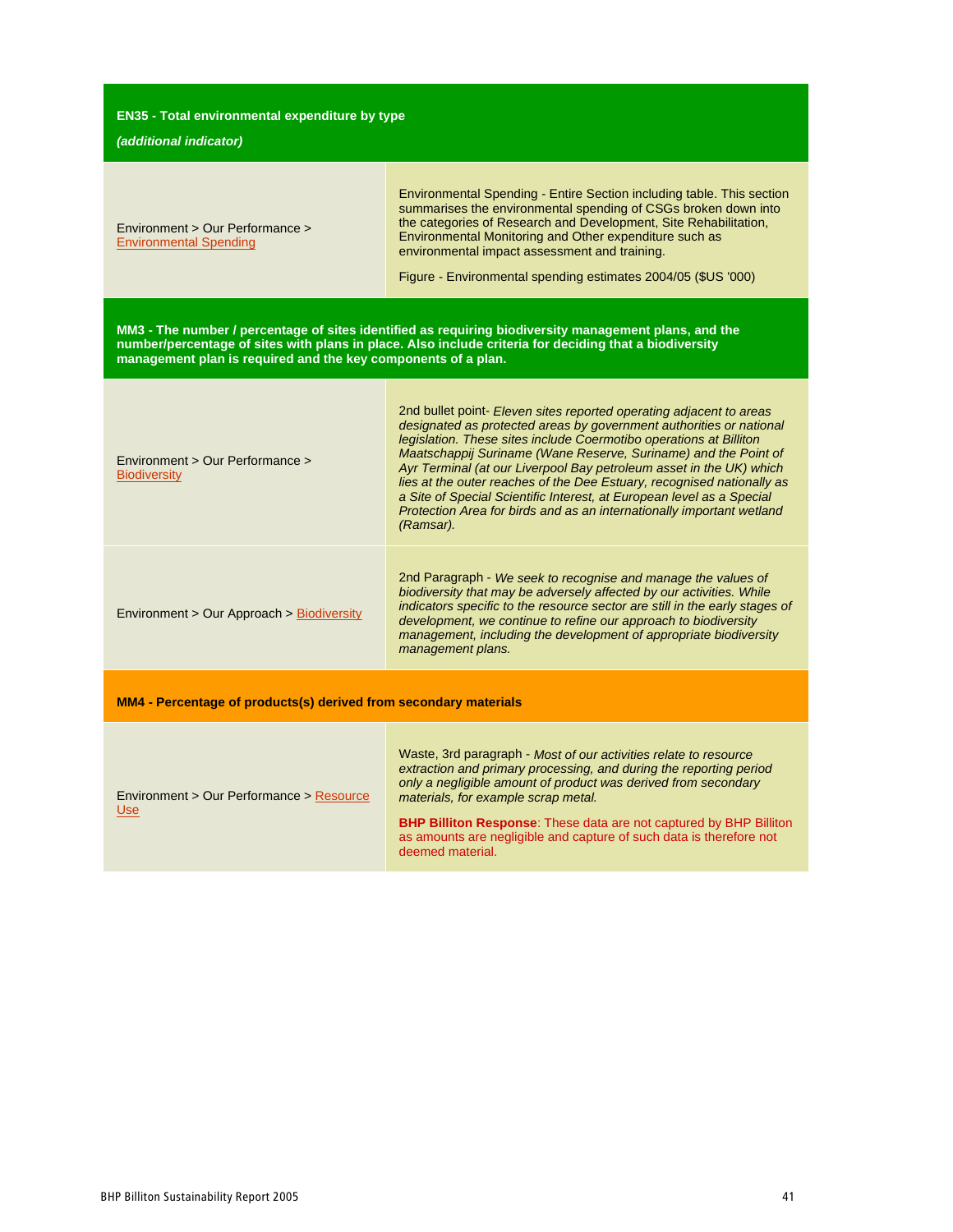| **EN35 - Total environmental expenditure by type** *(additional indicator)* | |
|---|---|
| Environment > Our Performance > Environmental Spending | Environmental Spending - Entire Section including table. This section summarises the environmental spending of CSGs broken down into the categories of Research and Development, Site Rehabilitation, Environmental Monitoring and Other expenditure such as environmental impact assessment and training.<br><br>Figure - Environmental spending estimates 2004/05 ($US '000) |
| **MM3 - The number / percentage of sites identified as requiring biodiversity management plans, and the number/percentage of sites with plans in place. Also include criteria for deciding that a biodiversity management plan is required and the key components of a plan.** | |
| Environment > Our Performance > Biodiversity | 2nd bullet point- *Eleven sites reported operating adjacent to areas designated as protected areas by government authorities or national legislation. These sites include Coermotibo operations at Billiton Maatschappij Suriname (Wane Reserve, Suriname) and the Point of Ayr Terminal (at our Liverpool Bay petroleum asset in the UK) which lies at the outer reaches of the Dee Estuary, recognised nationally as a Site of Special Scientific Interest, at European level as a Special Protection Area for birds and as an internationally important wetland (Ramsar).* |
| Environment > Our Approach > Biodiversity | 2nd Paragraph - *We seek to recognise and manage the values of biodiversity that may be adversely affected by our activities. While indicators specific to the resource sector are still in the early stages of development, we continue to refine our approach to biodiversity management, including the development of appropriate biodiversity management plans.* |
| **MM4 - Percentage of products(s) derived from secondary materials** | |
| Environment > Our Performance > Resource Use | Waste, 3rd paragraph - *Most of our activities relate to resource extraction and primary processing, and during the reporting period only a negligible amount of product was derived from secondary materials, for example scrap metal.*<br><br>**BHP Billiton Response**: These data are not captured by BHP Billiton as amounts are negligible and capture of such data is therefore not deemed material. |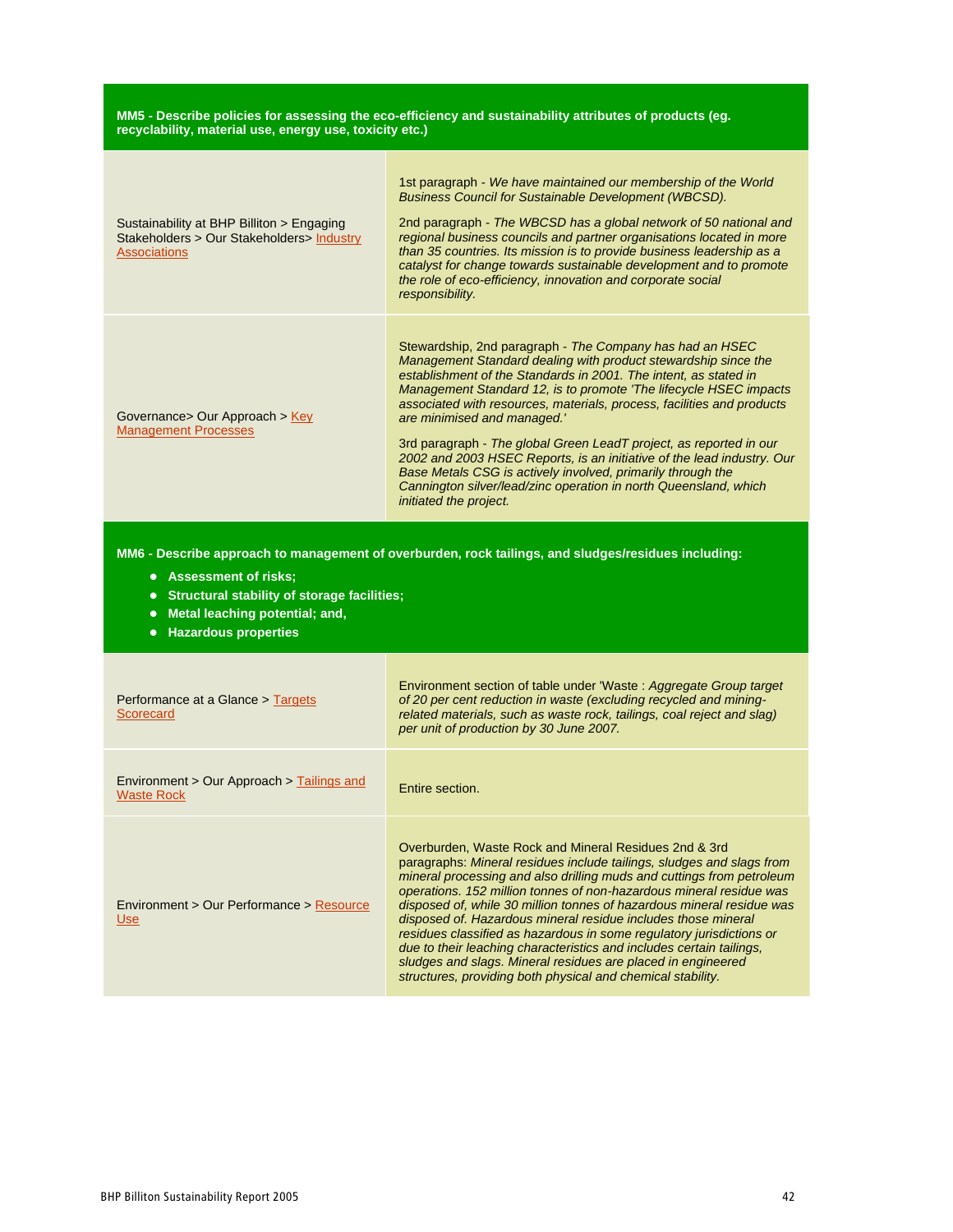**MM5 - Describe policies for assessing the eco-efficiency and sustainability attributes of products (eg. recyclability, material use, energy use, toxicity etc.)**

| | |
|---|---|
| Sustainability at BHP Billiton > Engaging Stakeholders > Our Stakeholders> Industry Associations | 1st paragraph - *We have maintained our membership of the World Business Council for Sustainable Development (WBCSD).*<br><br>2nd paragraph - *The WBCSD has a global network of 50 national and regional business councils and partner organisations located in more than 35 countries. Its mission is to provide business leadership as a catalyst for change towards sustainable development and to promote the role of eco-efficiency, innovation and corporate social responsibility.* |
| Governance> Our Approach > Key Management Processes | Stewardship, 2nd paragraph - *The Company has had an HSEC Management Standard dealing with product stewardship since the establishment of the Standards in 2001. The intent, as stated in Management Standard 12, is to promote 'The lifecycle HSEC impacts associated with resources, materials, process, facilities and products are minimised and managed.'*<br><br>3rd paragraph - *The global Green LeadT project, as reported in our 2002 and 2003 HSEC Reports, is an initiative of the lead industry. Our Base Metals CSG is actively involved, primarily through the Cannington silver/lead/zinc operation in north Queensland, which initiated the project.* |

**MM6 - Describe approach to management of overburden, rock tailings, and sludges/residues including:**

- **Assessment of risks;**
- **Structural stability of storage facilities;**
- **Metal leaching potential; and,**
- **Hazardous properties**

| | |
|---|---|
| Performance at a Glance > Targets Scorecard | Environment section of table under 'Waste : *Aggregate Group target of 20 per cent reduction in waste (excluding recycled and mining-related materials, such as waste rock, tailings, coal reject and slag) per unit of production by 30 June 2007.* |
| Environment > Our Approach > Tailings and Waste Rock | Entire section. |
| Environment > Our Performance > Resource Use | Overburden, Waste Rock and Mineral Residues 2nd & 3rd paragraphs: *Mineral residues include tailings, sludges and slags from mineral processing and also drilling muds and cuttings from petroleum operations. 152 million tonnes of non-hazardous mineral residue was disposed of, while 30 million tonnes of hazardous mineral residue was disposed of. Hazardous mineral residue includes those mineral residues classified as hazardous in some regulatory jurisdictions or due to their leaching characteristics and includes certain tailings, sludges and slags. Mineral residues are placed in engineered structures, providing both physical and chemical stability.* |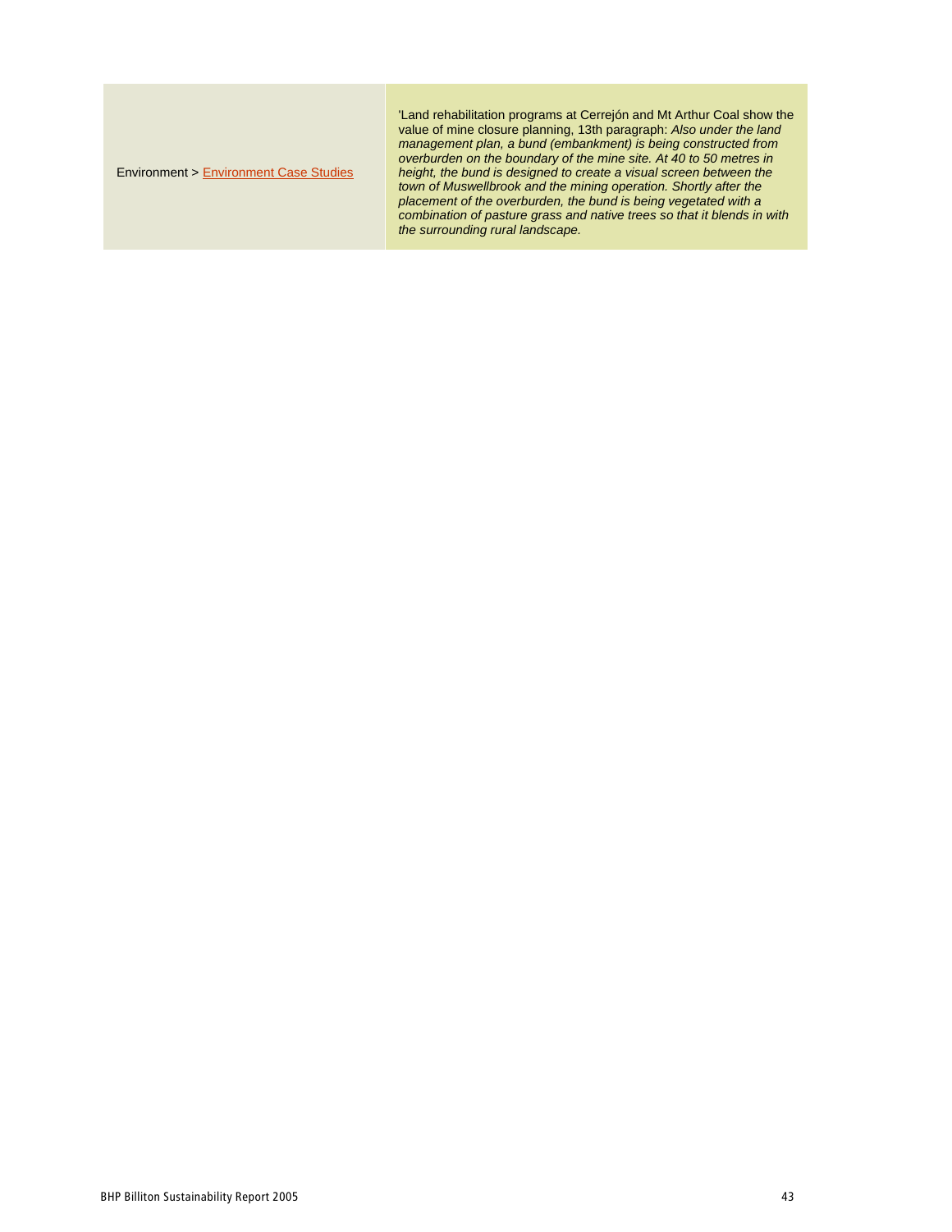| | |
|---|---|
| Environment > Environment Case Studies | 'Land rehabilitation programs at Cerrejón and Mt Arthur Coal show the value of mine closure planning, 13th paragraph: *Also under the land management plan, a bund (embankment) is being constructed from overburden on the boundary of the mine site. At 40 to 50 metres in height, the bund is designed to create a visual screen between the town of Muswellbrook and the mining operation. Shortly after the placement of the overburden, the bund is being vegetated with a combination of pasture grass and native trees so that it blends in with the surrounding rural landscape.* |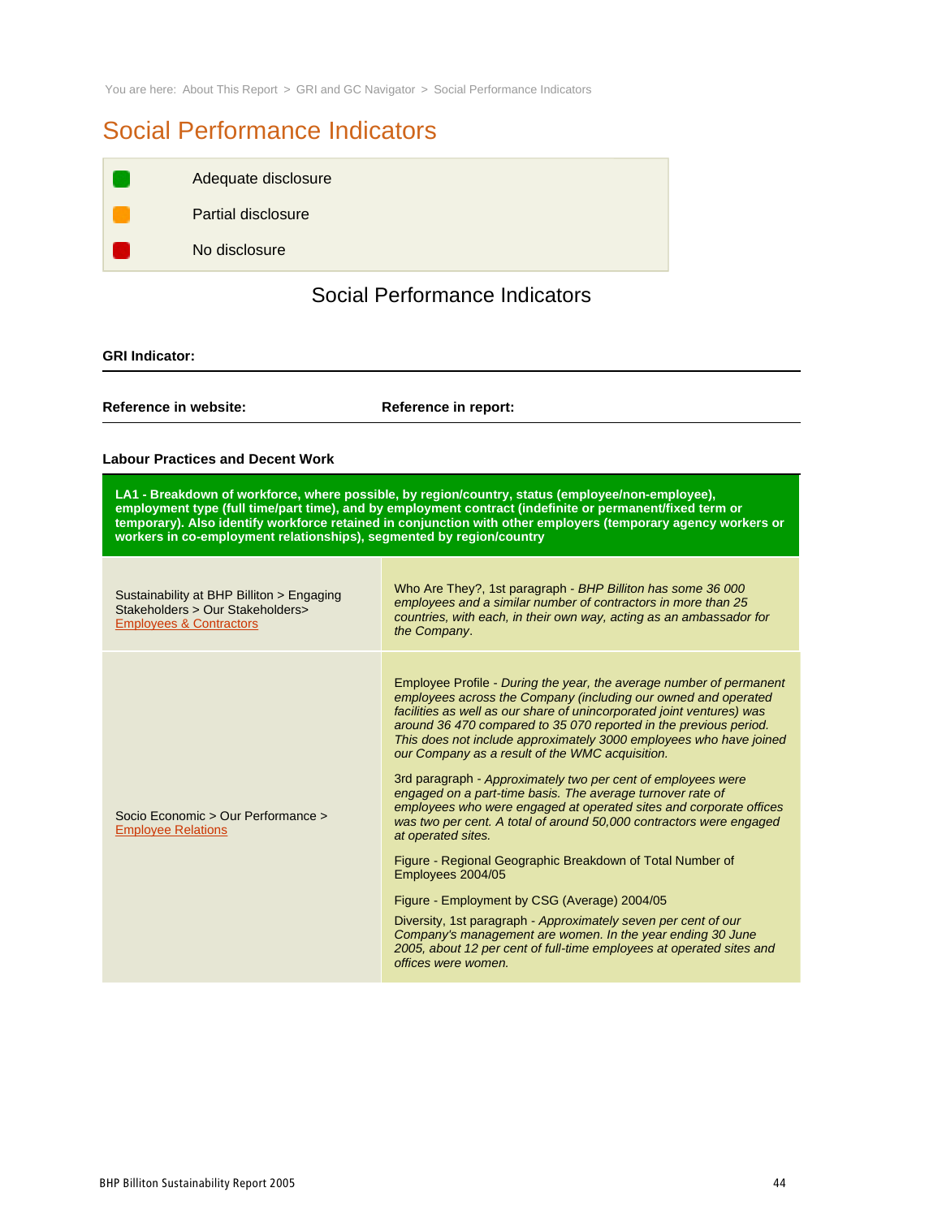You are here: About This Report > GRI and GC Navigator > Social Performance Indicators

# Social Performance Indicators

| | |
|---|---|
| 🟩 | Adequate disclosure |
| 🟧 | Partial disclosure |
| 🟥 | No disclosure |

## Social Performance Indicators

**GRI Indicator:**

| **Reference in website:** | **Reference in report:** |
|---|---|

### Labour Practices and Decent Work

**LA1 - Breakdown of workforce, where possible, by region/country, status (employee/non-employee), employment type (full time/part time), and by employment contract (indefinite or permanent/fixed term or temporary). Also identify workforce retained in conjunction with other employers (temporary agency workers or workers in co-employment relationships), segmented by region/country**

| Reference in website | Reference in report |
|---|---|
| Sustainability at BHP Billiton > Engaging Stakeholders > Our Stakeholders> Employees & Contractors | Who Are They?, 1st paragraph - *BHP Billiton has some 36 000 employees and a similar number of contractors in more than 25 countries, with each, in their own way, acting as an ambassador for the Company*. |
| Socio Economic > Our Performance > Employee Relations | Employee Profile - *During the year, the average number of permanent employees across the Company (including our owned and operated facilities as well as our share of unincorporated joint ventures) was around 36 470 compared to 35 070 reported in the previous period. This does not include approximately 3000 employees who have joined our Company as a result of the WMC acquisition.*<br><br>3rd paragraph - *Approximately two per cent of employees were engaged on a part-time basis. The average turnover rate of employees who were engaged at operated sites and corporate offices was two per cent. A total of around 50,000 contractors were engaged at operated sites.*<br><br>Figure - Regional Geographic Breakdown of Total Number of Employees 2004/05<br><br>Figure - Employment by CSG (Average) 2004/05<br><br>Diversity, 1st paragraph - *Approximately seven per cent of our Company's management are women. In the year ending 30 June 2005, about 12 per cent of full-time employees at operated sites and offices were women.* |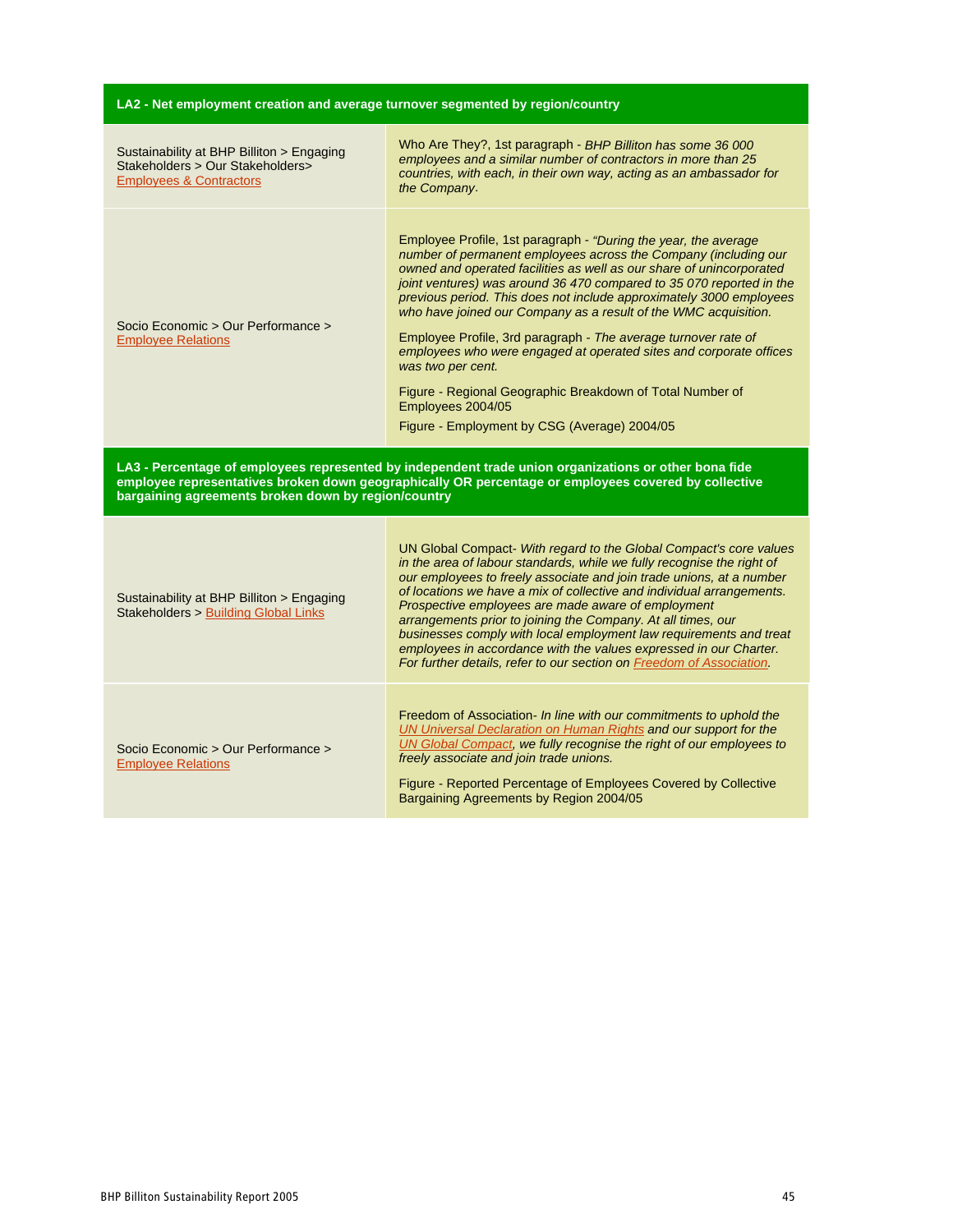| LA2 - Net employment creation and average turnover segmented by region/country | |
|---|---|
| Sustainability at BHP Billiton > Engaging Stakeholders > Our Stakeholders> Employees & Contractors | Who Are They?, 1st paragraph - *BHP Billiton has some 36 000 employees and a similar number of contractors in more than 25 countries, with each, in their own way, acting as an ambassador for the Company*. |
| Socio Economic > Our Performance > Employee Relations | Employee Profile, 1st paragraph - *"During the year, the average number of permanent employees across the Company (including our owned and operated facilities as well as our share of unincorporated joint ventures) was around 36 470 compared to 35 070 reported in the previous period. This does not include approximately 3000 employees who have joined our Company as a result of the WMC acquisition.*<br><br>Employee Profile, 3rd paragraph - *The average turnover rate of employees who were engaged at operated sites and corporate offices was two per cent.*<br><br>Figure - Regional Geographic Breakdown of Total Number of Employees 2004/05<br><br>Figure - Employment by CSG (Average) 2004/05 |

| LA3 - Percentage of employees represented by independent trade union organizations or other bona fide employee representatives broken down geographically OR percentage or employees covered by collective bargaining agreements broken down by region/country | |
|---|---|
| Sustainability at BHP Billiton > Engaging Stakeholders > Building Global Links | UN Global Compact- *With regard to the Global Compact's core values in the area of labour standards, while we fully recognise the right of our employees to freely associate and join trade unions, at a number of locations we have a mix of collective and individual arrangements. Prospective employees are made aware of employment arrangements prior to joining the Company. At all times, our businesses comply with local employment law requirements and treat employees in accordance with the values expressed in our Charter. For further details, refer to our section on Freedom of Association.* |
| Socio Economic > Our Performance > Employee Relations | Freedom of Association- *In line with our commitments to uphold the UN Universal Declaration on Human Rights and our support for the UN Global Compact, we fully recognise the right of our employees to freely associate and join trade unions.*<br><br>Figure - Reported Percentage of Employees Covered by Collective Bargaining Agreements by Region 2004/05 |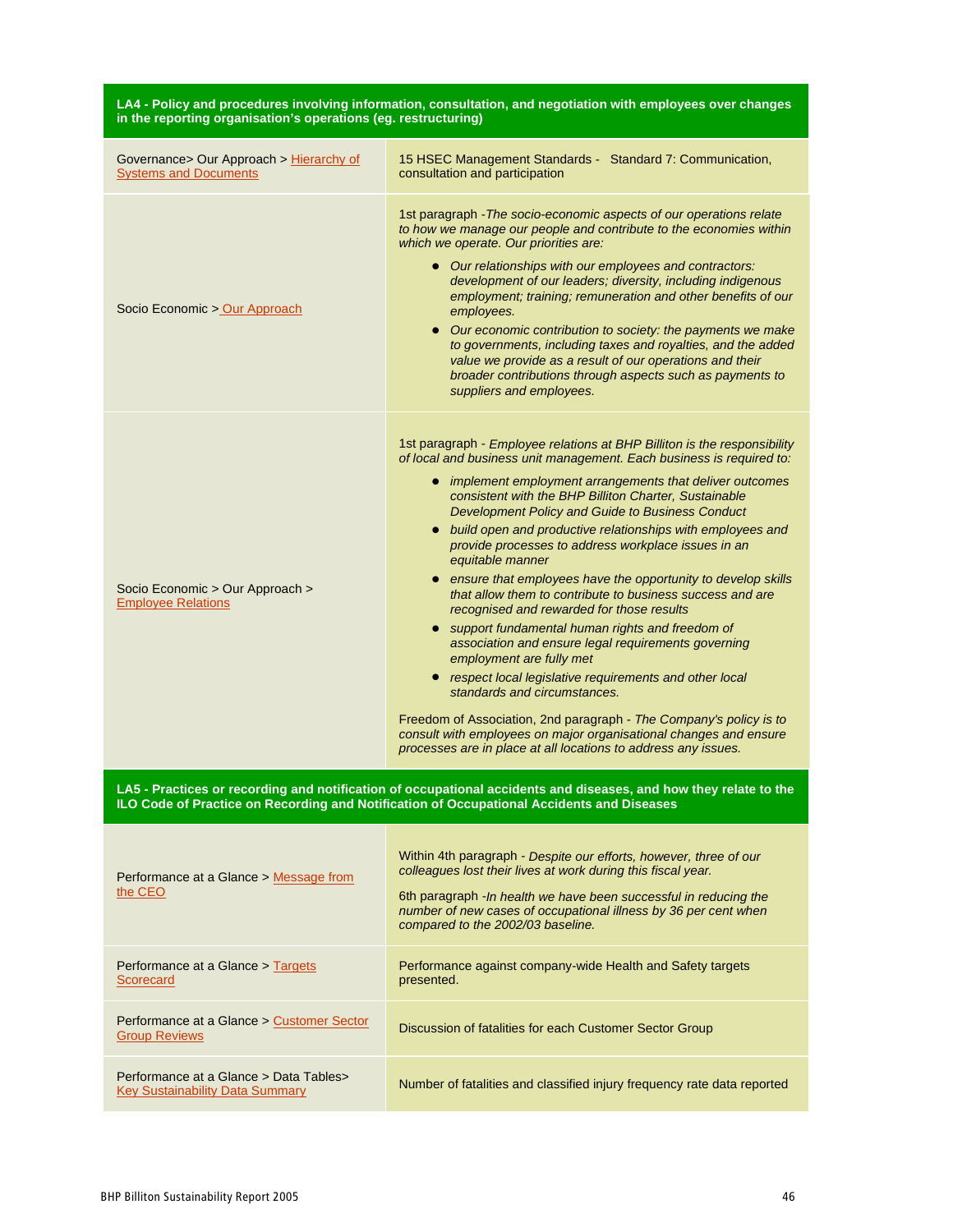| LA4 - Policy and procedures involving information, consultation, and negotiation with employees over changes in the reporting organisation's operations (eg. restructuring) | |
|---|---|
| Governance> Our Approach > Hierarchy of Systems and Documents | 15 HSEC Management Standards - Standard 7: Communication, consultation and participation |
| Socio Economic > Our Approach | 1st paragraph -*The socio-economic aspects of our operations relate to how we manage our people and contribute to the economies within which we operate. Our priorities are:*<br>• *Our relationships with our employees and contractors: development of our leaders; diversity, including indigenous employment; training; remuneration and other benefits of our employees.*<br>• *Our economic contribution to society: the payments we make to governments, including taxes and royalties, and the added value we provide as a result of our operations and their broader contributions through aspects such as payments to suppliers and employees.* |
| Socio Economic > Our Approach > Employee Relations | 1st paragraph - *Employee relations at BHP Billiton is the responsibility of local and business unit management. Each business is required to:*<br>• *implement employment arrangements that deliver outcomes consistent with the BHP Billiton Charter, Sustainable Development Policy and Guide to Business Conduct*<br>• *build open and productive relationships with employees and provide processes to address workplace issues in an equitable manner*<br>• *ensure that employees have the opportunity to develop skills that allow them to contribute to business success and are recognised and rewarded for those results*<br>• *support fundamental human rights and freedom of association and ensure legal requirements governing employment are fully met*<br>• *respect local legislative requirements and other local standards and circumstances.*<br><br>Freedom of Association, 2nd paragraph - *The Company's policy is to consult with employees on major organisational changes and ensure processes are in place at all locations to address any issues.* |
| **LA5 - Practices or recording and notification of occupational accidents and diseases, and how they relate to the ILO Code of Practice on Recording and Notification of Occupational Accidents and Diseases** | |
| Performance at a Glance > Message from the CEO | Within 4th paragraph - *Despite our efforts, however, three of our colleagues lost their lives at work during this fiscal year.*<br><br>6th paragraph -*In health we have been successful in reducing the number of new cases of occupational illness by 36 per cent when compared to the 2002/03 baseline.* |
| Performance at a Glance > Targets Scorecard | Performance against company-wide Health and Safety targets presented. |
| Performance at a Glance > Customer Sector Group Reviews | Discussion of fatalities for each Customer Sector Group |
| Performance at a Glance > Data Tables> Key Sustainability Data Summary | Number of fatalities and classified injury frequency rate data reported |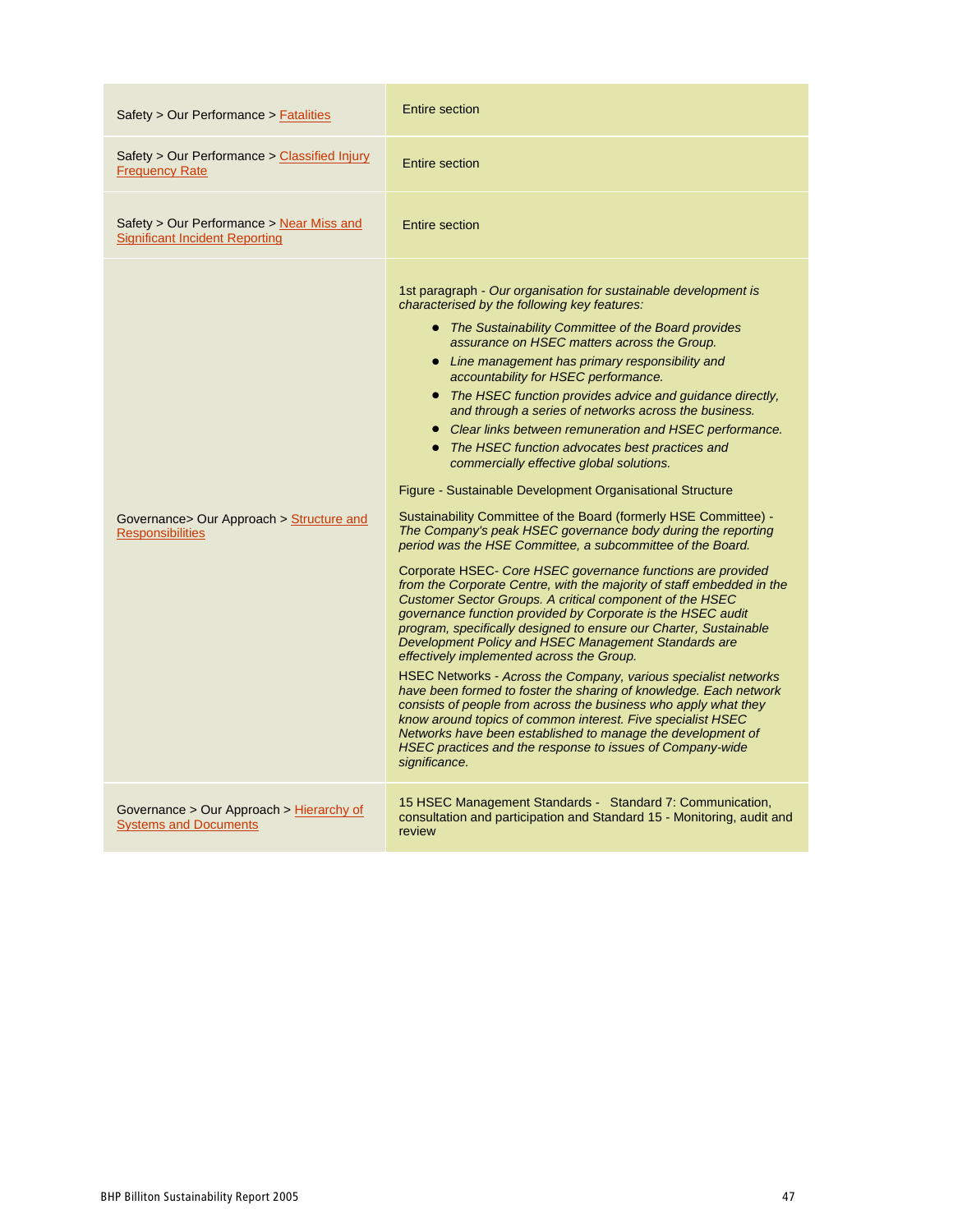| | |
|---|---|
| Safety > Our Performance > Fatalities | Entire section |
| Safety > Our Performance > Classified Injury Frequency Rate | Entire section |
| Safety > Our Performance > Near Miss and Significant Incident Reporting | Entire section |
| Governance> Our Approach > Structure and Responsibilities | 1st paragraph - *Our organisation for sustainable development is characterised by the following key features:*<br>• *The Sustainability Committee of the Board provides assurance on HSEC matters across the Group.*<br>• *Line management has primary responsibility and accountability for HSEC performance.*<br>• *The HSEC function provides advice and guidance directly, and through a series of networks across the business.*<br>• *Clear links between remuneration and HSEC performance.*<br>• *The HSEC function advocates best practices and commercially effective global solutions.*<br><br>Figure - Sustainable Development Organisational Structure<br><br>Sustainability Committee of the Board (formerly HSE Committee) - *The Company's peak HSEC governance body during the reporting period was the HSE Committee, a subcommittee of the Board.*<br><br>Corporate HSEC- *Core HSEC governance functions are provided from the Corporate Centre, with the majority of staff embedded in the Customer Sector Groups. A critical component of the HSEC governance function provided by Corporate is the HSEC audit program, specifically designed to ensure our Charter, Sustainable Development Policy and HSEC Management Standards are effectively implemented across the Group.*<br><br>HSEC Networks - *Across the Company, various specialist networks have been formed to foster the sharing of knowledge. Each network consists of people from across the business who apply what they know around topics of common interest. Five specialist HSEC Networks have been established to manage the development of HSEC practices and the response to issues of Company-wide significance.* |
| Governance > Our Approach > Hierarchy of Systems and Documents | 15 HSEC Management Standards - Standard 7: Communication, consultation and participation and Standard 15 - Monitoring, audit and review |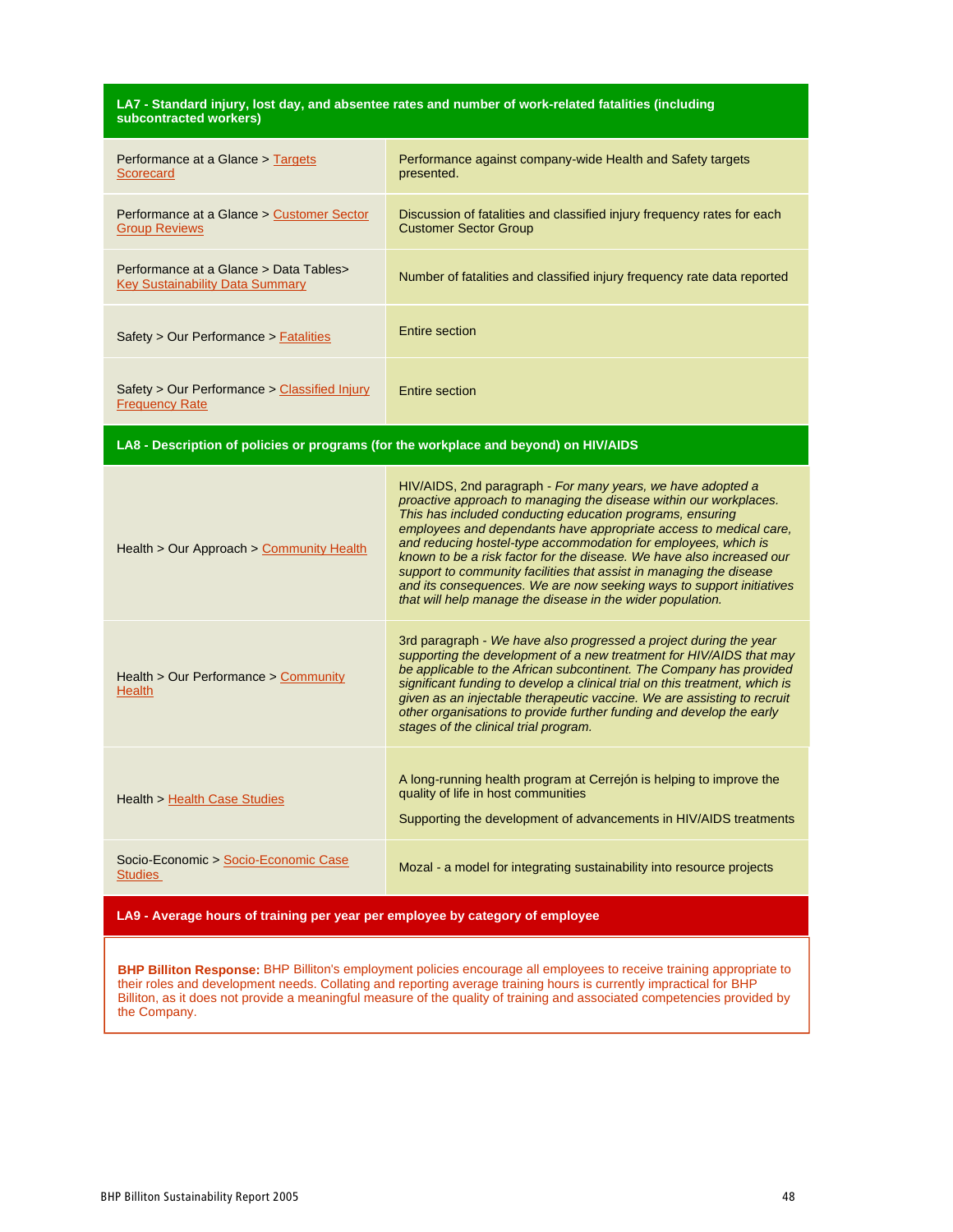| LA7 - Standard injury, lost day, and absentee rates and number of work-related fatalities (including subcontracted workers) | |
|---|---|
| Performance at a Glance > Targets Scorecard | Performance against company-wide Health and Safety targets presented. |
| Performance at a Glance > Customer Sector Group Reviews | Discussion of fatalities and classified injury frequency rates for each Customer Sector Group |
| Performance at a Glance > Data Tables> Key Sustainability Data Summary | Number of fatalities and classified injury frequency rate data reported |
| Safety > Our Performance > Fatalities | Entire section |
| Safety > Our Performance > Classified Injury Frequency Rate | Entire section |

| LA8 - Description of policies or programs (for the workplace and beyond) on HIV/AIDS | |
|---|---|
| Health > Our Approach > Community Health | HIV/AIDS, 2nd paragraph - *For many years, we have adopted a proactive approach to managing the disease within our workplaces. This has included conducting education programs, ensuring employees and dependants have appropriate access to medical care, and reducing hostel-type accommodation for employees, which is known to be a risk factor for the disease. We have also increased our support to community facilities that assist in managing the disease and its consequences. We are now seeking ways to support initiatives that will help manage the disease in the wider population.* |
| Health > Our Performance > Community Health | 3rd paragraph - *We have also progressed a project during the year supporting the development of a new treatment for HIV/AIDS that may be applicable to the African subcontinent. The Company has provided significant funding to develop a clinical trial on this treatment, which is given as an injectable therapeutic vaccine. We are assisting to recruit other organisations to provide further funding and develop the early stages of the clinical trial program.* |
| Health > Health Case Studies | A long-running health program at Cerrejón is helping to improve the quality of life in host communities<br><br>Supporting the development of advancements in HIV/AIDS treatments |
| Socio-Economic > Socio-Economic Case Studies | Mozal - a model for integrating sustainability into resource projects |

**LA9 - Average hours of training per year per employee by category of employee**

**BHP Billiton Response:** BHP Billiton's employment policies encourage all employees to receive training appropriate to their roles and development needs. Collating and reporting average training hours is currently impractical for BHP Billiton, as it does not provide a meaningful measure of the quality of training and associated competencies provided by the Company.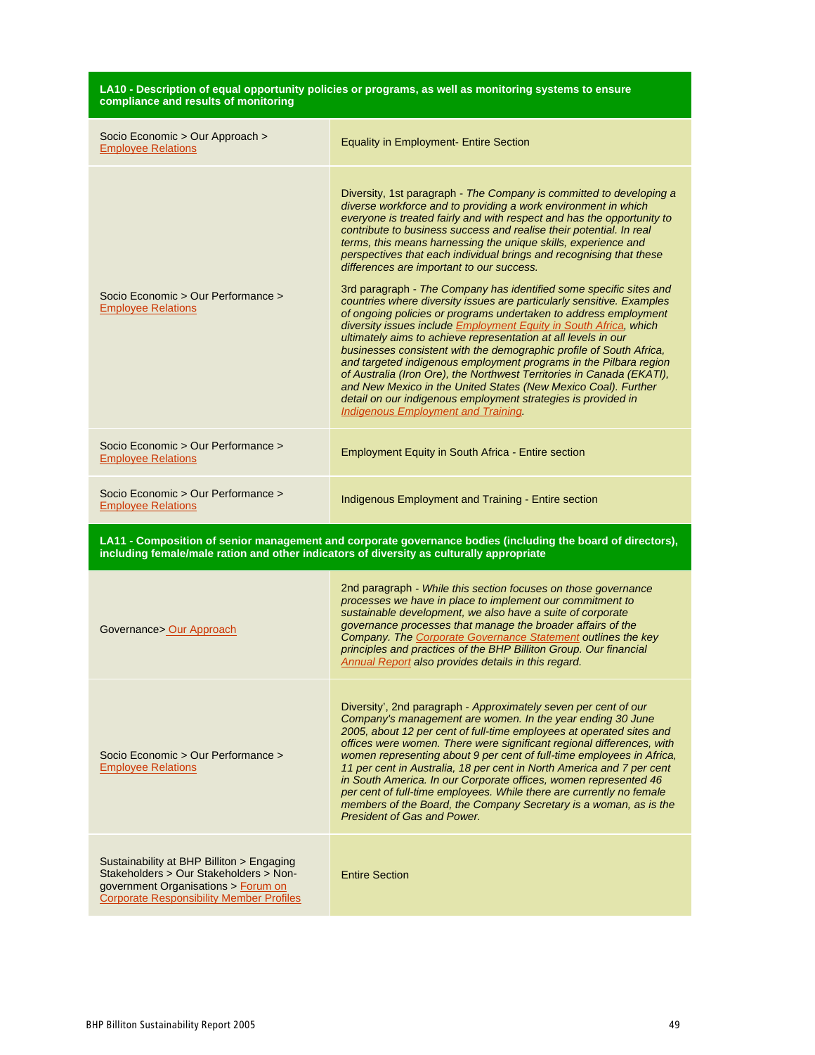| LA10 - Description of equal opportunity policies or programs, as well as monitoring systems to ensure compliance and results of monitoring | |
|---|---|
| Socio Economic > Our Approach > Employee Relations | Equality in Employment- Entire Section |
| Socio Economic > Our Performance > Employee Relations | Diversity, 1st paragraph - *The Company is committed to developing a diverse workforce and to providing a work environment in which everyone is treated fairly and with respect and has the opportunity to contribute to business success and realise their potential. In real terms, this means harnessing the unique skills, experience and perspectives that each individual brings and recognising that these differences are important to our success.* <br><br> 3rd paragraph - *The Company has identified some specific sites and countries where diversity issues are particularly sensitive. Examples of ongoing policies or programs undertaken to address employment diversity issues include Employment Equity in South Africa, which ultimately aims to achieve representation at all levels in our businesses consistent with the demographic profile of South Africa, and targeted indigenous employment programs in the Pilbara region of Australia (Iron Ore), the Northwest Territories in Canada (EKATI), and New Mexico in the United States (New Mexico Coal). Further detail on our indigenous employment strategies is provided in Indigenous Employment and Training.* |
| Socio Economic > Our Performance > Employee Relations | Employment Equity in South Africa - Entire section |
| Socio Economic > Our Performance > Employee Relations | Indigenous Employment and Training - Entire section |
| **LA11 - Composition of senior management and corporate governance bodies (including the board of directors), including female/male ration and other indicators of diversity as culturally appropriate** | |
| Governance> Our Approach | 2nd paragraph - *While this section focuses on those governance processes we have in place to implement our commitment to sustainable development, we also have a suite of corporate governance processes that manage the broader affairs of the Company. The Corporate Governance Statement outlines the key principles and practices of the BHP Billiton Group. Our financial Annual Report also provides details in this regard.* |
| Socio Economic > Our Performance > Employee Relations | Diversity', 2nd paragraph - *Approximately seven per cent of our Company's management are women. In the year ending 30 June 2005, about 12 per cent of full-time employees at operated sites and offices were women. There were significant regional differences, with women representing about 9 per cent of full-time employees in Africa, 11 per cent in Australia, 18 per cent in North America and 7 per cent in South America. In our Corporate offices, women represented 46 per cent of full-time employees. While there are currently no female members of the Board, the Company Secretary is a woman, as is the President of Gas and Power.* |
| Sustainability at BHP Billiton > Engaging Stakeholders > Our Stakeholders > Non-government Organisations > Forum on Corporate Responsibility Member Profiles | Entire Section |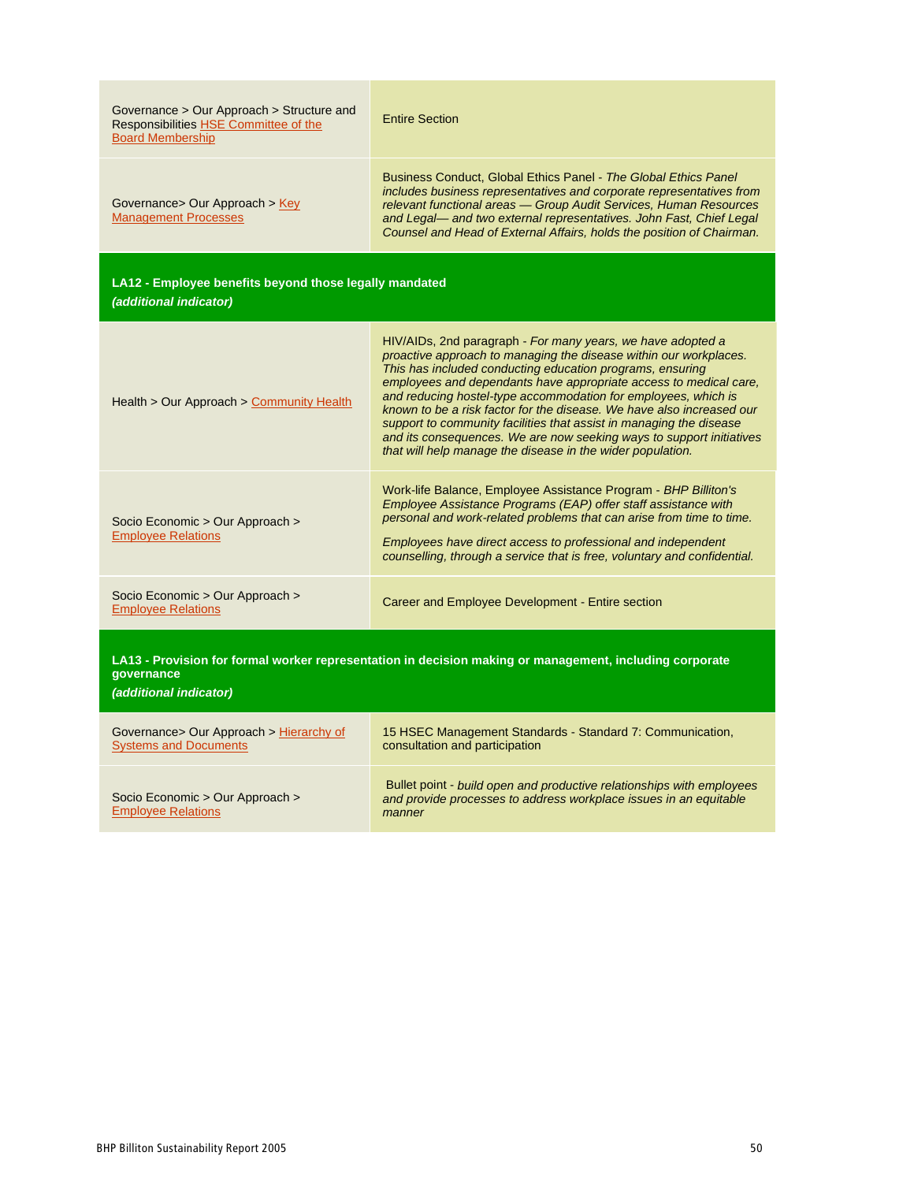| | |
|---|---|
| Governance > Our Approach > Structure and Responsibilities HSE Committee of the Board Membership | Entire Section |
| Governance> Our Approach > Key Management Processes | Business Conduct, Global Ethics Panel - *The Global Ethics Panel includes business representatives and corporate representatives from relevant functional areas — Group Audit Services, Human Resources and Legal— and two external representatives. John Fast, Chief Legal Counsel and Head of External Affairs, holds the position of Chairman.* |
| **LA12 - Employee benefits beyond those legally mandated** ***(additional indicator)*** | |
| Health > Our Approach > Community Health | HIV/AIDs, 2nd paragraph - *For many years, we have adopted a proactive approach to managing the disease within our workplaces. This has included conducting education programs, ensuring employees and dependants have appropriate access to medical care, and reducing hostel-type accommodation for employees, which is known to be a risk factor for the disease. We have also increased our support to community facilities that assist in managing the disease and its consequences. We are now seeking ways to support initiatives that will help manage the disease in the wider population.* |
| Socio Economic > Our Approach > Employee Relations | Work-life Balance, Employee Assistance Program - *BHP Billiton's Employee Assistance Programs (EAP) offer staff assistance with personal and work-related problems that can arise from time to time.* *Employees have direct access to professional and independent counselling, through a service that is free, voluntary and confidential.* |
| Socio Economic > Our Approach > Employee Relations | Career and Employee Development - Entire section |
| **LA13 - Provision for formal worker representation in decision making or management, including corporate governance** ***(additional indicator)*** | |
| Governance> Our Approach > Hierarchy of Systems and Documents | 15 HSEC Management Standards - Standard 7: Communication, consultation and participation |
| Socio Economic > Our Approach > Employee Relations | Bullet point - *build open and productive relationships with employees and provide processes to address workplace issues in an equitable manner* |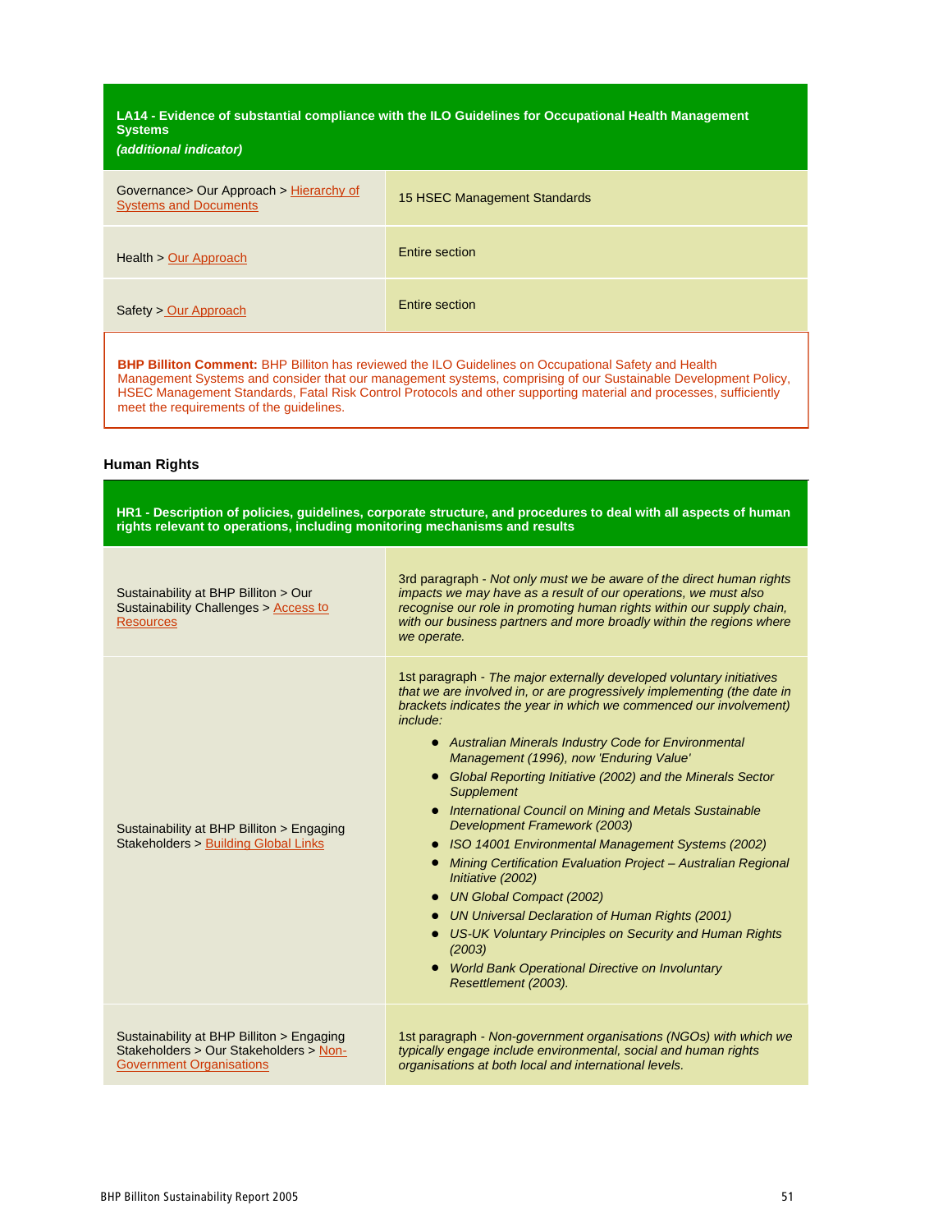| **LA14 - Evidence of substantial compliance with the ILO Guidelines for Occupational Health Management Systems** *(additional indicator)* | |
|---|---|
| Governance> Our Approach > Hierarchy of Systems and Documents | 15 HSEC Management Standards |
| Health > Our Approach | Entire section |
| Safety > Our Approach | Entire section |

**BHP Billiton Comment:** BHP Billiton has reviewed the ILO Guidelines on Occupational Safety and Health Management Systems and consider that our management systems, comprising of our Sustainable Development Policy, HSEC Management Standards, Fatal Risk Control Protocols and other supporting material and processes, sufficiently meet the requirements of the guidelines.

### Human Rights

| **HR1 - Description of policies, guidelines, corporate structure, and procedures to deal with all aspects of human rights relevant to operations, including monitoring mechanisms and results** | |
|---|---|
| Sustainability at BHP Billiton > Our Sustainability Challenges > Access to Resources | 3rd paragraph - *Not only must we be aware of the direct human rights impacts we may have as a result of our operations, we must also recognise our role in promoting human rights within our supply chain, with our business partners and more broadly within the regions where we operate.* |
| Sustainability at BHP Billiton > Engaging Stakeholders > Building Global Links | 1st paragraph - *The major externally developed voluntary initiatives that we are involved in, or are progressively implementing (the date in brackets indicates the year in which we commenced our involvement) include:* <br>• *Australian Minerals Industry Code for Environmental Management (1996), now 'Enduring Value'* <br>• *Global Reporting Initiative (2002) and the Minerals Sector Supplement* <br>• *International Council on Mining and Metals Sustainable Development Framework (2003)* <br>• *ISO 14001 Environmental Management Systems (2002)* <br>• *Mining Certification Evaluation Project – Australian Regional Initiative (2002)* <br>• *UN Global Compact (2002)* <br>• *UN Universal Declaration of Human Rights (2001)* <br>• *US-UK Voluntary Principles on Security and Human Rights (2003)* <br>• *World Bank Operational Directive on Involuntary Resettlement (2003).* |
| Sustainability at BHP Billiton > Engaging Stakeholders > Our Stakeholders > Non-Government Organisations | 1st paragraph - *Non-government organisations (NGOs) with which we typically engage include environmental, social and human rights organisations at both local and international levels.* |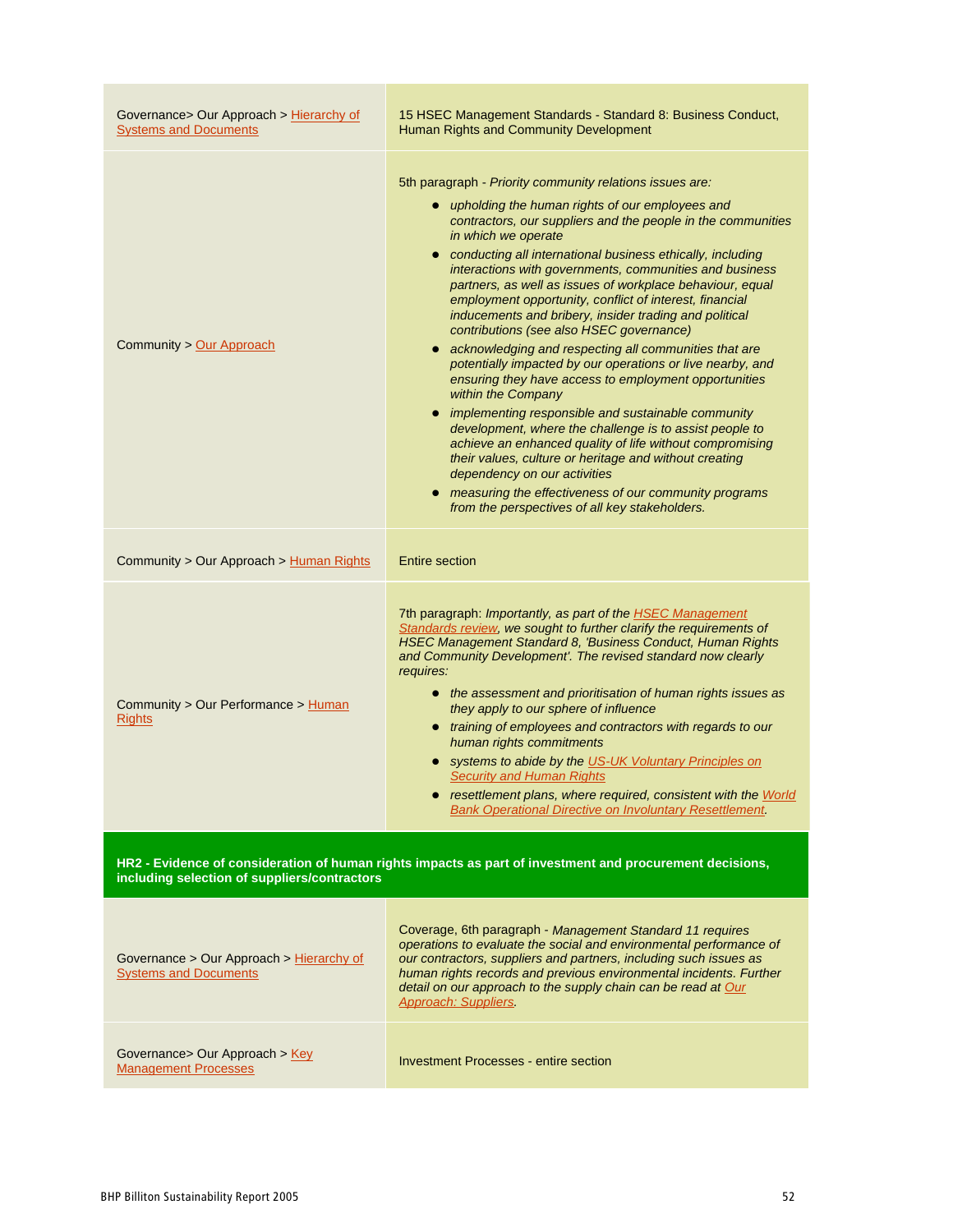| | |
|---|---|
| Governance> Our Approach > Hierarchy of Systems and Documents | 15 HSEC Management Standards - Standard 8: Business Conduct, Human Rights and Community Development |
| Community > Our Approach | 5th paragraph - *Priority community relations issues are:*<br>• *upholding the human rights of our employees and contractors, our suppliers and the people in the communities in which we operate*<br>• *conducting all international business ethically, including interactions with governments, communities and business partners, as well as issues of workplace behaviour, equal employment opportunity, conflict of interest, financial inducements and bribery, insider trading and political contributions (see also HSEC governance)*<br>• *acknowledging and respecting all communities that are potentially impacted by our operations or live nearby, and ensuring they have access to employment opportunities within the Company*<br>• *implementing responsible and sustainable community development, where the challenge is to assist people to achieve an enhanced quality of life without compromising their values, culture or heritage and without creating dependency on our activities*<br>• *measuring the effectiveness of our community programs from the perspectives of all key stakeholders.* |
| Community > Our Approach > Human Rights | Entire section |
| Community > Our Performance > Human Rights | 7th paragraph: *Importantly, as part of the HSEC Management Standards review, we sought to further clarify the requirements of HSEC Management Standard 8, 'Business Conduct, Human Rights and Community Development'. The revised standard now clearly requires:*<br>• *the assessment and prioritisation of human rights issues as they apply to our sphere of influence*<br>• *training of employees and contractors with regards to our human rights commitments*<br>• *systems to abide by the US-UK Voluntary Principles on Security and Human Rights*<br>• *resettlement plans, where required, consistent with the World Bank Operational Directive on Involuntary Resettlement.* |
| **HR2 - Evidence of consideration of human rights impacts as part of investment and procurement decisions, including selection of suppliers/contractors** | |
| Governance > Our Approach > Hierarchy of Systems and Documents | Coverage, 6th paragraph - *Management Standard 11 requires operations to evaluate the social and environmental performance of our contractors, suppliers and partners, including such issues as human rights records and previous environmental incidents. Further detail on our approach to the supply chain can be read at Our Approach: Suppliers.* |
| Governance> Our Approach > Key Management Processes | Investment Processes - entire section |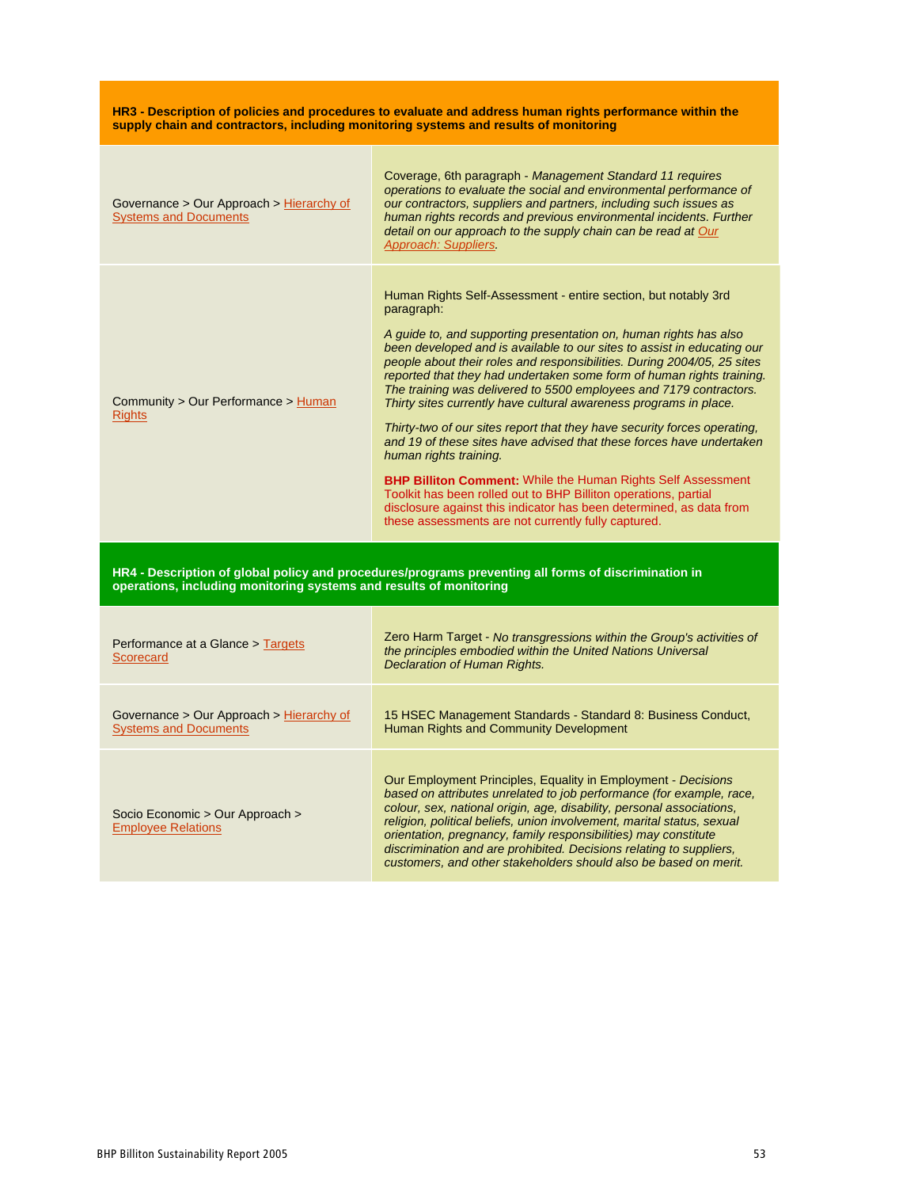| **HR3 - Description of policies and procedures to evaluate and address human rights performance within the supply chain and contractors, including monitoring systems and results of monitoring** | |
|---|---|
| Governance > Our Approach > Hierarchy of Systems and Documents | Coverage, 6th paragraph - *Management Standard 11 requires operations to evaluate the social and environmental performance of our contractors, suppliers and partners, including such issues as human rights records and previous environmental incidents. Further detail on our approach to the supply chain can be read at Our Approach: Suppliers.* |
| Community > Our Performance > Human Rights | Human Rights Self-Assessment - entire section, but notably 3rd paragraph:<br><br>*A guide to, and supporting presentation on, human rights has also been developed and is available to our sites to assist in educating our people about their roles and responsibilities. During 2004/05, 25 sites reported that they had undertaken some form of human rights training. The training was delivered to 5500 employees and 7179 contractors. Thirty sites currently have cultural awareness programs in place.*<br><br>*Thirty-two of our sites report that they have security forces operating, and 19 of these sites have advised that these forces have undertaken human rights training.*<br><br>**BHP Billiton Comment:** While the Human Rights Self Assessment Toolkit has been rolled out to BHP Billiton operations, partial disclosure against this indicator has been determined, as data from these assessments are not currently fully captured. |

| **HR4 - Description of global policy and procedures/programs preventing all forms of discrimination in operations, including monitoring systems and results of monitoring** | |
|---|---|
| Performance at a Glance > Targets Scorecard | Zero Harm Target - *No transgressions within the Group's activities of the principles embodied within the United Nations Universal Declaration of Human Rights.* |
| Governance > Our Approach > Hierarchy of Systems and Documents | 15 HSEC Management Standards - Standard 8: Business Conduct, Human Rights and Community Development |
| Socio Economic > Our Approach > Employee Relations | Our Employment Principles, Equality in Employment - *Decisions based on attributes unrelated to job performance (for example, race, colour, sex, national origin, age, disability, personal associations, religion, political beliefs, union involvement, marital status, sexual orientation, pregnancy, family responsibilities) may constitute discrimination and are prohibited. Decisions relating to suppliers, customers, and other stakeholders should also be based on merit.* |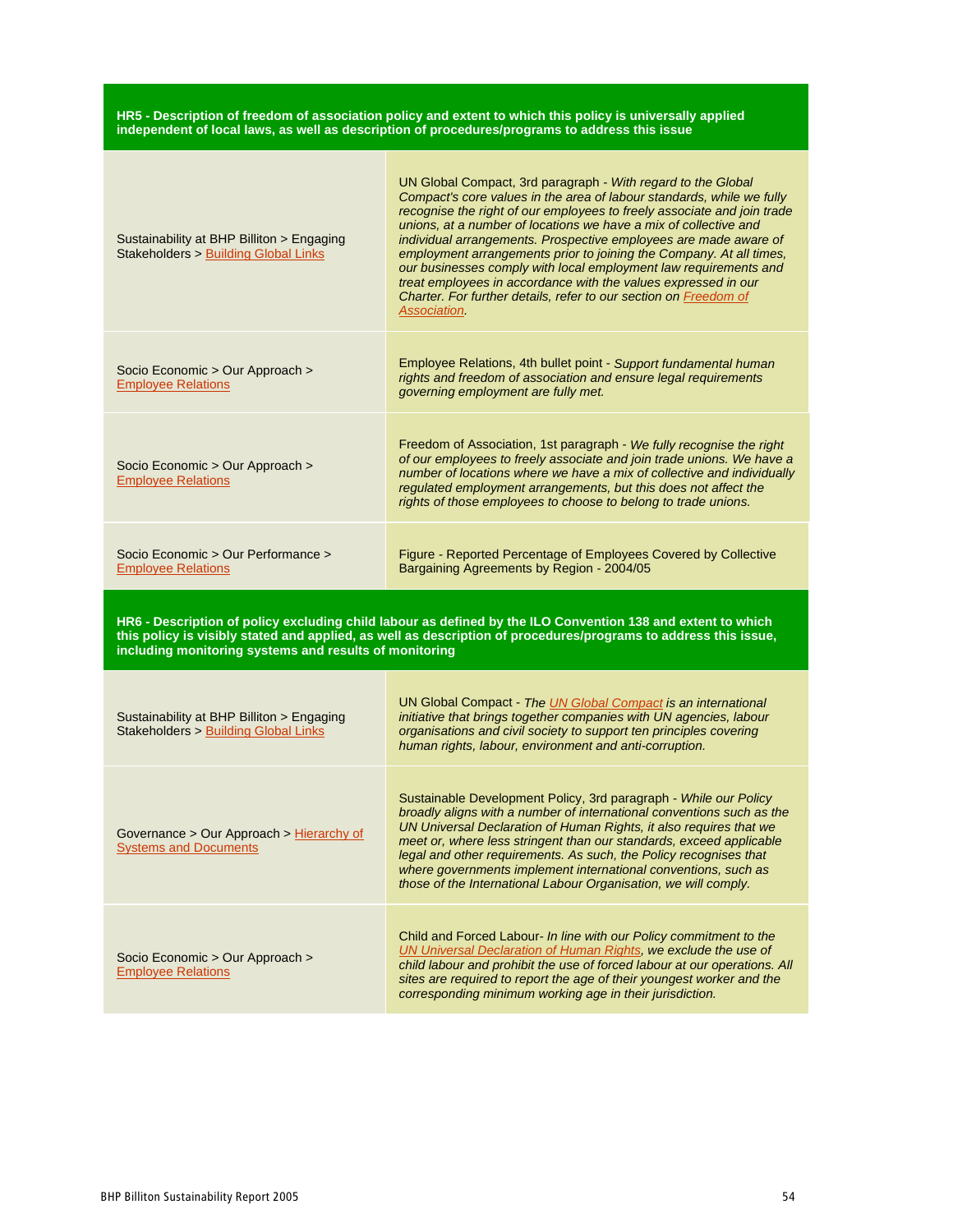| **HR5 - Description of freedom of association policy and extent to which this policy is universally applied independent of local laws, as well as description of procedures/programs to address this issue** | |
|---|---|
| Sustainability at BHP Billiton > Engaging Stakeholders > Building Global Links | UN Global Compact, 3rd paragraph - *With regard to the Global Compact's core values in the area of labour standards, while we fully recognise the right of our employees to freely associate and join trade unions, at a number of locations we have a mix of collective and individual arrangements. Prospective employees are made aware of employment arrangements prior to joining the Company. At all times, our businesses comply with local employment law requirements and treat employees in accordance with the values expressed in our Charter. For further details, refer to our section on Freedom of Association.* |
| Socio Economic > Our Approach > Employee Relations | Employee Relations, 4th bullet point - *Support fundamental human rights and freedom of association and ensure legal requirements governing employment are fully met.* |
| Socio Economic > Our Approach > Employee Relations | Freedom of Association, 1st paragraph - *We fully recognise the right of our employees to freely associate and join trade unions. We have a number of locations where we have a mix of collective and individually regulated employment arrangements, but this does not affect the rights of those employees to choose to belong to trade unions.* |
| Socio Economic > Our Performance > Employee Relations | Figure - Reported Percentage of Employees Covered by Collective Bargaining Agreements by Region - 2004/05 |
| **HR6 - Description of policy excluding child labour as defined by the ILO Convention 138 and extent to which this policy is visibly stated and applied, as well as description of procedures/programs to address this issue, including monitoring systems and results of monitoring** | |
| Sustainability at BHP Billiton > Engaging Stakeholders > Building Global Links | UN Global Compact - *The UN Global Compact is an international initiative that brings together companies with UN agencies, labour organisations and civil society to support ten principles covering human rights, labour, environment and anti-corruption.* |
| Governance > Our Approach > Hierarchy of Systems and Documents | Sustainable Development Policy, 3rd paragraph - *While our Policy broadly aligns with a number of international conventions such as the UN Universal Declaration of Human Rights, it also requires that we meet or, where less stringent than our standards, exceed applicable legal and other requirements. As such, the Policy recognises that where governments implement international conventions, such as those of the International Labour Organisation, we will comply.* |
| Socio Economic > Our Approach > Employee Relations | Child and Forced Labour- *In line with our Policy commitment to the UN Universal Declaration of Human Rights, we exclude the use of child labour and prohibit the use of forced labour at our operations. All sites are required to report the age of their youngest worker and the corresponding minimum working age in their jurisdiction.* |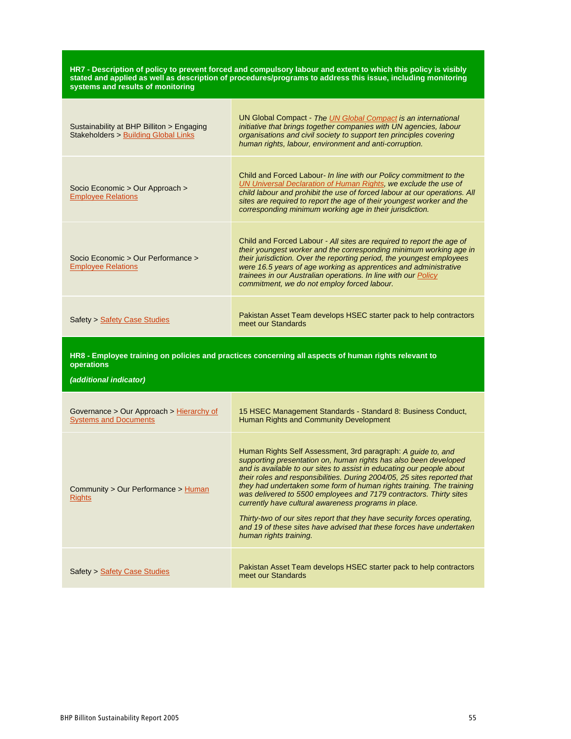| **HR7 - Description of policy to prevent forced and compulsory labour and extent to which this policy is visibly stated and applied as well as description of procedures/programs to address this issue, including monitoring systems and results of monitoring** | |
|---|---|
| Sustainability at BHP Billiton > Engaging Stakeholders > Building Global Links | UN Global Compact - *The UN Global Compact is an international initiative that brings together companies with UN agencies, labour organisations and civil society to support ten principles covering human rights, labour, environment and anti-corruption.* |
| Socio Economic > Our Approach > Employee Relations | Child and Forced Labour- *In line with our Policy commitment to the UN Universal Declaration of Human Rights, we exclude the use of child labour and prohibit the use of forced labour at our operations. All sites are required to report the age of their youngest worker and the corresponding minimum working age in their jurisdiction.* |
| Socio Economic > Our Performance > Employee Relations | Child and Forced Labour - *All sites are required to report the age of their youngest worker and the corresponding minimum working age in their jurisdiction. Over the reporting period, the youngest employees were 16.5 years of age working as apprentices and administrative trainees in our Australian operations. In line with our Policy commitment, we do not employ forced labour.* |
| Safety > Safety Case Studies | Pakistan Asset Team develops HSEC starter pack to help contractors meet our Standards |

| **HR8 - Employee training on policies and practices concerning all aspects of human rights relevant to operations** ***(additional indicator)*** | |
|---|---|
| Governance > Our Approach > Hierarchy of Systems and Documents | 15 HSEC Management Standards - Standard 8: Business Conduct, Human Rights and Community Development |
| Community > Our Performance > Human Rights | Human Rights Self Assessment, 3rd paragraph: *A guide to, and supporting presentation on, human rights has also been developed and is available to our sites to assist in educating our people about their roles and responsibilities. During 2004/05, 25 sites reported that they had undertaken some form of human rights training. The training was delivered to 5500 employees and 7179 contractors. Thirty sites currently have cultural awareness programs in place.* *Thirty-two of our sites report that they have security forces operating, and 19 of these sites have advised that these forces have undertaken human rights training.* |
| Safety > Safety Case Studies | Pakistan Asset Team develops HSEC starter pack to help contractors meet our Standards |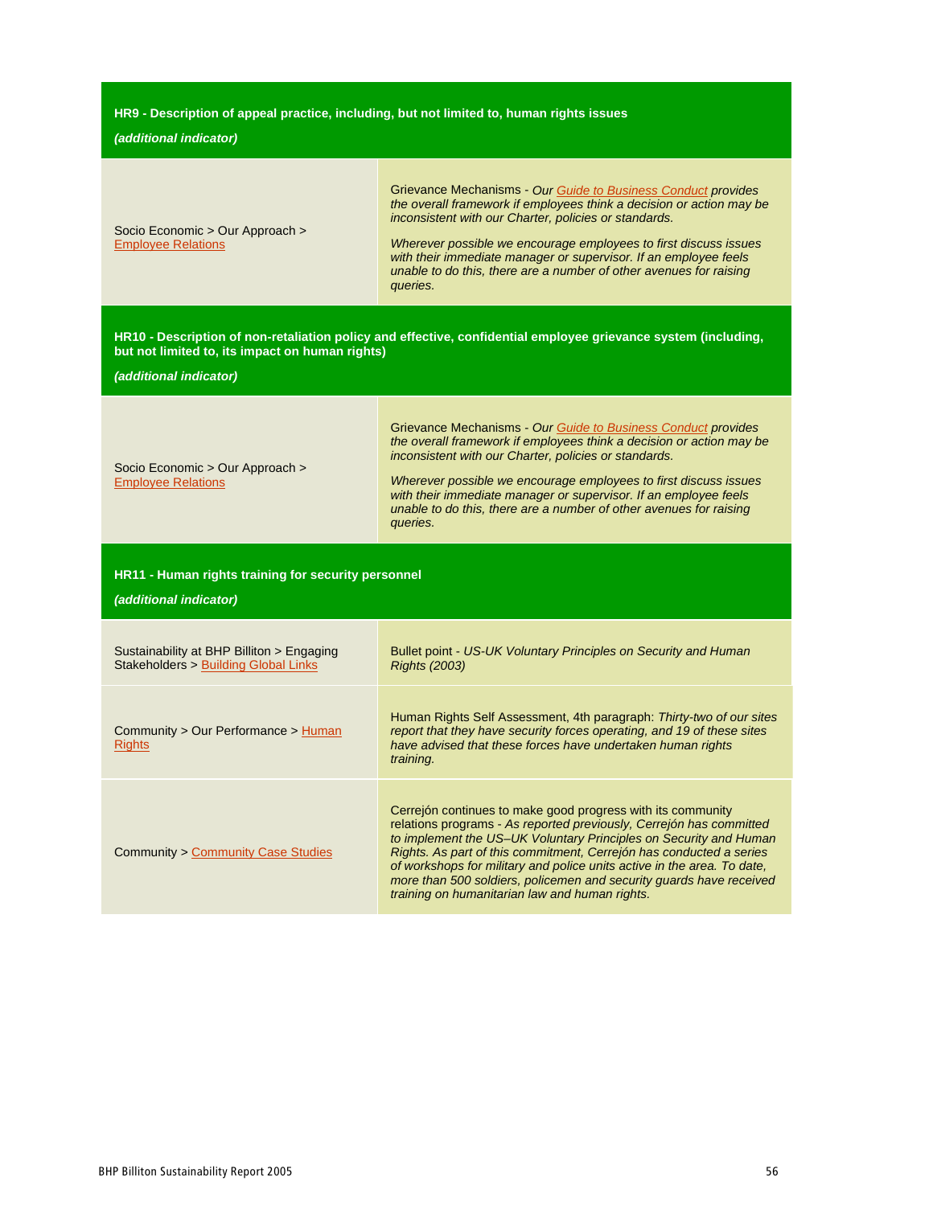| **HR9 - Description of appeal practice, including, but not limited to, human rights issues** *(additional indicator)* | |
|---|---|
| Socio Economic > Our Approach > Employee Relations | Grievance Mechanisms - *Our Guide to Business Conduct provides the overall framework if employees think a decision or action may be inconsistent with our Charter, policies or standards.* *Wherever possible we encourage employees to first discuss issues with their immediate manager or supervisor. If an employee feels unable to do this, there are a number of other avenues for raising queries.* |
| **HR10 - Description of non-retaliation policy and effective, confidential employee grievance system (including, but not limited to, its impact on human rights)** *(additional indicator)* | |
| Socio Economic > Our Approach > Employee Relations | Grievance Mechanisms - *Our Guide to Business Conduct provides the overall framework if employees think a decision or action may be inconsistent with our Charter, policies or standards.* *Wherever possible we encourage employees to first discuss issues with their immediate manager or supervisor. If an employee feels unable to do this, there are a number of other avenues for raising queries.* |
| **HR11 - Human rights training for security personnel** *(additional indicator)* | |
| Sustainability at BHP Billiton > Engaging Stakeholders > Building Global Links | Bullet point - *US-UK Voluntary Principles on Security and Human Rights (2003)* |
| Community > Our Performance > Human Rights | Human Rights Self Assessment, 4th paragraph: *Thirty-two of our sites report that they have security forces operating, and 19 of these sites have advised that these forces have undertaken human rights training.* |
| Community > Community Case Studies | Cerrejón continues to make good progress with its community relations programs - *As reported previously, Cerrejón has committed to implement the US–UK Voluntary Principles on Security and Human Rights. As part of this commitment, Cerrejón has conducted a series of workshops for military and police units active in the area. To date, more than 500 soldiers, policemen and security guards have received training on humanitarian law and human rights.* |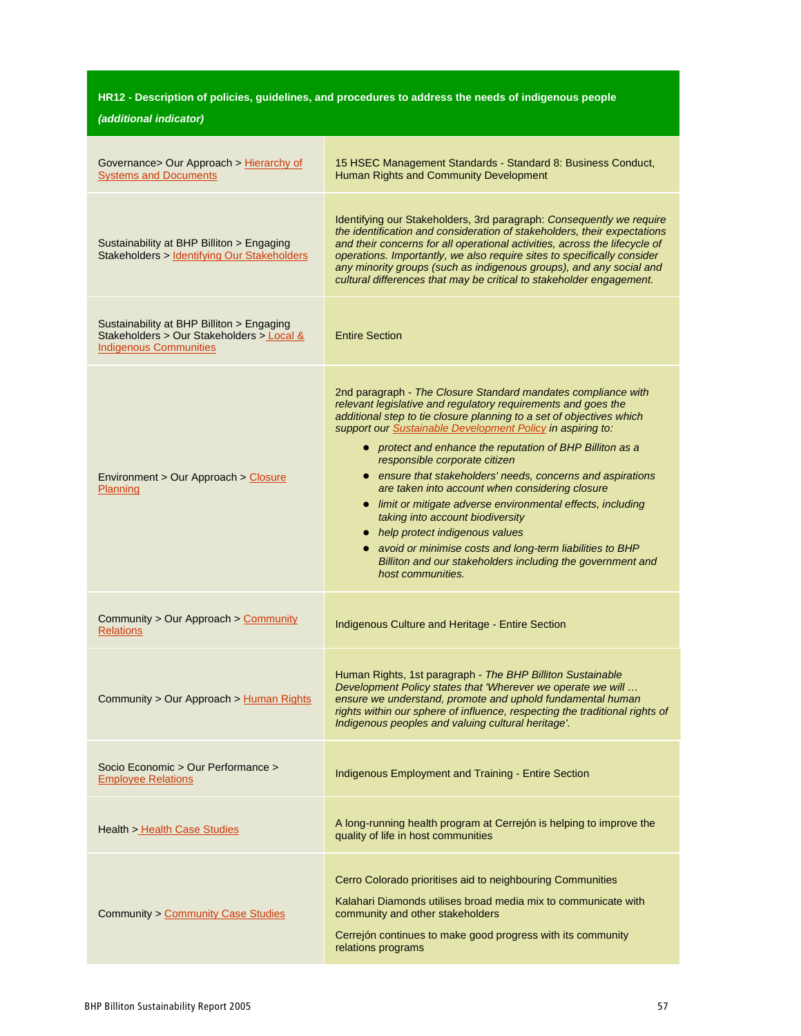| **HR12 - Description of policies, guidelines, and procedures to address the needs of indigenous people** *(additional indicator)* | |
|---|---|
| Governance> Our Approach > Hierarchy of Systems and Documents | 15 HSEC Management Standards - Standard 8: Business Conduct, Human Rights and Community Development |
| Sustainability at BHP Billiton > Engaging Stakeholders > Identifying Our Stakeholders | Identifying our Stakeholders, 3rd paragraph: *Consequently we require the identification and consideration of stakeholders, their expectations and their concerns for all operational activities, across the lifecycle of operations. Importantly, we also require sites to specifically consider any minority groups (such as indigenous groups), and any social and cultural differences that may be critical to stakeholder engagement.* |
| Sustainability at BHP Billiton > Engaging Stakeholders > Our Stakeholders > Local & Indigenous Communities | Entire Section |
| Environment > Our Approach > Closure Planning | 2nd paragraph - *The Closure Standard mandates compliance with relevant legislative and regulatory requirements and goes the additional step to tie closure planning to a set of objectives which support our Sustainable Development Policy in aspiring to:* <br>• *protect and enhance the reputation of BHP Billiton as a responsible corporate citizen* <br>• *ensure that stakeholders' needs, concerns and aspirations are taken into account when considering closure* <br>• *limit or mitigate adverse environmental effects, including taking into account biodiversity* <br>• *help protect indigenous values* <br>• *avoid or minimise costs and long-term liabilities to BHP Billiton and our stakeholders including the government and host communities.* |
| Community > Our Approach > Community Relations | Indigenous Culture and Heritage - Entire Section |
| Community > Our Approach > Human Rights | Human Rights, 1st paragraph - *The BHP Billiton Sustainable Development Policy states that 'Wherever we operate we will … ensure we understand, promote and uphold fundamental human rights within our sphere of influence, respecting the traditional rights of Indigenous peoples and valuing cultural heritage'.* |
| Socio Economic > Our Performance > Employee Relations | Indigenous Employment and Training - Entire Section |
| Health > Health Case Studies | A long-running health program at Cerrejón is helping to improve the quality of life in host communities |
| Community > Community Case Studies | Cerro Colorado prioritises aid to neighbouring Communities <br>Kalahari Diamonds utilises broad media mix to communicate with community and other stakeholders <br>Cerrejón continues to make good progress with its community relations programs |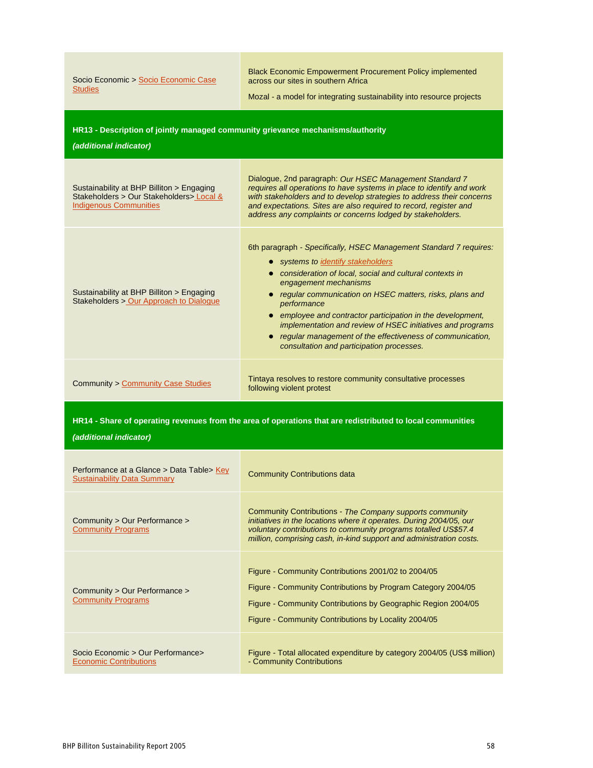| | |
|---|---|
| Socio Economic > Socio Economic Case Studies | Black Economic Empowerment Procurement Policy implemented across our sites in southern Africa<br><br>Mozal - a model for integrating sustainability into resource projects |
| **HR13 - Description of jointly managed community grievance mechanisms/authority**<br>***(additional indicator)*** | |
| Sustainability at BHP Billiton > Engaging Stakeholders > Our Stakeholders> Local & Indigenous Communities | Dialogue, 2nd paragraph: *Our HSEC Management Standard 7 requires all operations to have systems in place to identify and work with stakeholders and to develop strategies to address their concerns and expectations. Sites are also required to record, register and address any complaints or concerns lodged by stakeholders.* |
| Sustainability at BHP Billiton > Engaging Stakeholders > Our Approach to Dialogue | 6th paragraph - *Specifically, HSEC Management Standard 7 requires:*<br>• *systems to identify stakeholders*<br>• *consideration of local, social and cultural contexts in engagement mechanisms*<br>• *regular communication on HSEC matters, risks, plans and performance*<br>• *employee and contractor participation in the development, implementation and review of HSEC initiatives and programs*<br>• *regular management of the effectiveness of communication, consultation and participation processes.* |
| Community > Community Case Studies | Tintaya resolves to restore community consultative processes following violent protest |
| **HR14 - Share of operating revenues from the area of operations that are redistributed to local communities**<br>***(additional indicator)*** | |
| Performance at a Glance > Data Table> Key Sustainability Data Summary | Community Contributions data |
| Community > Our Performance > Community Programs | Community Contributions - *The Company supports community initiatives in the locations where it operates. During 2004/05, our voluntary contributions to community programs totalled US$57.4 million, comprising cash, in-kind support and administration costs.* |
| Community > Our Performance > Community Programs | Figure - Community Contributions 2001/02 to 2004/05<br><br>Figure - Community Contributions by Program Category 2004/05<br><br>Figure - Community Contributions by Geographic Region 2004/05<br><br>Figure - Community Contributions by Locality 2004/05 |
| Socio Economic > Our Performance> Economic Contributions | Figure - Total allocated expenditure by category 2004/05 (US$ million) - Community Contributions |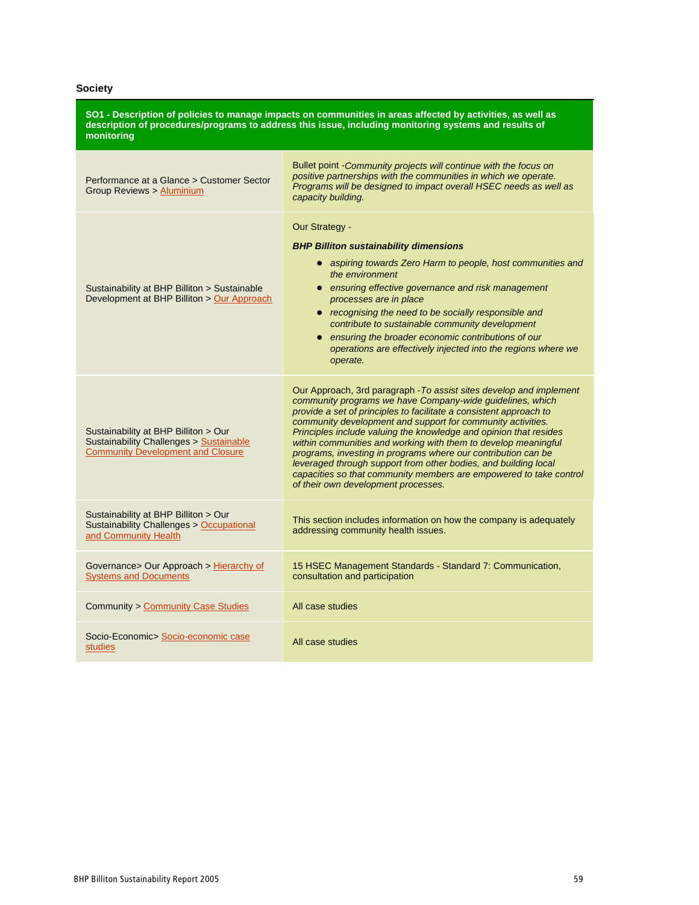## Society

| SO1 - Description of policies to manage impacts on communities in areas affected by activities, as well as description of procedures/programs to address this issue, including monitoring systems and results of monitoring | |
|---|---|
| Performance at a Glance > Customer Sector Group Reviews > Aluminium | Bullet point -*Community projects will continue with the focus on positive partnerships with the communities in which we operate. Programs will be designed to impact overall HSEC needs as well as capacity building.* |
| Sustainability at BHP Billiton > Sustainable Development at BHP Billiton > Our Approach | Our Strategy - ***BHP Billiton sustainability dimensions*** <br>• *aspiring towards Zero Harm to people, host communities and the environment* <br>• *ensuring effective governance and risk management processes are in place* <br>• *recognising the need to be socially responsible and contribute to sustainable community development* <br>• *ensuring the broader economic contributions of our operations are effectively injected into the regions where we operate.* |
| Sustainability at BHP Billiton > Our Sustainability Challenges > Sustainable Community Development and Closure | Our Approach, 3rd paragraph -*To assist sites develop and implement community programs we have Company-wide guidelines, which provide a set of principles to facilitate a consistent approach to community development and support for community activities. Principles include valuing the knowledge and opinion that resides within communities and working with them to develop meaningful programs, investing in programs where our contribution can be leveraged through support from other bodies, and building local capacities so that community members are empowered to take control of their own development processes.* |
| Sustainability at BHP Billiton > Our Sustainability Challenges > Occupational and Community Health | This section includes information on how the company is adequately addressing community health issues. |
| Governance> Our Approach > Hierarchy of Systems and Documents | 15 HSEC Management Standards - Standard 7: Communication, consultation and participation |
| Community > Community Case Studies | All case studies |
| Socio-Economic> Socio-economic case studies | All case studies |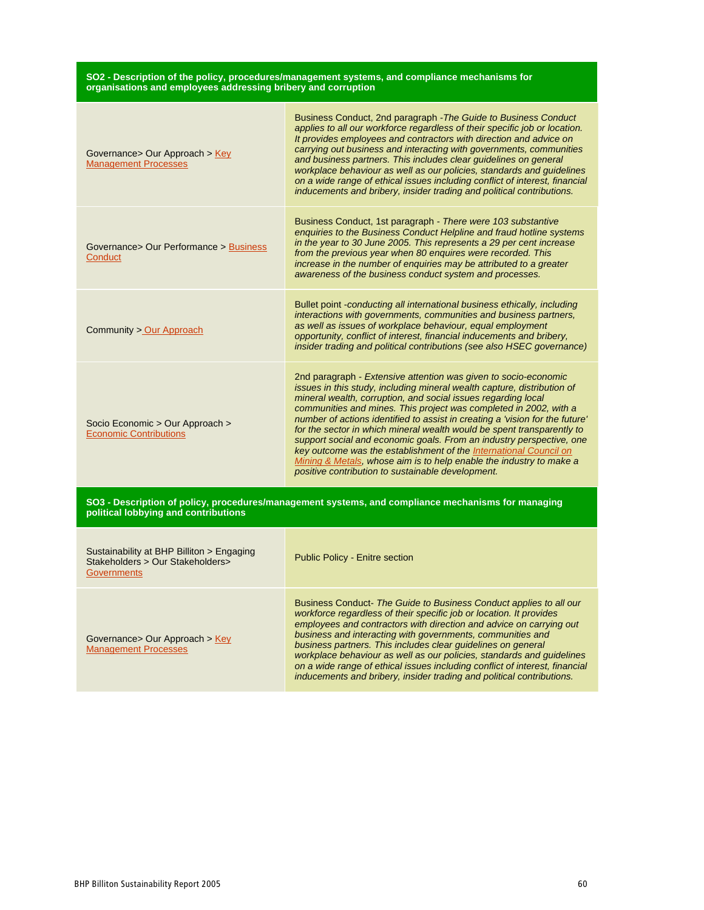| SO2 - Description of the policy, procedures/management systems, and compliance mechanisms for organisations and employees addressing bribery and corruption | |
|---|---|
| Governance> Our Approach > Key Management Processes | Business Conduct, 2nd paragraph -*The Guide to Business Conduct applies to all our workforce regardless of their specific job or location. It provides employees and contractors with direction and advice on carrying out business and interacting with governments, communities and business partners. This includes clear guidelines on general workplace behaviour as well as our policies, standards and guidelines on a wide range of ethical issues including conflict of interest, financial inducements and bribery, insider trading and political contributions.* |
| Governance> Our Performance > Business Conduct | Business Conduct, 1st paragraph - *There were 103 substantive enquiries to the Business Conduct Helpline and fraud hotline systems in the year to 30 June 2005. This represents a 29 per cent increase from the previous year when 80 enquires were recorded. This increase in the number of enquiries may be attributed to a greater awareness of the business conduct system and processes.* |
| Community > Our Approach | Bullet point -*conducting all international business ethically, including interactions with governments, communities and business partners, as well as issues of workplace behaviour, equal employment opportunity, conflict of interest, financial inducements and bribery, insider trading and political contributions (see also HSEC governance)* |
| Socio Economic > Our Approach > Economic Contributions | 2nd paragraph - *Extensive attention was given to socio-economic issues in this study, including mineral wealth capture, distribution of mineral wealth, corruption, and social issues regarding local communities and mines. This project was completed in 2002, with a number of actions identified to assist in creating a 'vision for the future' for the sector in which mineral wealth would be spent transparently to support social and economic goals. From an industry perspective, one key outcome was the establishment of the International Council on Mining & Metals, whose aim is to help enable the industry to make a positive contribution to sustainable development.* |
| **SO3 - Description of policy, procedures/management systems, and compliance mechanisms for managing political lobbying and contributions** | |
| Sustainability at BHP Billiton > Engaging Stakeholders > Our Stakeholders> Governments | Public Policy - Enitre section |
| Governance> Our Approach > Key Management Processes | Business Conduct- *The Guide to Business Conduct applies to all our workforce regardless of their specific job or location. It provides employees and contractors with direction and advice on carrying out business and interacting with governments, communities and business partners. This includes clear guidelines on general workplace behaviour as well as our policies, standards and guidelines on a wide range of ethical issues including conflict of interest, financial inducements and bribery, insider trading and political contributions.* |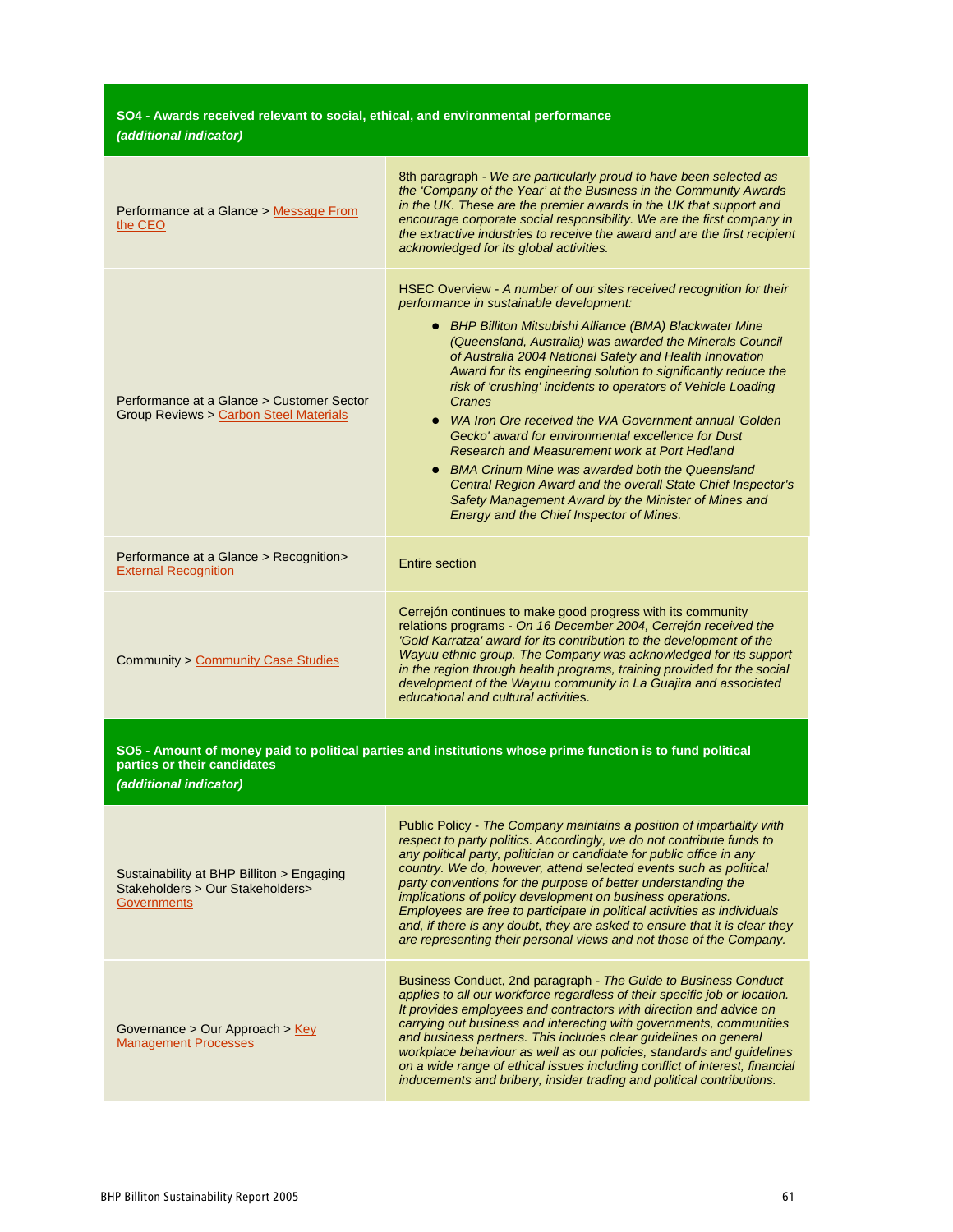| **SO4 - Awards received relevant to social, ethical, and environmental performance** *(additional indicator)* | |
|---|---|
| Performance at a Glance > Message From the CEO | 8th paragraph - *We are particularly proud to have been selected as the 'Company of the Year' at the Business in the Community Awards in the UK. These are the premier awards in the UK that support and encourage corporate social responsibility. We are the first company in the extractive industries to receive the award and are the first recipient acknowledged for its global activities.* |
| Performance at a Glance > Customer Sector Group Reviews > Carbon Steel Materials | HSEC Overview - *A number of our sites received recognition for their performance in sustainable development:* <br>• *BHP Billiton Mitsubishi Alliance (BMA) Blackwater Mine (Queensland, Australia) was awarded the Minerals Council of Australia 2004 National Safety and Health Innovation Award for its engineering solution to significantly reduce the risk of 'crushing' incidents to operators of Vehicle Loading Cranes* <br>• *WA Iron Ore received the WA Government annual 'Golden Gecko' award for environmental excellence for Dust Research and Measurement work at Port Hedland* <br>• *BMA Crinum Mine was awarded both the Queensland Central Region Award and the overall State Chief Inspector's Safety Management Award by the Minister of Mines and Energy and the Chief Inspector of Mines.* |
| Performance at a Glance > Recognition> External Recognition | Entire section |
| Community > Community Case Studies | Cerrejón continues to make good progress with its community relations programs - *On 16 December 2004, Cerrejón received the 'Gold Karratza' award for its contribution to the development of the Wayuu ethnic group. The Company was acknowledged for its support in the region through health programs, training provided for the social development of the Wayuu community in La Guajira and associated educational and cultural activities.* |

| **SO5 - Amount of money paid to political parties and institutions whose prime function is to fund political parties or their candidates** *(additional indicator)* | |
|---|---|
| Sustainability at BHP Billiton > Engaging Stakeholders > Our Stakeholders> Governments | Public Policy - *The Company maintains a position of impartiality with respect to party politics. Accordingly, we do not contribute funds to any political party, politician or candidate for public office in any country. We do, however, attend selected events such as political party conventions for the purpose of better understanding the implications of policy development on business operations. Employees are free to participate in political activities as individuals and, if there is any doubt, they are asked to ensure that it is clear they are representing their personal views and not those of the Company.* |
| Governance > Our Approach > Key Management Processes | Business Conduct, 2nd paragraph - *The Guide to Business Conduct applies to all our workforce regardless of their specific job or location. It provides employees and contractors with direction and advice on carrying out business and interacting with governments, communities and business partners. This includes clear guidelines on general workplace behaviour as well as our policies, standards and guidelines on a wide range of ethical issues including conflict of interest, financial inducements and bribery, insider trading and political contributions.* |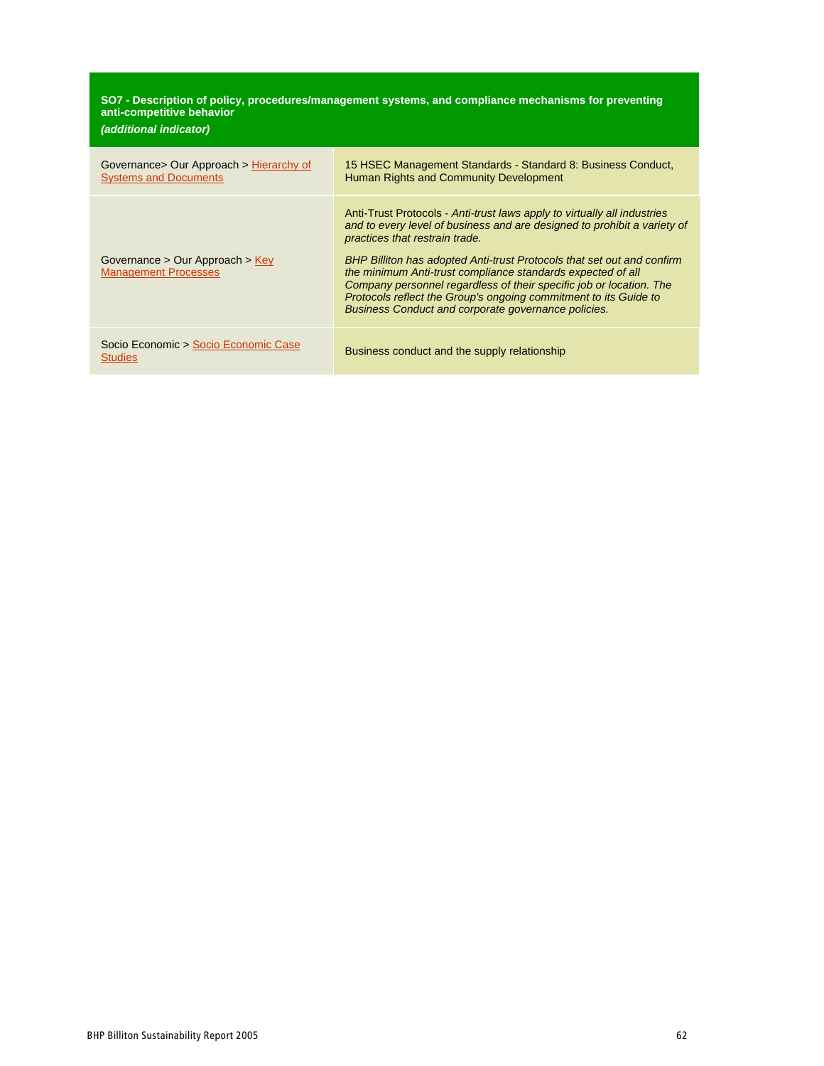| **SO7 - Description of policy, procedures/management systems, and compliance mechanisms for preventing anti-competitive behavior** ***(additional indicator)*** | |
|---|---|
| Governance> Our Approach > Hierarchy of Systems and Documents | 15 HSEC Management Standards - Standard 8: Business Conduct, Human Rights and Community Development |
| Governance > Our Approach > Key Management Processes | Anti-Trust Protocols - *Anti-trust laws apply to virtually all industries and to every level of business and are designed to prohibit a variety of practices that restrain trade.* *BHP Billiton has adopted Anti-trust Protocols that set out and confirm the minimum Anti-trust compliance standards expected of all Company personnel regardless of their specific job or location. The Protocols reflect the Group's ongoing commitment to its Guide to Business Conduct and corporate governance policies.* |
| Socio Economic > Socio Economic Case Studies | Business conduct and the supply relationship |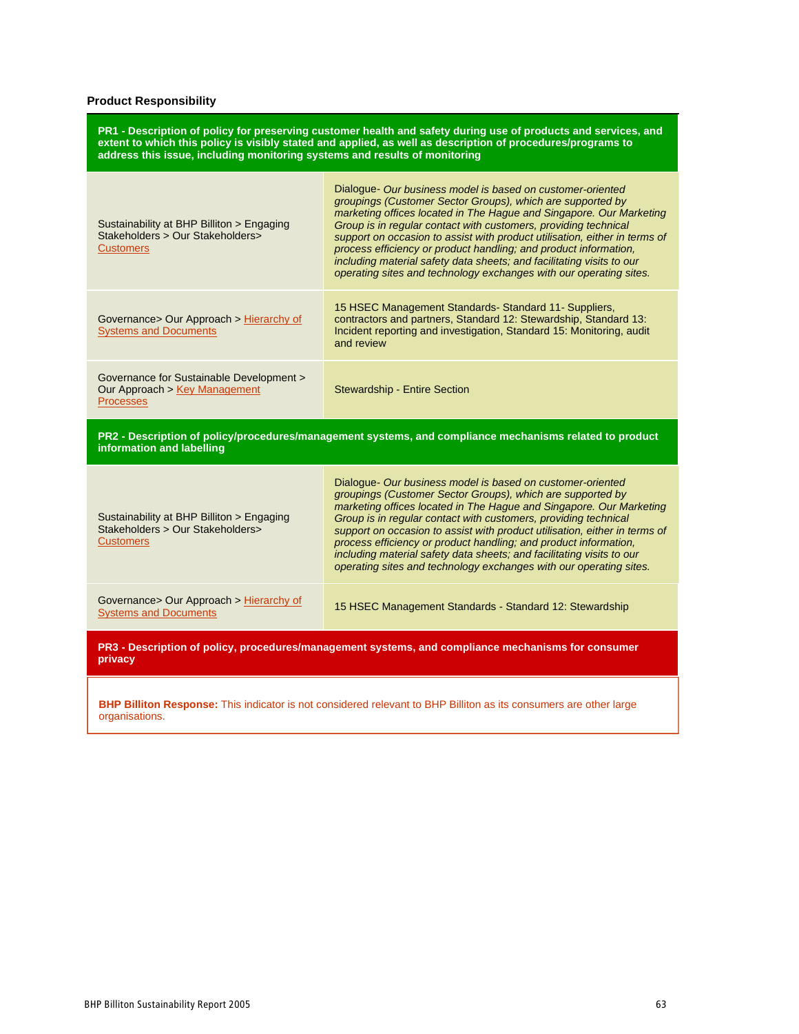**Product Responsibility**

**PR1 - Description of policy for preserving customer health and safety during use of products and services, and extent to which this policy is visibly stated and applied, as well as description of procedures/programs to address this issue, including monitoring systems and results of monitoring**

| | |
|---|---|
| Sustainability at BHP Billiton > Engaging Stakeholders > Our Stakeholders> Customers | Dialogue- *Our business model is based on customer-oriented groupings (Customer Sector Groups), which are supported by marketing offices located in The Hague and Singapore. Our Marketing Group is in regular contact with customers, providing technical support on occasion to assist with product utilisation, either in terms of process efficiency or product handling; and product information, including material safety data sheets; and facilitating visits to our operating sites and technology exchanges with our operating sites.* |
| Governance> Our Approach > Hierarchy of Systems and Documents | 15 HSEC Management Standards- Standard 11- Suppliers, contractors and partners, Standard 12: Stewardship, Standard 13: Incident reporting and investigation, Standard 15: Monitoring, audit and review |
| Governance for Sustainable Development > Our Approach > Key Management Processes | Stewardship - Entire Section |

**PR2 - Description of policy/procedures/management systems, and compliance mechanisms related to product information and labelling**

| | |
|---|---|
| Sustainability at BHP Billiton > Engaging Stakeholders > Our Stakeholders> Customers | Dialogue- *Our business model is based on customer-oriented groupings (Customer Sector Groups), which are supported by marketing offices located in The Hague and Singapore. Our Marketing Group is in regular contact with customers, providing technical support on occasion to assist with product utilisation, either in terms of process efficiency or product handling; and product information, including material safety data sheets; and facilitating visits to our operating sites and technology exchanges with our operating sites.* |
| Governance> Our Approach > Hierarchy of Systems and Documents | 15 HSEC Management Standards - Standard 12: Stewardship |

**PR3 - Description of policy, procedures/management systems, and compliance mechanisms for consumer privacy**

**BHP Billiton Response:** This indicator is not considered relevant to BHP Billiton as its consumers are other large organisations.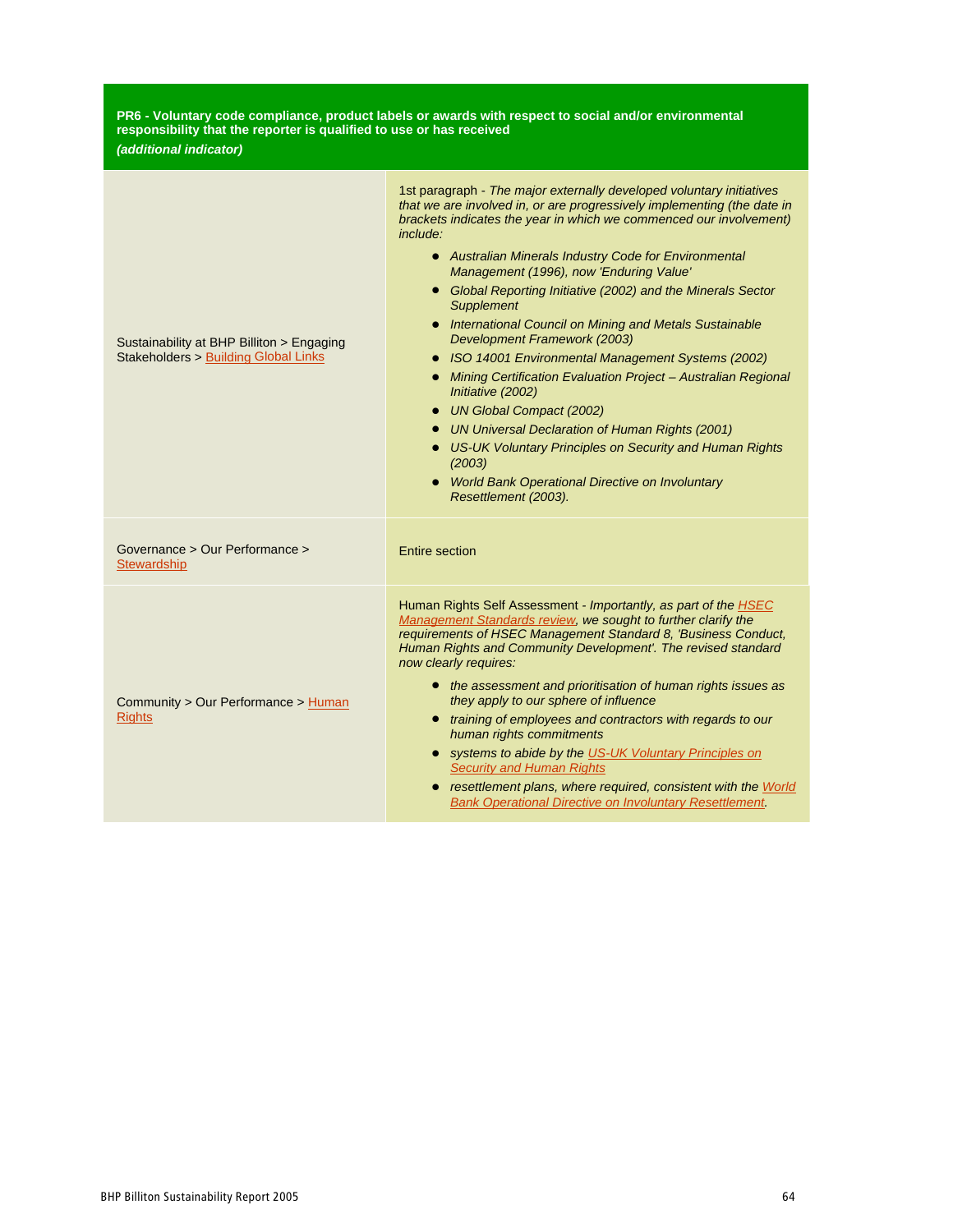| **PR6 - Voluntary code compliance, product labels or awards with respect to social and/or environmental responsibility that the reporter is qualified to use or has received** ***(additional indicator)*** | |
|---|---|
| Sustainability at BHP Billiton > Engaging Stakeholders > Building Global Links | 1st paragraph - *The major externally developed voluntary initiatives that we are involved in, or are progressively implementing (the date in brackets indicates the year in which we commenced our involvement) include:* <br>• *Australian Minerals Industry Code for Environmental Management (1996), now 'Enduring Value'* <br>• *Global Reporting Initiative (2002) and the Minerals Sector Supplement* <br>• *International Council on Mining and Metals Sustainable Development Framework (2003)* <br>• *ISO 14001 Environmental Management Systems (2002)* <br>• *Mining Certification Evaluation Project – Australian Regional Initiative (2002)* <br>• *UN Global Compact (2002)* <br>• *UN Universal Declaration of Human Rights (2001)* <br>• *US-UK Voluntary Principles on Security and Human Rights (2003)* <br>• *World Bank Operational Directive on Involuntary Resettlement (2003).* |
| Governance > Our Performance > Stewardship | Entire section |
| Community > Our Performance > Human Rights | Human Rights Self Assessment - *Importantly, as part of the HSEC Management Standards review, we sought to further clarify the requirements of HSEC Management Standard 8, 'Business Conduct, Human Rights and Community Development'. The revised standard now clearly requires:* <br>• *the assessment and prioritisation of human rights issues as they apply to our sphere of influence* <br>• *training of employees and contractors with regards to our human rights commitments* <br>• *systems to abide by the US-UK Voluntary Principles on Security and Human Rights* <br>• *resettlement plans, where required, consistent with the World Bank Operational Directive on Involuntary Resettlement.* |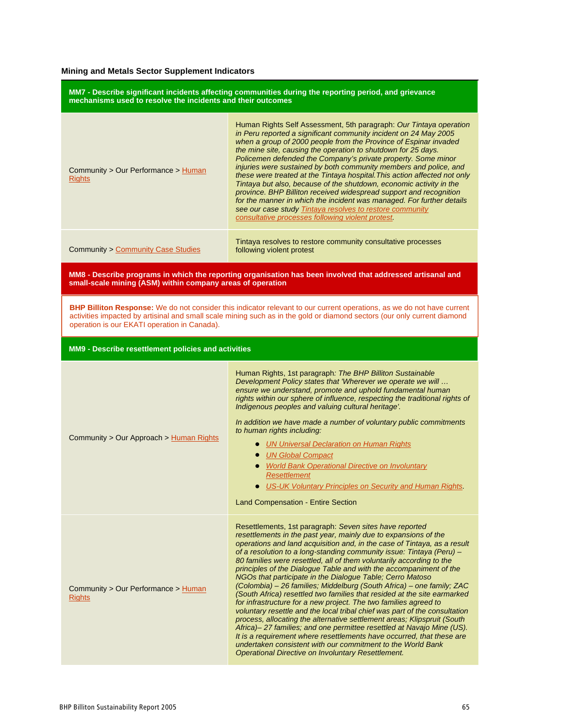### Mining and Metals Sector Supplement Indicators

| **MM7 - Describe significant incidents affecting communities during the reporting period, and grievance mechanisms used to resolve the incidents and their outcomes** | |
|---|---|
| Community > Our Performance > Human Rights | Human Rights Self Assessment, 5th paragraph: *Our Tintaya operation in Peru reported a significant community incident on 24 May 2005 when a group of 2000 people from the Province of Espinar invaded the mine site, causing the operation to shutdown for 25 days. Policemen defended the Company's private property. Some minor injuries were sustained by both community members and police, and these were treated at the Tintaya hospital.This action affected not only Tintaya but also, because of the shutdown, economic activity in the province. BHP Billiton received widespread support and recognition for the manner in which the incident was managed. For further details see our case study Tintaya resolves to restore community consultative processes following violent protest.* |
| Community > Community Case Studies | Tintaya resolves to restore community consultative processes following violent protest |

**MM8 - Describe programs in which the reporting organisation has been involved that addressed artisanal and small-scale mining (ASM) within company areas of operation**

**BHP Billiton Response:** We do not consider this indicator relevant to our current operations, as we do not have current activities impacted by artisinal and small scale mining such as in the gold or diamond sectors (our only current diamond operation is our EKATI operation in Canada).

| **MM9 - Describe resettlement policies and activities** | |
|---|---|
| Community > Our Approach > Human Rights | Human Rights, 1st paragraph*: The BHP Billiton Sustainable Development Policy states that 'Wherever we operate we will … ensure we understand, promote and uphold fundamental human rights within our sphere of influence, respecting the traditional rights of Indigenous peoples and valuing cultural heritage'.*<br><br>*In addition we have made a number of voluntary public commitments to human rights including:*<br>• *UN Universal Declaration on Human Rights*<br>• *UN Global Compact*<br>• *World Bank Operational Directive on Involuntary Resettlement*<br>• *US-UK Voluntary Principles on Security and Human Rights.*<br><br>Land Compensation - Entire Section |
| Community > Our Performance > Human Rights | Resettlements, 1st paragraph: *Seven sites have reported resettlements in the past year, mainly due to expansions of the operations and land acquisition and, in the case of Tintaya, as a result of a resolution to a long-standing community issue: Tintaya (Peru) – 80 families were resettled, all of them voluntarily according to the principles of the Dialogue Table and with the accompaniment of the NGOs that participate in the Dialogue Table; Cerro Matoso (Colombia) – 26 families; Middelburg (South Africa) – one family; ZAC (South Africa) resettled two families that resided at the site earmarked for infrastructure for a new project. The two families agreed to voluntary resettle and the local tribal chief was part of the consultation process, allocating the alternative settlement areas; Klipspruit (South Africa)– 27 families; and one permittee resettled at Navajo Mine (US). It is a requirement where resettlements have occurred, that these are undertaken consistent with our commitment to the World Bank Operational Directive on Involuntary Resettlement.* |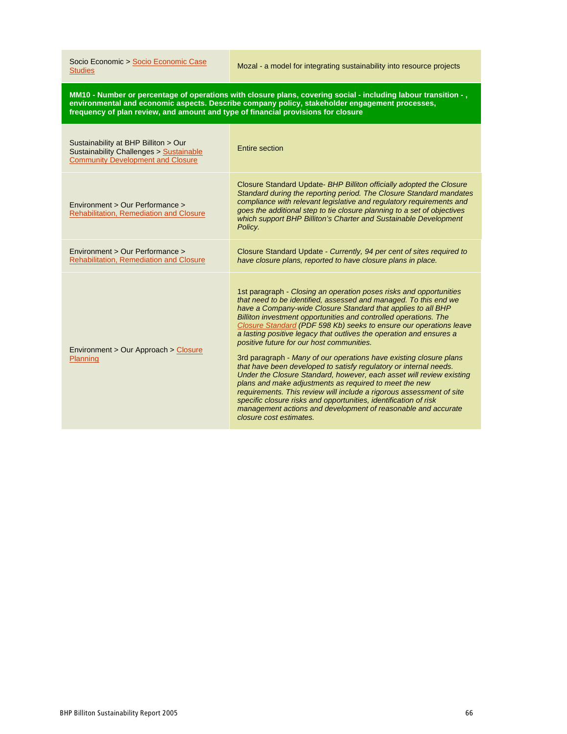| | |
|---|---|
| Socio Economic > Socio Economic Case Studies | Mozal - a model for integrating sustainability into resource projects |
| **MM10 - Number or percentage of operations with closure plans, covering social - including labour transition - , environmental and economic aspects. Describe company policy, stakeholder engagement processes, frequency of plan review, and amount and type of financial provisions for closure** | |
| Sustainability at BHP Billiton > Our Sustainability Challenges > Sustainable Community Development and Closure | Entire section |
| Environment > Our Performance > Rehabilitation, Remediation and Closure | Closure Standard Update- *BHP Billiton officially adopted the Closure Standard during the reporting period. The Closure Standard mandates compliance with relevant legislative and regulatory requirements and goes the additional step to tie closure planning to a set of objectives which support BHP Billiton's Charter and Sustainable Development Policy.* |
| Environment > Our Performance > Rehabilitation, Remediation and Closure | Closure Standard Update - *Currently, 94 per cent of sites required to have closure plans, reported to have closure plans in place.* |
| Environment > Our Approach > Closure Planning | 1st paragraph - *Closing an operation poses risks and opportunities that need to be identified, assessed and managed. To this end we have a Company-wide Closure Standard that applies to all BHP Billiton investment opportunities and controlled operations. The Closure Standard (PDF 598 Kb) seeks to ensure our operations leave a lasting positive legacy that outlives the operation and ensures a positive future for our host communities.*<br><br>3rd paragraph - *Many of our operations have existing closure plans that have been developed to satisfy regulatory or internal needs. Under the Closure Standard, however, each asset will review existing plans and make adjustments as required to meet the new requirements. This review will include a rigorous assessment of site specific closure risks and opportunities, identification of risk management actions and development of reasonable and accurate closure cost estimates.* |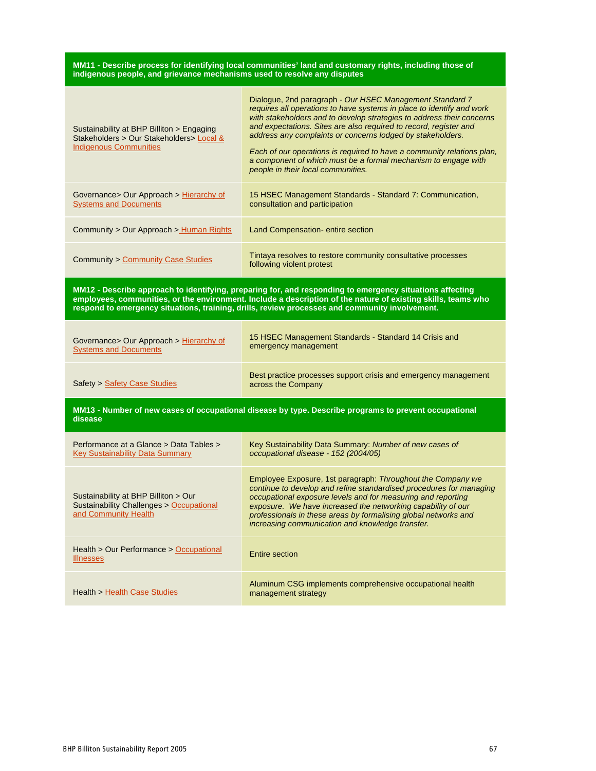| | |
|---|---|
| **MM11 - Describe process for identifying local communities' land and customary rights, including those of indigenous people, and grievance mechanisms used to resolve any disputes** | |
| Sustainability at BHP Billiton > Engaging Stakeholders > Our Stakeholders> Local & Indigenous Communities | Dialogue, 2nd paragraph - *Our HSEC Management Standard 7 requires all operations to have systems in place to identify and work with stakeholders and to develop strategies to address their concerns and expectations. Sites are also required to record, register and address any complaints or concerns lodged by stakeholders.* *Each of our operations is required to have a community relations plan, a component of which must be a formal mechanism to engage with people in their local communities.* |
| Governance> Our Approach > Hierarchy of Systems and Documents | 15 HSEC Management Standards - Standard 7: Communication, consultation and participation |
| Community > Our Approach > Human Rights | Land Compensation- entire section |
| Community > Community Case Studies | Tintaya resolves to restore community consultative processes following violent protest |
| **MM12 - Describe approach to identifying, preparing for, and responding to emergency situations affecting employees, communities, or the environment. Include a description of the nature of existing skills, teams who respond to emergency situations, training, drills, review processes and community involvement.** | |
| Governance> Our Approach > Hierarchy of Systems and Documents | 15 HSEC Management Standards - Standard 14 Crisis and emergency management |
| Safety > Safety Case Studies | Best practice processes support crisis and emergency management across the Company |
| **MM13 - Number of new cases of occupational disease by type. Describe programs to prevent occupational disease** | |
| Performance at a Glance > Data Tables > Key Sustainability Data Summary | Key Sustainability Data Summary: *Number of new cases of occupational disease - 152 (2004/05)* |
| Sustainability at BHP Billiton > Our Sustainability Challenges > Occupational and Community Health | Employee Exposure, 1st paragraph: *Throughout the Company we continue to develop and refine standardised procedures for managing occupational exposure levels and for measuring and reporting exposure. We have increased the networking capability of our professionals in these areas by formalising global networks and increasing communication and knowledge transfer.* |
| Health > Our Performance > Occupational Illnesses | Entire section |
| Health > Health Case Studies | Aluminum CSG implements comprehensive occupational health management strategy |